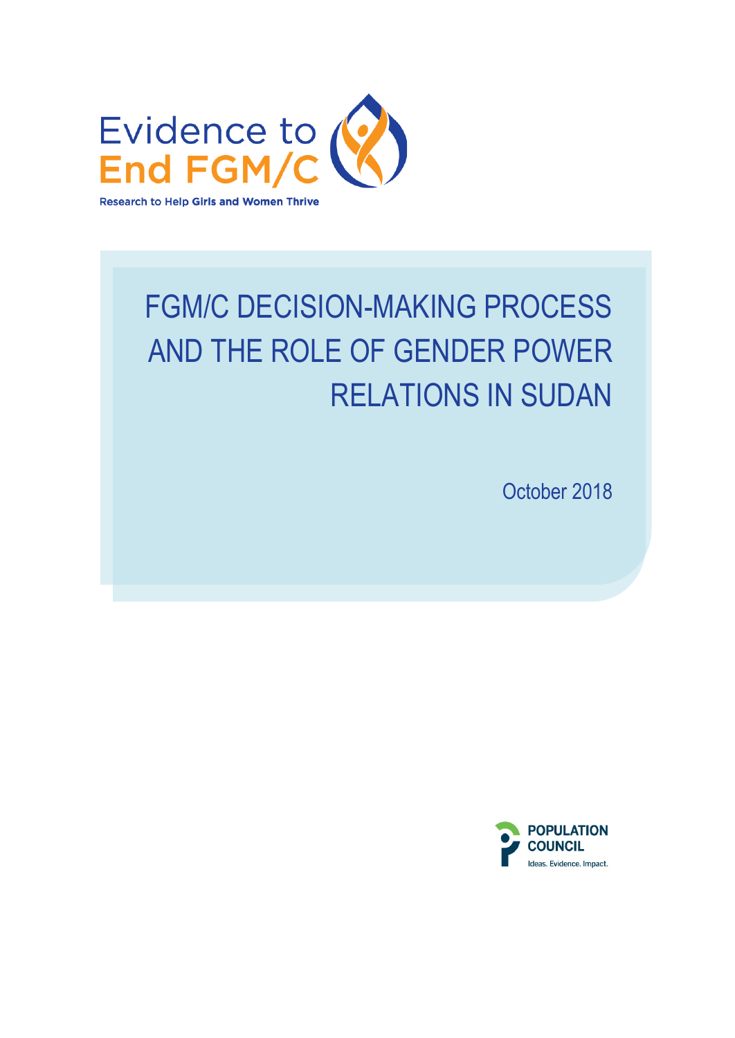Evidence to End FGM/C

Research to Help Girls and Women Thrive

# FGM/C DECISION-MAKING PROCESS AND THE ROLE OF GENDER POWER RELATIONS IN SUDAN

October 2018

POPULATION COUNCIL

Ideas. Evidence. Impact.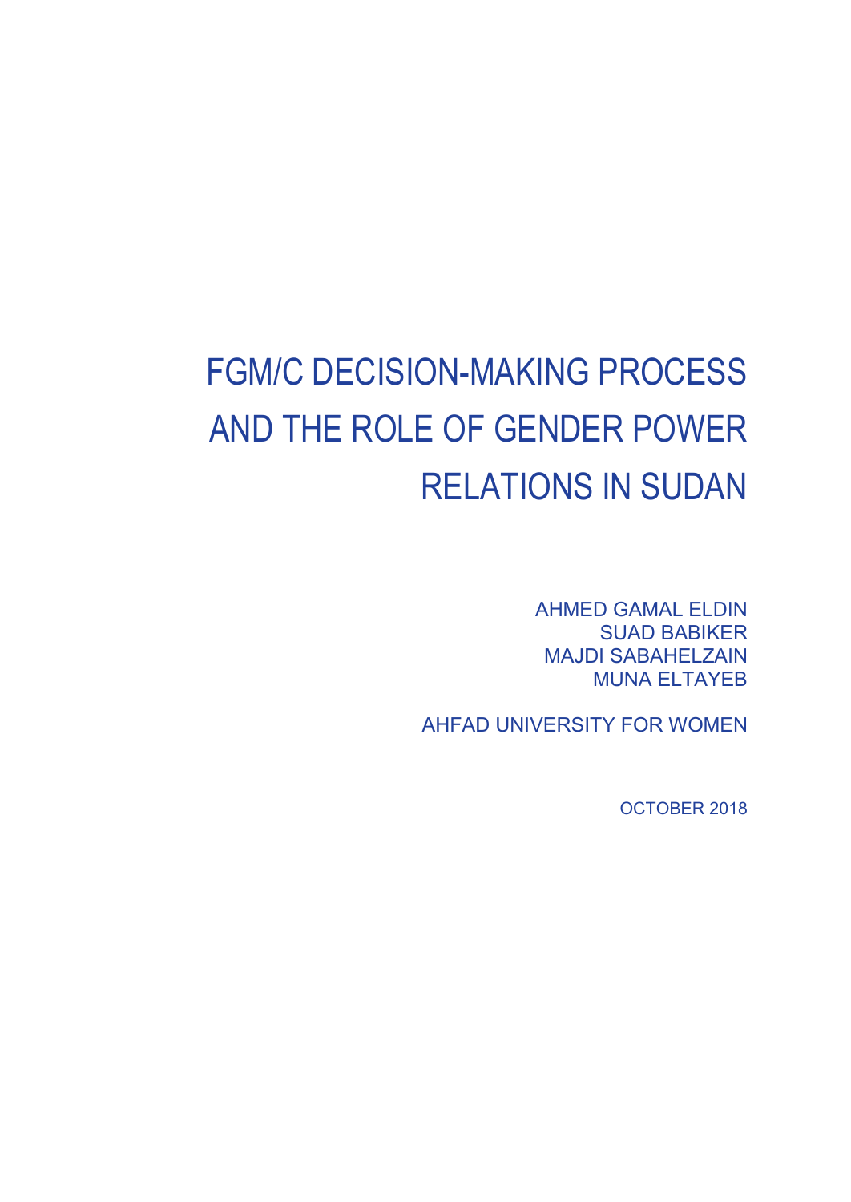# FGM/C DECISION-MAKING PROCESS AND THE ROLE OF GENDER POWER RELATIONS IN SUDAN

AHMED GAMAL ELDIN
SUAD BABIKER
MAJDI SABAHELZAIN
MUNA ELTAYEB

AHFAD UNIVERSITY FOR WOMEN

OCTOBER 2018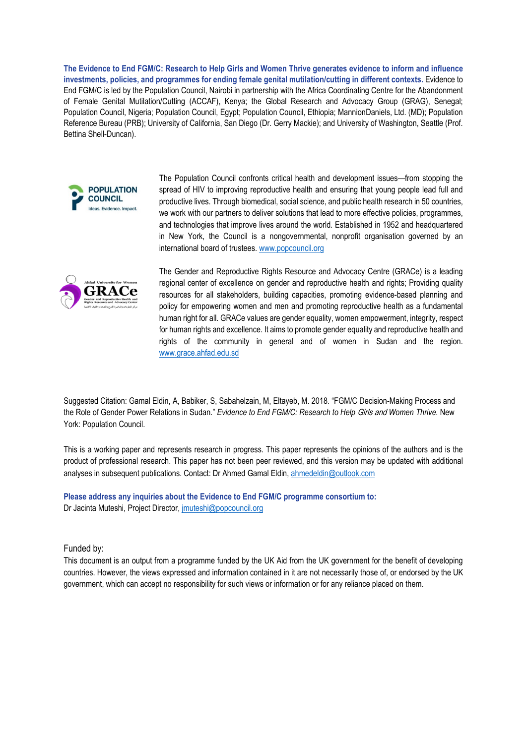**The Evidence to End FGM/C: Research to Help Girls and Women Thrive generates evidence to inform and influence investments, policies, and programmes for ending female genital mutilation/cutting in different contexts.** Evidence to End FGM/C is led by the Population Council, Nairobi in partnership with the Africa Coordinating Centre for the Abandonment of Female Genital Mutilation/Cutting (ACCAF), Kenya; the Global Research and Advocacy Group (GRAG), Senegal; Population Council, Nigeria; Population Council, Egypt; Population Council, Ethiopia; MannionDaniels, Ltd. (MD); Population Reference Bureau (PRB); University of California, San Diego (Dr. Gerry Mackie); and University of Washington, Seattle (Prof. Bettina Shell-Duncan).

The Population Council confronts critical health and development issues—from stopping the spread of HIV to improving reproductive health and ensuring that young people lead full and productive lives. Through biomedical, social science, and public health research in 50 countries, we work with our partners to deliver solutions that lead to more effective policies, programmes, and technologies that improve lives around the world. Established in 1952 and headquartered in New York, the Council is a nongovernmental, nonprofit organisation governed by an international board of trustees. www.popcouncil.org

The Gender and Reproductive Rights Resource and Advocacy Centre (GRACe) is a leading regional center of excellence on gender and reproductive health and rights; Providing quality resources for all stakeholders, building capacities, promoting evidence-based planning and policy for empowering women and men and promoting reproductive health as a fundamental human right for all. GRACe values are gender equality, women empowerment, integrity, respect for human rights and excellence. It aims to promote gender equality and reproductive health and rights of the community in general and of women in Sudan and the region. www.grace.ahfad.edu.sd

Suggested Citation: Gamal Eldin, A, Babiker, S, Sabahelzain, M, Eltayeb, M. 2018. "FGM/C Decision-Making Process and the Role of Gender Power Relations in Sudan." *Evidence to End FGM/C: Research to Help Girls and Women Thrive.* New York: Population Council.

This is a working paper and represents research in progress. This paper represents the opinions of the authors and is the product of professional research. This paper has not been peer reviewed, and this version may be updated with additional analyses in subsequent publications. Contact: Dr Ahmed Gamal Eldin, ahmedeldin@outlook.com

**Please address any inquiries about the Evidence to End FGM/C programme consortium to:**
Dr Jacinta Muteshi, Project Director, jmuteshi@popcouncil.org

Funded by:
This document is an output from a programme funded by the UK Aid from the UK government for the benefit of developing countries. However, the views expressed and information contained in it are not necessarily those of, or endorsed by the UK government, which can accept no responsibility for such views or information or for any reliance placed on them.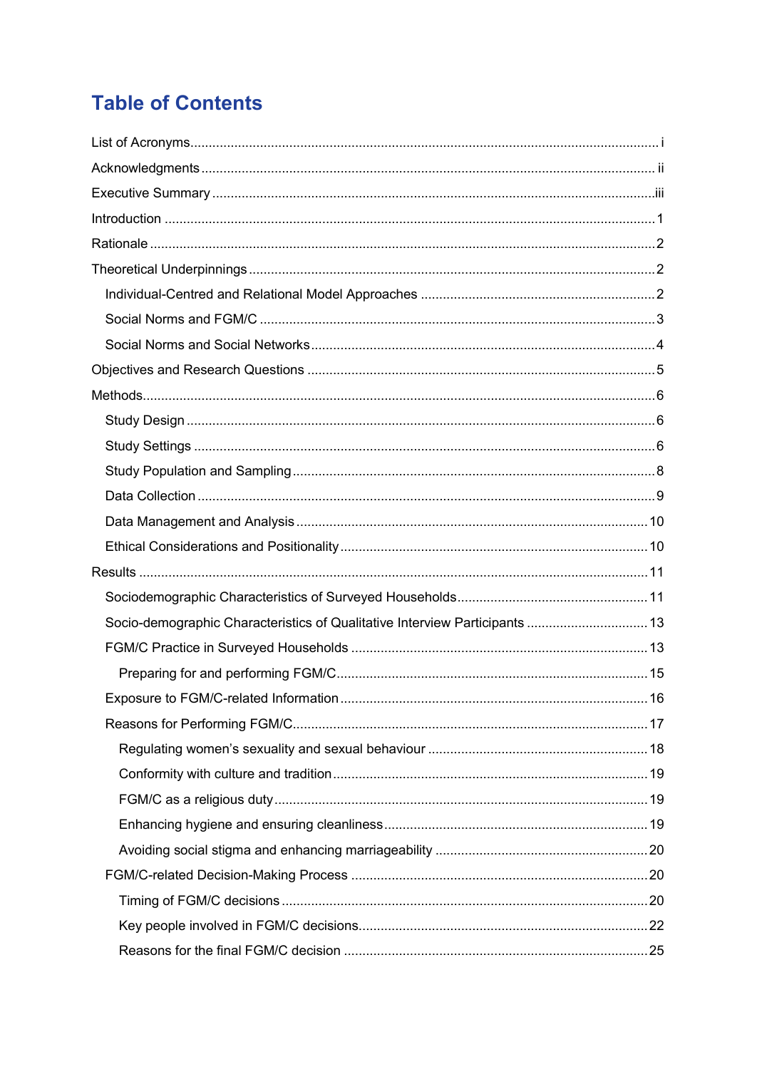# Table of Contents

List of Acronyms ..... i

Acknowledgments ..... ii

Executive Summary ..... iii

Introduction ..... 1

Rationale ..... 2

Theoretical Underpinnings ..... 2

- Individual-Centred and Relational Model Approaches ..... 2
- Social Norms and FGM/C ..... 3
- Social Norms and Social Networks ..... 4

Objectives and Research Questions ..... 5

Methods ..... 6

- Study Design ..... 6
- Study Settings ..... 6
- Study Population and Sampling ..... 8
- Data Collection ..... 9
- Data Management and Analysis ..... 10
- Ethical Considerations and Positionality ..... 10

Results ..... 11

- Sociodemographic Characteristics of Surveyed Households ..... 11
- Socio-demographic Characteristics of Qualitative Interview Participants ..... 13
- FGM/C Practice in Surveyed Households ..... 13
  - Preparing for and performing FGM/C ..... 15
- Exposure to FGM/C-related Information ..... 16
- Reasons for Performing FGM/C ..... 17
  - Regulating women's sexuality and sexual behaviour ..... 18
  - Conformity with culture and tradition ..... 19
  - FGM/C as a religious duty ..... 19
  - Enhancing hygiene and ensuring cleanliness ..... 19
  - Avoiding social stigma and enhancing marriageability ..... 20
- FGM/C-related Decision-Making Process ..... 20
  - Timing of FGM/C decisions ..... 20
  - Key people involved in FGM/C decisions ..... 22
  - Reasons for the final FGM/C decision ..... 25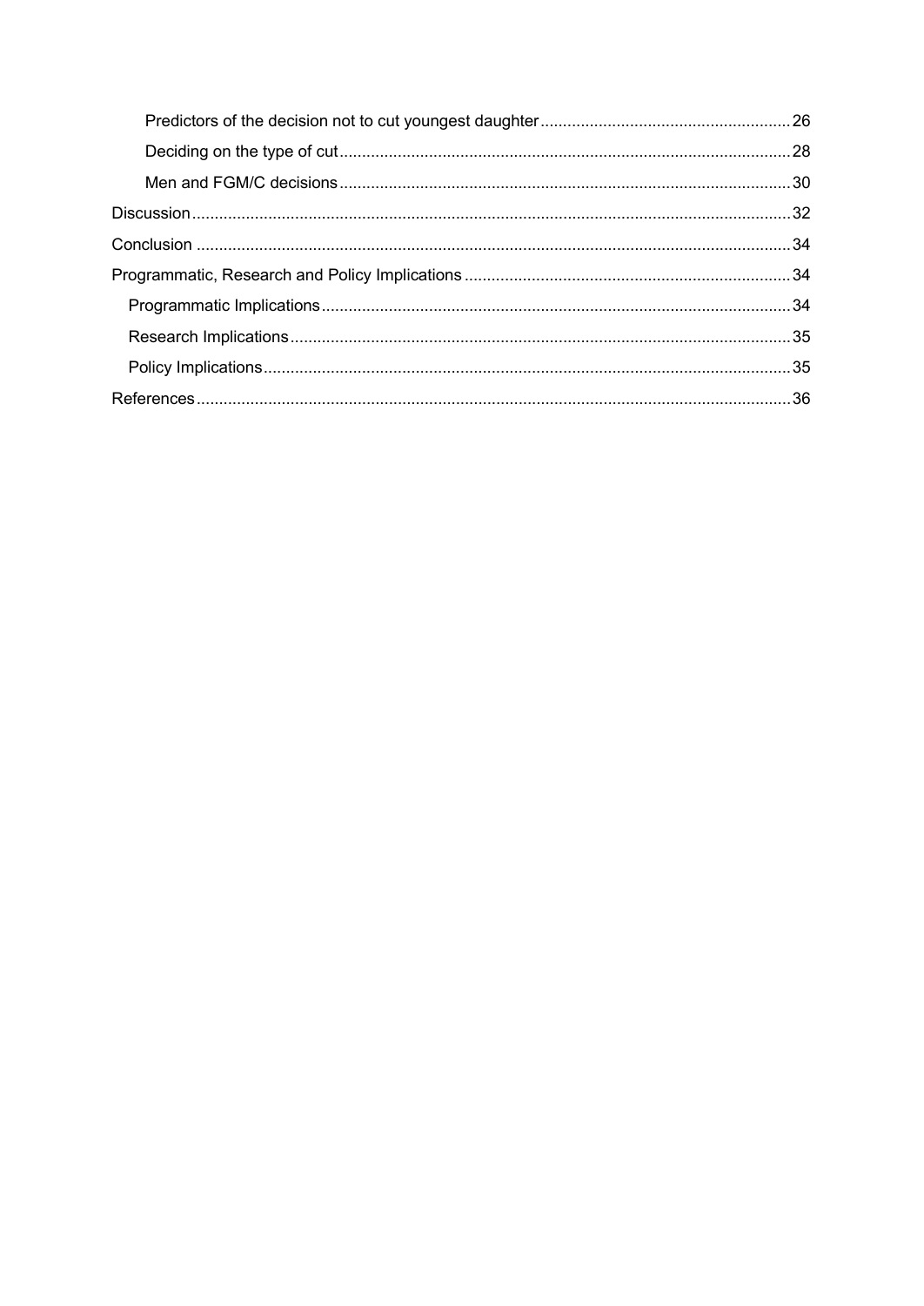Predictors of the decision not to cut youngest daughter ........ 26

Deciding on the type of cut ........ 28

Men and FGM/C decisions ........ 30

Discussion ........ 32

Conclusion ........ 34

Programmatic, Research and Policy Implications ........ 34

Programmatic Implications ........ 34

Research Implications ........ 35

Policy Implications ........ 35

References ........ 36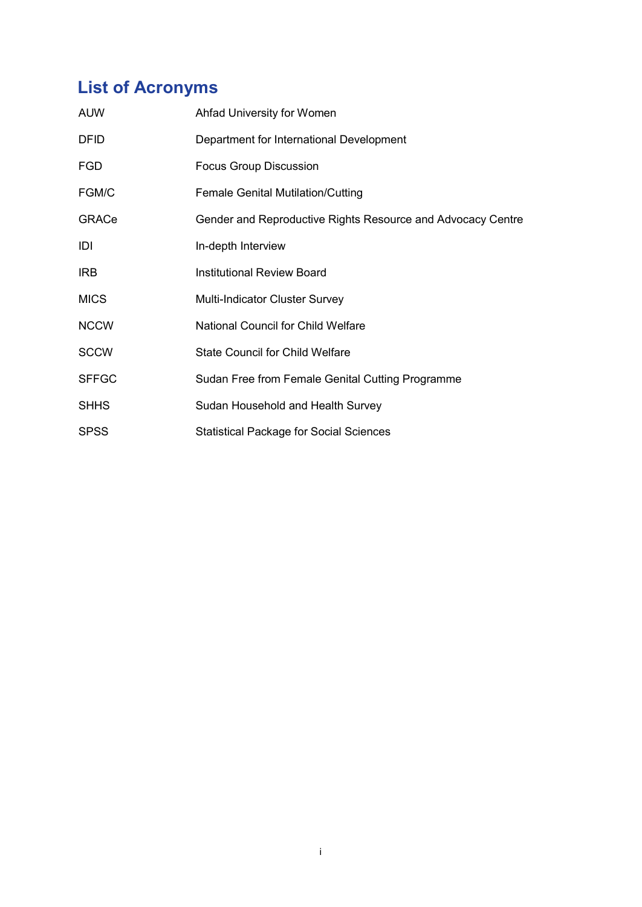# List of Acronyms

| | |
|---|---|
| AUW | Ahfad University for Women |
| DFID | Department for International Development |
| FGD | Focus Group Discussion |
| FGM/C | Female Genital Mutilation/Cutting |
| GRACe | Gender and Reproductive Rights Resource and Advocacy Centre |
| IDI | In-depth Interview |
| IRB | Institutional Review Board |
| MICS | Multi-Indicator Cluster Survey |
| NCCW | National Council for Child Welfare |
| SCCW | State Council for Child Welfare |
| SFFGC | Sudan Free from Female Genital Cutting Programme |
| SHHS | Sudan Household and Health Survey |
| SPSS | Statistical Package for Social Sciences |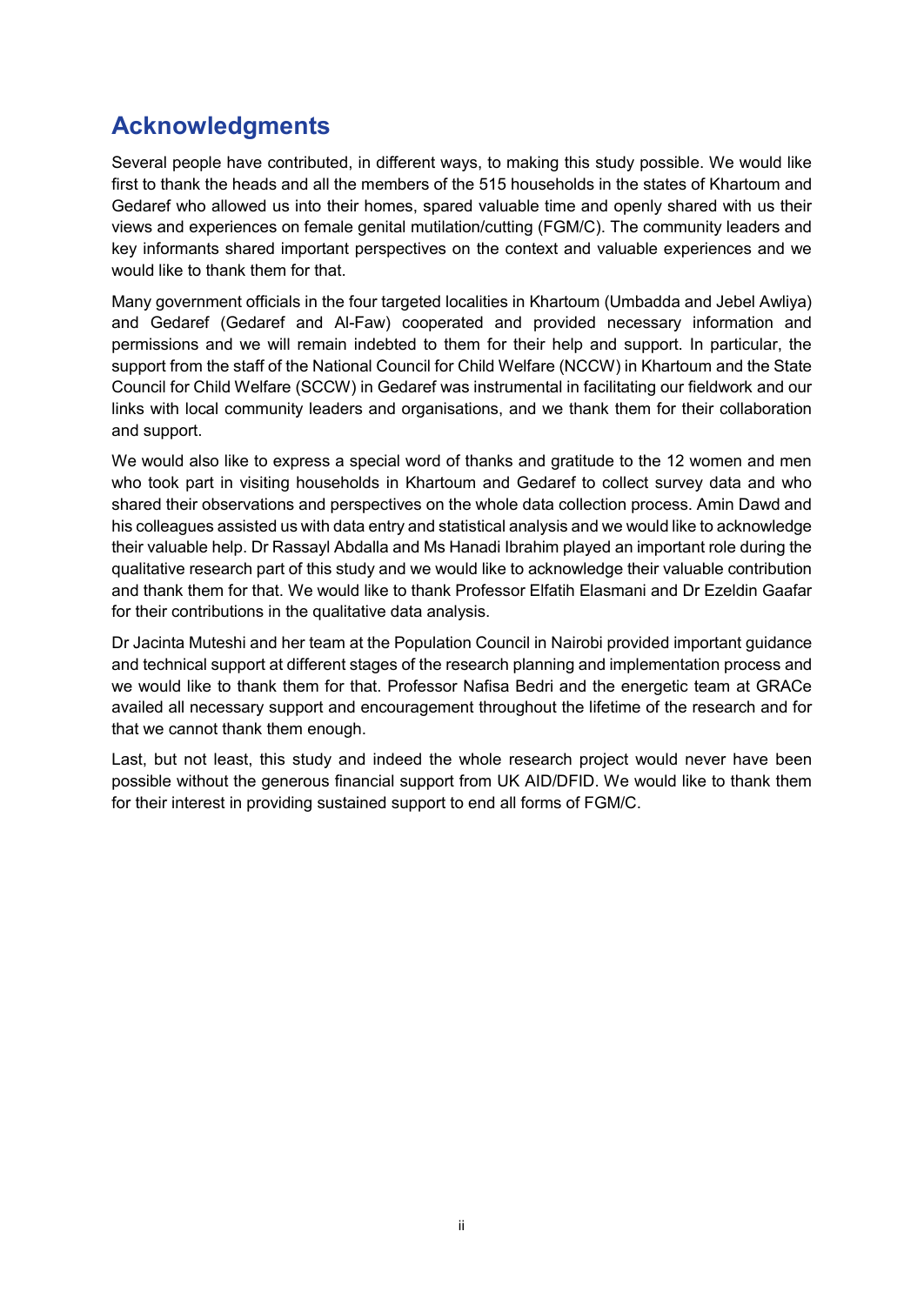## Acknowledgments

Several people have contributed, in different ways, to making this study possible. We would like first to thank the heads and all the members of the 515 households in the states of Khartoum and Gedaref who allowed us into their homes, spared valuable time and openly shared with us their views and experiences on female genital mutilation/cutting (FGM/C). The community leaders and key informants shared important perspectives on the context and valuable experiences and we would like to thank them for that.

Many government officials in the four targeted localities in Khartoum (Umbadda and Jebel Awliya) and Gedaref (Gedaref and Al-Faw) cooperated and provided necessary information and permissions and we will remain indebted to them for their help and support. In particular, the support from the staff of the National Council for Child Welfare (NCCW) in Khartoum and the State Council for Child Welfare (SCCW) in Gedaref was instrumental in facilitating our fieldwork and our links with local community leaders and organisations, and we thank them for their collaboration and support.

We would also like to express a special word of thanks and gratitude to the 12 women and men who took part in visiting households in Khartoum and Gedaref to collect survey data and who shared their observations and perspectives on the whole data collection process. Amin Dawd and his colleagues assisted us with data entry and statistical analysis and we would like to acknowledge their valuable help. Dr Rassayl Abdalla and Ms Hanadi Ibrahim played an important role during the qualitative research part of this study and we would like to acknowledge their valuable contribution and thank them for that. We would like to thank Professor Elfatih Elasmani and Dr Ezeldin Gaafar for their contributions in the qualitative data analysis.

Dr Jacinta Muteshi and her team at the Population Council in Nairobi provided important guidance and technical support at different stages of the research planning and implementation process and we would like to thank them for that. Professor Nafisa Bedri and the energetic team at GRACe availed all necessary support and encouragement throughout the lifetime of the research and for that we cannot thank them enough.

Last, but not least, this study and indeed the whole research project would never have been possible without the generous financial support from UK AID/DFID. We would like to thank them for their interest in providing sustained support to end all forms of FGM/C.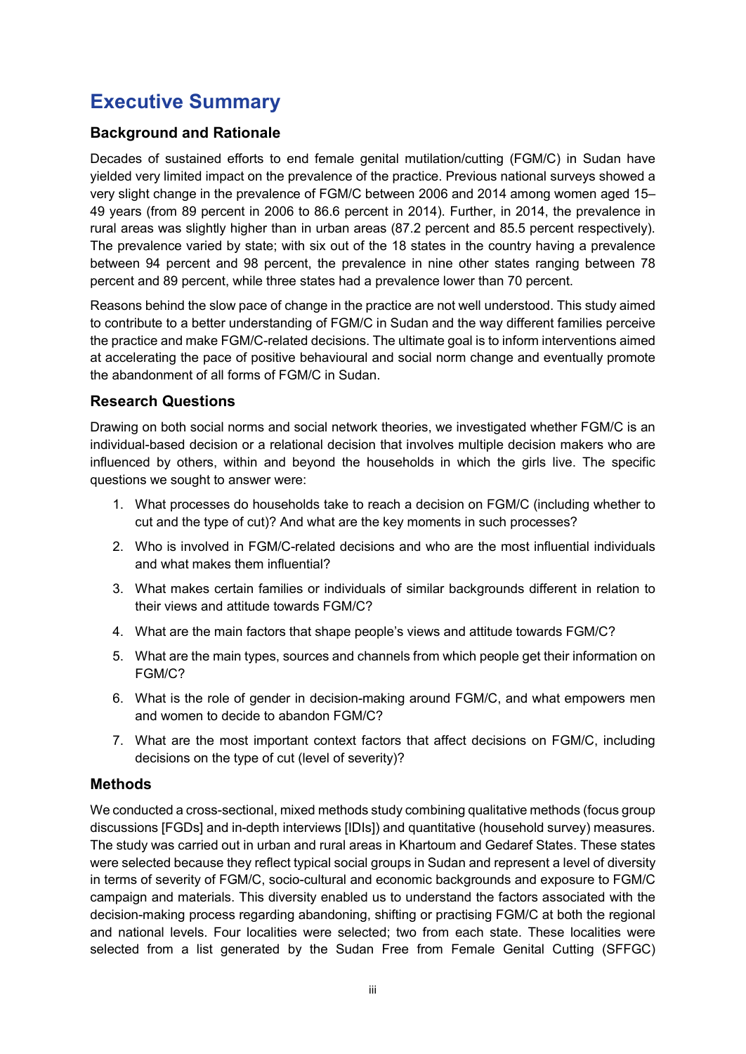# Executive Summary

## Background and Rationale

Decades of sustained efforts to end female genital mutilation/cutting (FGM/C) in Sudan have yielded very limited impact on the prevalence of the practice. Previous national surveys showed a very slight change in the prevalence of FGM/C between 2006 and 2014 among women aged 15–49 years (from 89 percent in 2006 to 86.6 percent in 2014). Further, in 2014, the prevalence in rural areas was slightly higher than in urban areas (87.2 percent and 85.5 percent respectively). The prevalence varied by state; with six out of the 18 states in the country having a prevalence between 94 percent and 98 percent, the prevalence in nine other states ranging between 78 percent and 89 percent, while three states had a prevalence lower than 70 percent.

Reasons behind the slow pace of change in the practice are not well understood. This study aimed to contribute to a better understanding of FGM/C in Sudan and the way different families perceive the practice and make FGM/C-related decisions. The ultimate goal is to inform interventions aimed at accelerating the pace of positive behavioural and social norm change and eventually promote the abandonment of all forms of FGM/C in Sudan.

## Research Questions

Drawing on both social norms and social network theories, we investigated whether FGM/C is an individual-based decision or a relational decision that involves multiple decision makers who are influenced by others, within and beyond the households in which the girls live. The specific questions we sought to answer were:

1. What processes do households take to reach a decision on FGM/C (including whether to cut and the type of cut)? And what are the key moments in such processes?
2. Who is involved in FGM/C-related decisions and who are the most influential individuals and what makes them influential?
3. What makes certain families or individuals of similar backgrounds different in relation to their views and attitude towards FGM/C?
4. What are the main factors that shape people's views and attitude towards FGM/C?
5. What are the main types, sources and channels from which people get their information on FGM/C?
6. What is the role of gender in decision-making around FGM/C, and what empowers men and women to decide to abandon FGM/C?
7. What are the most important context factors that affect decisions on FGM/C, including decisions on the type of cut (level of severity)?

## Methods

We conducted a cross-sectional, mixed methods study combining qualitative methods (focus group discussions [FGDs] and in-depth interviews [IDIs]) and quantitative (household survey) measures. The study was carried out in urban and rural areas in Khartoum and Gedaref States. These states were selected because they reflect typical social groups in Sudan and represent a level of diversity in terms of severity of FGM/C, socio-cultural and economic backgrounds and exposure to FGM/C campaign and materials. This diversity enabled us to understand the factors associated with the decision-making process regarding abandoning, shifting or practising FGM/C at both the regional and national levels. Four localities were selected; two from each state. These localities were selected from a list generated by the Sudan Free from Female Genital Cutting (SFFGC)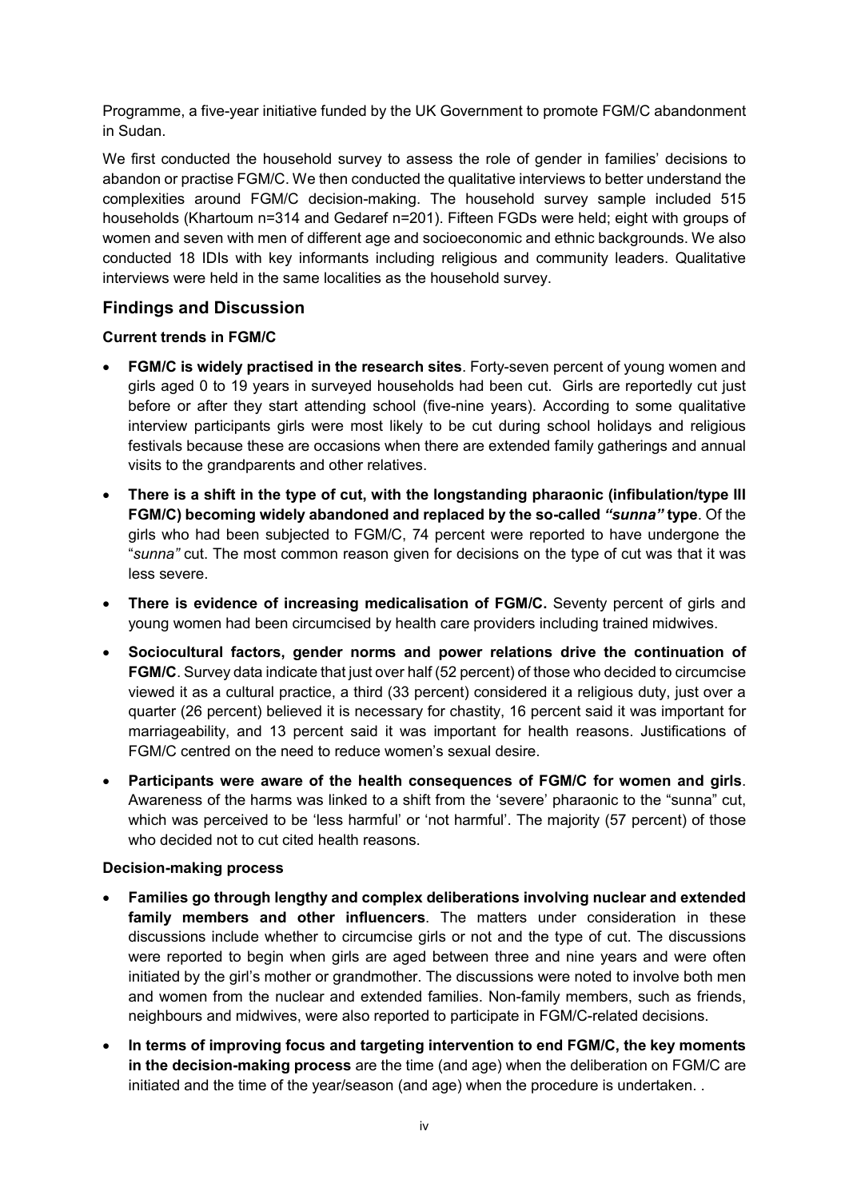Programme, a five-year initiative funded by the UK Government to promote FGM/C abandonment in Sudan.

We first conducted the household survey to assess the role of gender in families' decisions to abandon or practise FGM/C. We then conducted the qualitative interviews to better understand the complexities around FGM/C decision-making. The household survey sample included 515 households (Khartoum n=314 and Gedaref n=201). Fifteen FGDs were held; eight with groups of women and seven with men of different age and socioeconomic and ethnic backgrounds. We also conducted 18 IDIs with key informants including religious and community leaders. Qualitative interviews were held in the same localities as the household survey.

## Findings and Discussion

### Current trends in FGM/C

- **FGM/C is widely practised in the research sites**. Forty-seven percent of young women and girls aged 0 to 19 years in surveyed households had been cut. Girls are reportedly cut just before or after they start attending school (five-nine years). According to some qualitative interview participants girls were most likely to be cut during school holidays and religious festivals because these are occasions when there are extended family gatherings and annual visits to the grandparents and other relatives.
- **There is a shift in the type of cut, with the longstanding pharaonic (infibulation/type III FGM/C) becoming widely abandoned and replaced by the so-called *"sunna"* type**. Of the girls who had been subjected to FGM/C, 74 percent were reported to have undergone the "*sunna"* cut. The most common reason given for decisions on the type of cut was that it was less severe.
- **There is evidence of increasing medicalisation of FGM/C.** Seventy percent of girls and young women had been circumcised by health care providers including trained midwives.
- **Sociocultural factors, gender norms and power relations drive the continuation of FGM/C**. Survey data indicate that just over half (52 percent) of those who decided to circumcise viewed it as a cultural practice, a third (33 percent) considered it a religious duty, just over a quarter (26 percent) believed it is necessary for chastity, 16 percent said it was important for marriageability, and 13 percent said it was important for health reasons. Justifications of FGM/C centred on the need to reduce women's sexual desire.
- **Participants were aware of the health consequences of FGM/C for women and girls**. Awareness of the harms was linked to a shift from the 'severe' pharaonic to the "sunna" cut, which was perceived to be 'less harmful' or 'not harmful'. The majority (57 percent) of those who decided not to cut cited health reasons.

### Decision-making process

- **Families go through lengthy and complex deliberations involving nuclear and extended family members and other influencers**. The matters under consideration in these discussions include whether to circumcise girls or not and the type of cut. The discussions were reported to begin when girls are aged between three and nine years and were often initiated by the girl's mother or grandmother. The discussions were noted to involve both men and women from the nuclear and extended families. Non-family members, such as friends, neighbours and midwives, were also reported to participate in FGM/C-related decisions.
- **In terms of improving focus and targeting intervention to end FGM/C, the key moments in the decision-making process** are the time (and age) when the deliberation on FGM/C are initiated and the time of the year/season (and age) when the procedure is undertaken. .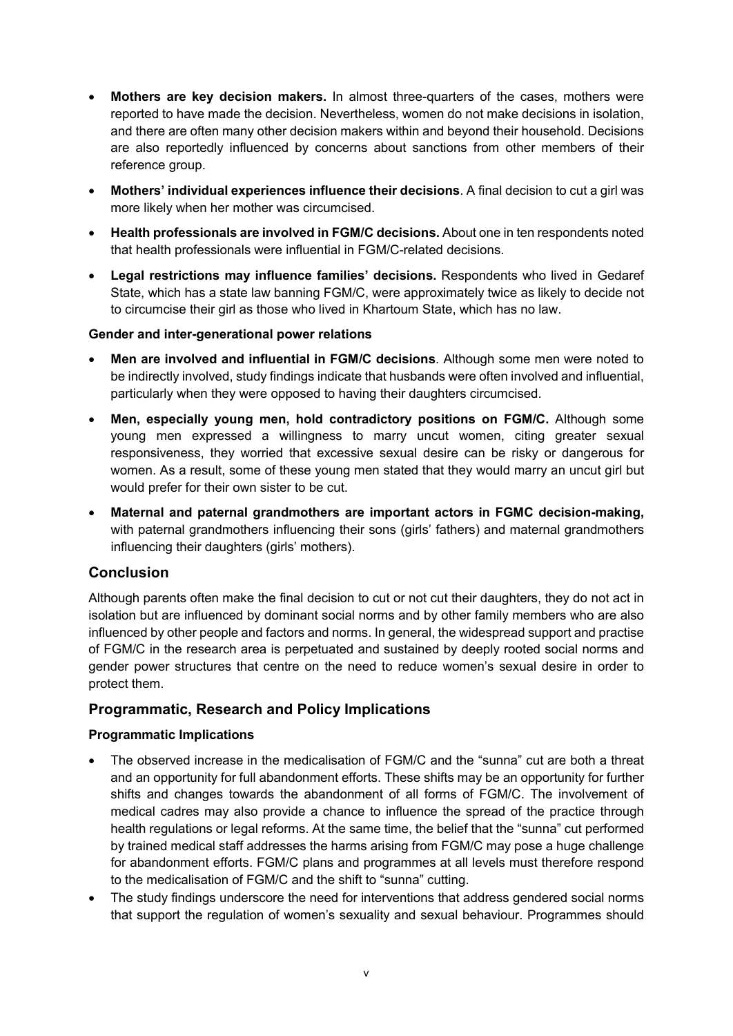- **Mothers are key decision makers.** In almost three-quarters of the cases, mothers were reported to have made the decision. Nevertheless, women do not make decisions in isolation, and there are often many other decision makers within and beyond their household. Decisions are also reportedly influenced by concerns about sanctions from other members of their reference group.
- **Mothers' individual experiences influence their decisions**. A final decision to cut a girl was more likely when her mother was circumcised.
- **Health professionals are involved in FGM/C decisions.** About one in ten respondents noted that health professionals were influential in FGM/C-related decisions.
- **Legal restrictions may influence families' decisions.** Respondents who lived in Gedaref State, which has a state law banning FGM/C, were approximately twice as likely to decide not to circumcise their girl as those who lived in Khartoum State, which has no law.

#### Gender and inter-generational power relations

- **Men are involved and influential in FGM/C decisions**. Although some men were noted to be indirectly involved, study findings indicate that husbands were often involved and influential, particularly when they were opposed to having their daughters circumcised.
- **Men, especially young men, hold contradictory positions on FGM/C.** Although some young men expressed a willingness to marry uncut women, citing greater sexual responsiveness, they worried that excessive sexual desire can be risky or dangerous for women. As a result, some of these young men stated that they would marry an uncut girl but would prefer for their own sister to be cut.
- **Maternal and paternal grandmothers are important actors in FGMC decision-making,** with paternal grandmothers influencing their sons (girls' fathers) and maternal grandmothers influencing their daughters (girls' mothers).

## Conclusion

Although parents often make the final decision to cut or not cut their daughters, they do not act in isolation but are influenced by dominant social norms and by other family members who are also influenced by other people and factors and norms. In general, the widespread support and practise of FGM/C in the research area is perpetuated and sustained by deeply rooted social norms and gender power structures that centre on the need to reduce women's sexual desire in order to protect them.

## Programmatic, Research and Policy Implications

#### Programmatic Implications

- The observed increase in the medicalisation of FGM/C and the "sunna" cut are both a threat and an opportunity for full abandonment efforts. These shifts may be an opportunity for further shifts and changes towards the abandonment of all forms of FGM/C. The involvement of medical cadres may also provide a chance to influence the spread of the practice through health regulations or legal reforms. At the same time, the belief that the "sunna" cut performed by trained medical staff addresses the harms arising from FGM/C may pose a huge challenge for abandonment efforts. FGM/C plans and programmes at all levels must therefore respond to the medicalisation of FGM/C and the shift to "sunna" cutting.
- The study findings underscore the need for interventions that address gendered social norms that support the regulation of women's sexuality and sexual behaviour. Programmes should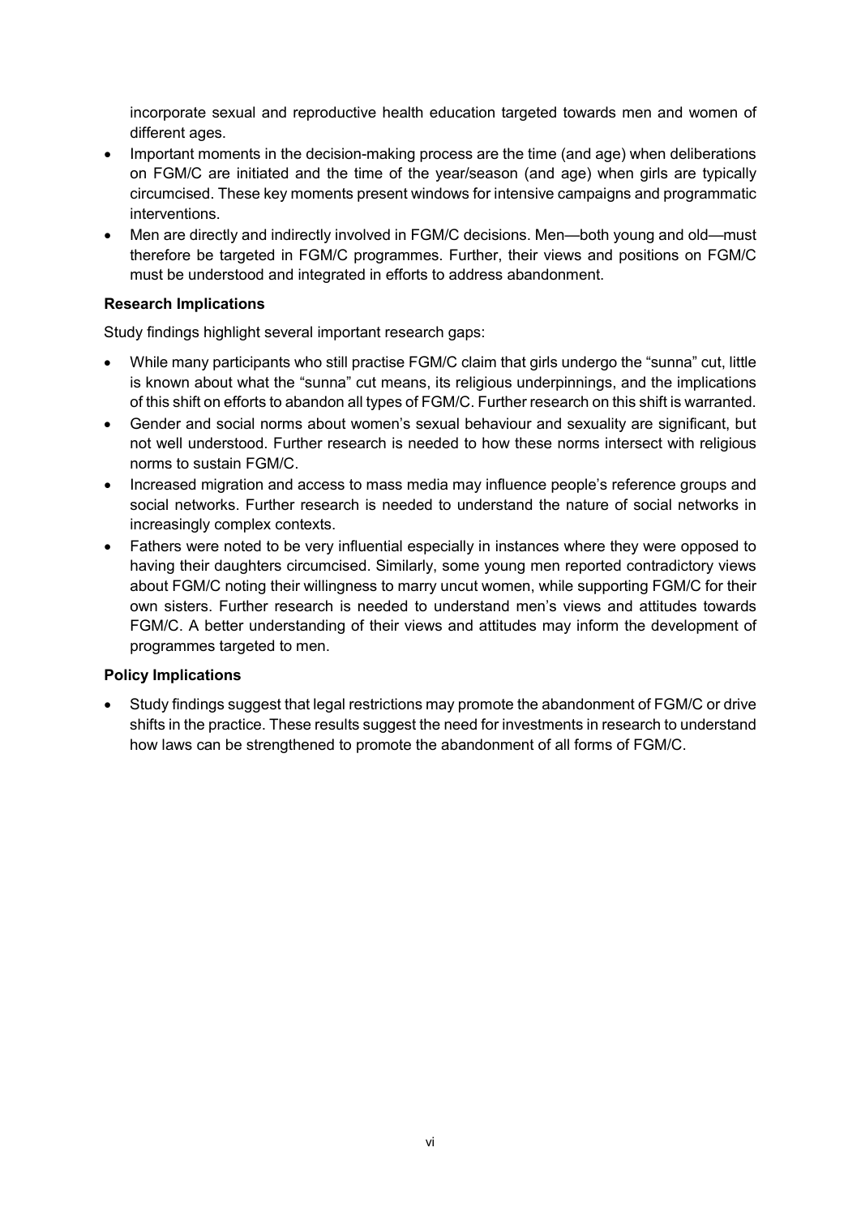incorporate sexual and reproductive health education targeted towards men and women of different ages.

- Important moments in the decision-making process are the time (and age) when deliberations on FGM/C are initiated and the time of the year/season (and age) when girls are typically circumcised. These key moments present windows for intensive campaigns and programmatic interventions.
- Men are directly and indirectly involved in FGM/C decisions. Men—both young and old—must therefore be targeted in FGM/C programmes. Further, their views and positions on FGM/C must be understood and integrated in efforts to address abandonment.

**Research Implications**

Study findings highlight several important research gaps:

- While many participants who still practise FGM/C claim that girls undergo the "sunna" cut, little is known about what the "sunna" cut means, its religious underpinnings, and the implications of this shift on efforts to abandon all types of FGM/C. Further research on this shift is warranted.
- Gender and social norms about women's sexual behaviour and sexuality are significant, but not well understood. Further research is needed to how these norms intersect with religious norms to sustain FGM/C.
- Increased migration and access to mass media may influence people's reference groups and social networks. Further research is needed to understand the nature of social networks in increasingly complex contexts.
- Fathers were noted to be very influential especially in instances where they were opposed to having their daughters circumcised. Similarly, some young men reported contradictory views about FGM/C noting their willingness to marry uncut women, while supporting FGM/C for their own sisters. Further research is needed to understand men's views and attitudes towards FGM/C. A better understanding of their views and attitudes may inform the development of programmes targeted to men.

**Policy Implications**

- Study findings suggest that legal restrictions may promote the abandonment of FGM/C or drive shifts in the practice. These results suggest the need for investments in research to understand how laws can be strengthened to promote the abandonment of all forms of FGM/C.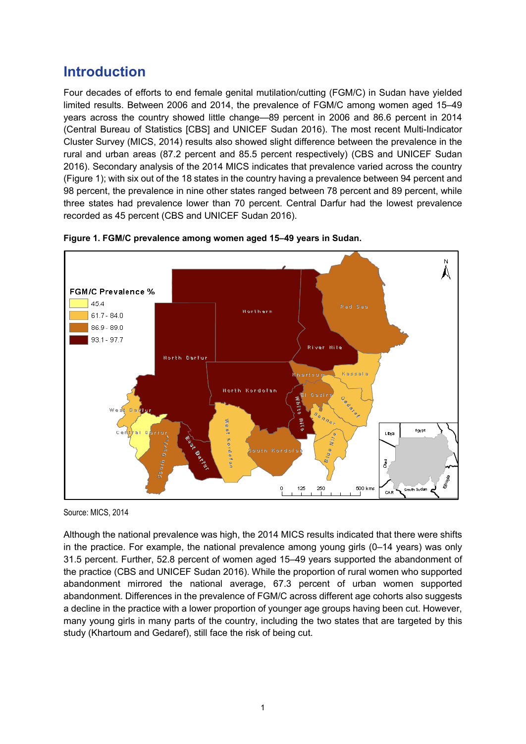# Introduction

Four decades of efforts to end female genital mutilation/cutting (FGM/C) in Sudan have yielded limited results. Between 2006 and 2014, the prevalence of FGM/C among women aged 15–49 years across the country showed little change—89 percent in 2006 and 86.6 percent in 2014 (Central Bureau of Statistics [CBS] and UNICEF Sudan 2016). The most recent Multi-Indicator Cluster Survey (MICS, 2014) results also showed slight difference between the prevalence in the rural and urban areas (87.2 percent and 85.5 percent respectively) (CBS and UNICEF Sudan 2016). Secondary analysis of the 2014 MICS indicates that prevalence varied across the country (Figure 1); with six out of the 18 states in the country having a prevalence between 94 percent and 98 percent, the prevalence in nine other states ranged between 78 percent and 89 percent, while three states had prevalence lower than 70 percent. Central Darfur had the lowest prevalence recorded as 45 percent (CBS and UNICEF Sudan 2016).

**Figure 1. FGM/C prevalence among women aged 15–49 years in Sudan.**

Source: MICS, 2014

Although the national prevalence was high, the 2014 MICS results indicated that there were shifts in the practice. For example, the national prevalence among young girls (0–14 years) was only 31.5 percent. Further, 52.8 percent of women aged 15–49 years supported the abandonment of the practice (CBS and UNICEF Sudan 2016). While the proportion of rural women who supported abandonment mirrored the national average, 67.3 percent of urban women supported abandonment. Differences in the prevalence of FGM/C across different age cohorts also suggests a decline in the practice with a lower proportion of younger age groups having been cut. However, many young girls in many parts of the country, including the two states that are targeted by this study (Khartoum and Gedaref), still face the risk of being cut.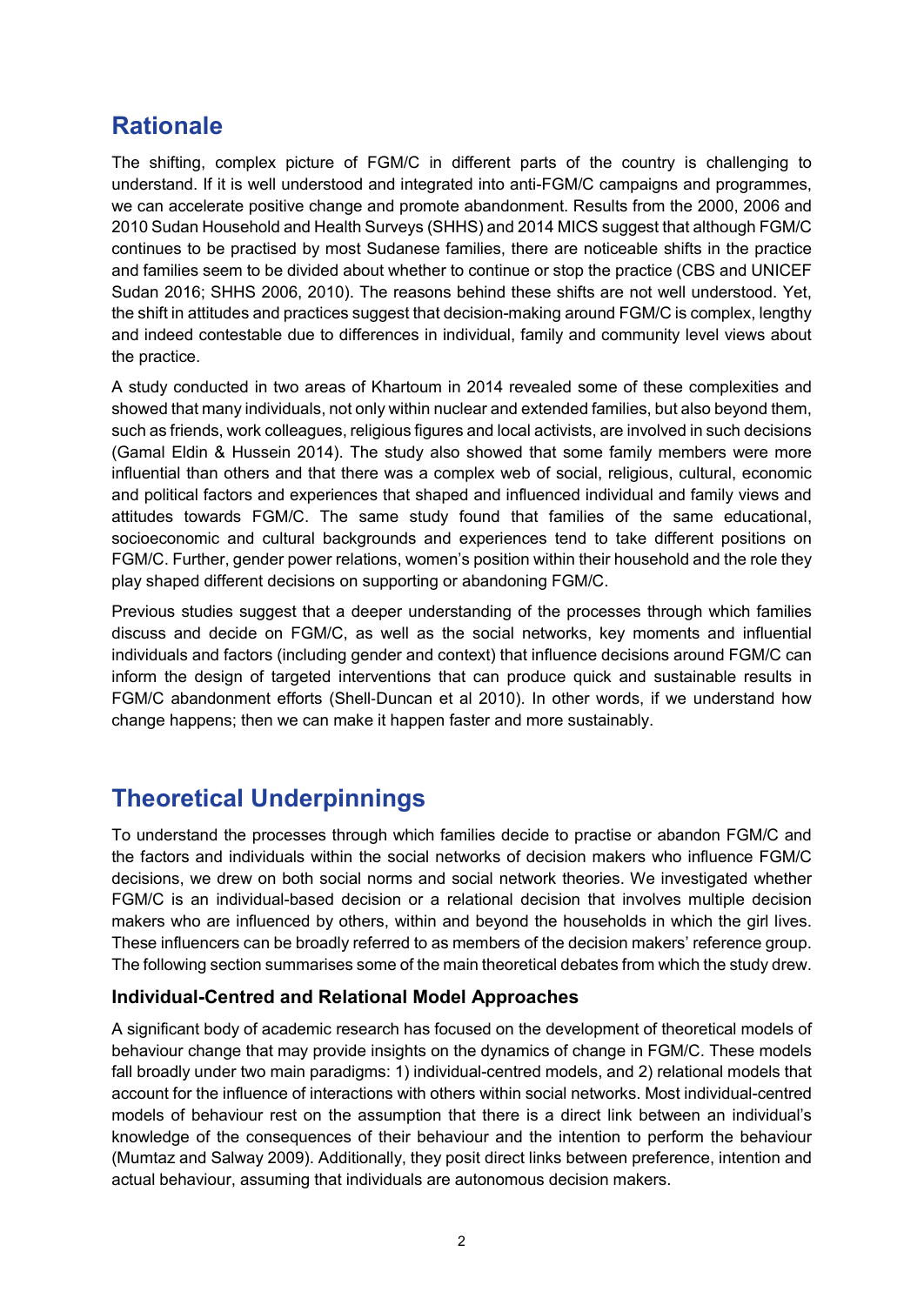## Rationale

The shifting, complex picture of FGM/C in different parts of the country is challenging to understand. If it is well understood and integrated into anti-FGM/C campaigns and programmes, we can accelerate positive change and promote abandonment. Results from the 2000, 2006 and 2010 Sudan Household and Health Surveys (SHHS) and 2014 MICS suggest that although FGM/C continues to be practised by most Sudanese families, there are noticeable shifts in the practice and families seem to be divided about whether to continue or stop the practice (CBS and UNICEF Sudan 2016; SHHS 2006, 2010). The reasons behind these shifts are not well understood. Yet, the shift in attitudes and practices suggest that decision-making around FGM/C is complex, lengthy and indeed contestable due to differences in individual, family and community level views about the practice.

A study conducted in two areas of Khartoum in 2014 revealed some of these complexities and showed that many individuals, not only within nuclear and extended families, but also beyond them, such as friends, work colleagues, religious figures and local activists, are involved in such decisions (Gamal Eldin & Hussein 2014). The study also showed that some family members were more influential than others and that there was a complex web of social, religious, cultural, economic and political factors and experiences that shaped and influenced individual and family views and attitudes towards FGM/C. The same study found that families of the same educational, socioeconomic and cultural backgrounds and experiences tend to take different positions on FGM/C. Further, gender power relations, women's position within their household and the role they play shaped different decisions on supporting or abandoning FGM/C.

Previous studies suggest that a deeper understanding of the processes through which families discuss and decide on FGM/C, as well as the social networks, key moments and influential individuals and factors (including gender and context) that influence decisions around FGM/C can inform the design of targeted interventions that can produce quick and sustainable results in FGM/C abandonment efforts (Shell-Duncan et al 2010). In other words, if we understand how change happens; then we can make it happen faster and more sustainably.

## Theoretical Underpinnings

To understand the processes through which families decide to practise or abandon FGM/C and the factors and individuals within the social networks of decision makers who influence FGM/C decisions, we drew on both social norms and social network theories. We investigated whether FGM/C is an individual-based decision or a relational decision that involves multiple decision makers who are influenced by others, within and beyond the households in which the girl lives. These influencers can be broadly referred to as members of the decision makers' reference group. The following section summarises some of the main theoretical debates from which the study drew.

### Individual-Centred and Relational Model Approaches

A significant body of academic research has focused on the development of theoretical models of behaviour change that may provide insights on the dynamics of change in FGM/C. These models fall broadly under two main paradigms: 1) individual-centred models, and 2) relational models that account for the influence of interactions with others within social networks. Most individual-centred models of behaviour rest on the assumption that there is a direct link between an individual's knowledge of the consequences of their behaviour and the intention to perform the behaviour (Mumtaz and Salway 2009). Additionally, they posit direct links between preference, intention and actual behaviour, assuming that individuals are autonomous decision makers.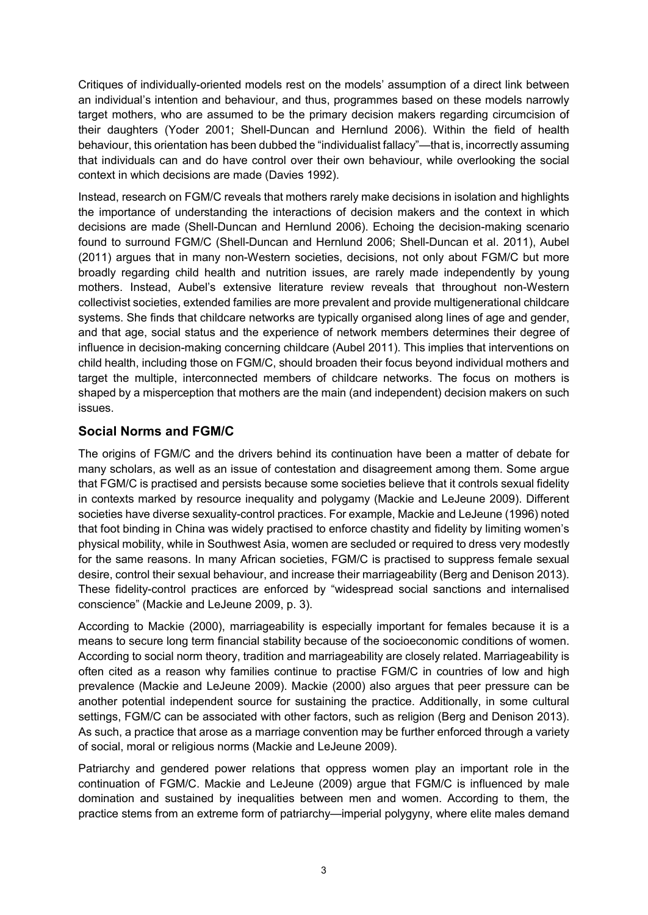Critiques of individually-oriented models rest on the models' assumption of a direct link between an individual's intention and behaviour, and thus, programmes based on these models narrowly target mothers, who are assumed to be the primary decision makers regarding circumcision of their daughters (Yoder 2001; Shell-Duncan and Hernlund 2006). Within the field of health behaviour, this orientation has been dubbed the "individualist fallacy"—that is, incorrectly assuming that individuals can and do have control over their own behaviour, while overlooking the social context in which decisions are made (Davies 1992).

Instead, research on FGM/C reveals that mothers rarely make decisions in isolation and highlights the importance of understanding the interactions of decision makers and the context in which decisions are made (Shell-Duncan and Hernlund 2006). Echoing the decision-making scenario found to surround FGM/C (Shell-Duncan and Hernlund 2006; Shell-Duncan et al. 2011), Aubel (2011) argues that in many non-Western societies, decisions, not only about FGM/C but more broadly regarding child health and nutrition issues, are rarely made independently by young mothers. Instead, Aubel's extensive literature review reveals that throughout non-Western collectivist societies, extended families are more prevalent and provide multigenerational childcare systems. She finds that childcare networks are typically organised along lines of age and gender, and that age, social status and the experience of network members determines their degree of influence in decision-making concerning childcare (Aubel 2011). This implies that interventions on child health, including those on FGM/C, should broaden their focus beyond individual mothers and target the multiple, interconnected members of childcare networks. The focus on mothers is shaped by a misperception that mothers are the main (and independent) decision makers on such issues.

## Social Norms and FGM/C

The origins of FGM/C and the drivers behind its continuation have been a matter of debate for many scholars, as well as an issue of contestation and disagreement among them. Some argue that FGM/C is practised and persists because some societies believe that it controls sexual fidelity in contexts marked by resource inequality and polygamy (Mackie and LeJeune 2009). Different societies have diverse sexuality-control practices. For example, Mackie and LeJeune (1996) noted that foot binding in China was widely practised to enforce chastity and fidelity by limiting women's physical mobility, while in Southwest Asia, women are secluded or required to dress very modestly for the same reasons. In many African societies, FGM/C is practised to suppress female sexual desire, control their sexual behaviour, and increase their marriageability (Berg and Denison 2013). These fidelity-control practices are enforced by "widespread social sanctions and internalised conscience" (Mackie and LeJeune 2009, p. 3).

According to Mackie (2000), marriageability is especially important for females because it is a means to secure long term financial stability because of the socioeconomic conditions of women. According to social norm theory, tradition and marriageability are closely related. Marriageability is often cited as a reason why families continue to practise FGM/C in countries of low and high prevalence (Mackie and LeJeune 2009). Mackie (2000) also argues that peer pressure can be another potential independent source for sustaining the practice. Additionally, in some cultural settings, FGM/C can be associated with other factors, such as religion (Berg and Denison 2013). As such, a practice that arose as a marriage convention may be further enforced through a variety of social, moral or religious norms (Mackie and LeJeune 2009).

Patriarchy and gendered power relations that oppress women play an important role in the continuation of FGM/C. Mackie and LeJeune (2009) argue that FGM/C is influenced by male domination and sustained by inequalities between men and women. According to them, the practice stems from an extreme form of patriarchy—imperial polygyny, where elite males demand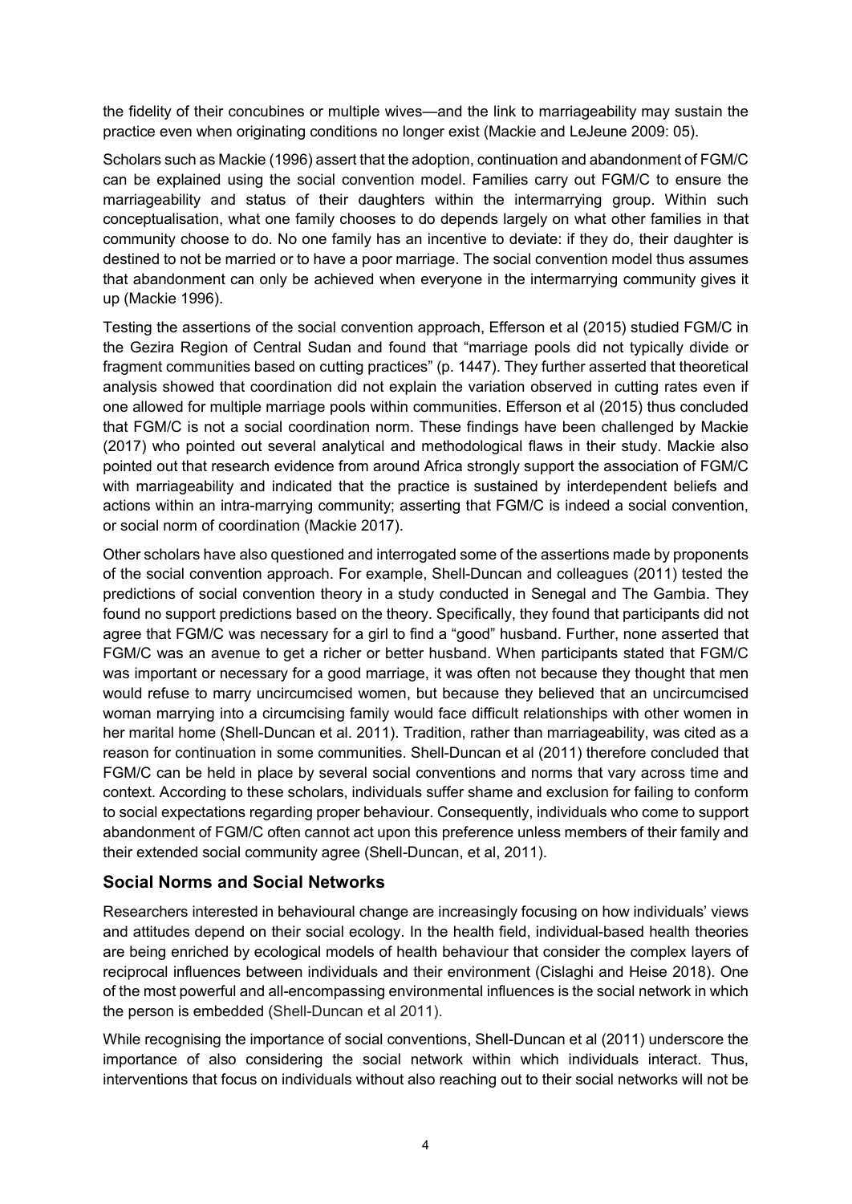the fidelity of their concubines or multiple wives—and the link to marriageability may sustain the practice even when originating conditions no longer exist (Mackie and LeJeune 2009: 05).

Scholars such as Mackie (1996) assert that the adoption, continuation and abandonment of FGM/C can be explained using the social convention model. Families carry out FGM/C to ensure the marriageability and status of their daughters within the intermarrying group. Within such conceptualisation, what one family chooses to do depends largely on what other families in that community choose to do. No one family has an incentive to deviate: if they do, their daughter is destined to not be married or to have a poor marriage. The social convention model thus assumes that abandonment can only be achieved when everyone in the intermarrying community gives it up (Mackie 1996).

Testing the assertions of the social convention approach, Efferson et al (2015) studied FGM/C in the Gezira Region of Central Sudan and found that "marriage pools did not typically divide or fragment communities based on cutting practices" (p. 1447). They further asserted that theoretical analysis showed that coordination did not explain the variation observed in cutting rates even if one allowed for multiple marriage pools within communities. Efferson et al (2015) thus concluded that FGM/C is not a social coordination norm. These findings have been challenged by Mackie (2017) who pointed out several analytical and methodological flaws in their study. Mackie also pointed out that research evidence from around Africa strongly support the association of FGM/C with marriageability and indicated that the practice is sustained by interdependent beliefs and actions within an intra-marrying community; asserting that FGM/C is indeed a social convention, or social norm of coordination (Mackie 2017).

Other scholars have also questioned and interrogated some of the assertions made by proponents of the social convention approach. For example, Shell-Duncan and colleagues (2011) tested the predictions of social convention theory in a study conducted in Senegal and The Gambia. They found no support predictions based on the theory. Specifically, they found that participants did not agree that FGM/C was necessary for a girl to find a "good" husband. Further, none asserted that FGM/C was an avenue to get a richer or better husband. When participants stated that FGM/C was important or necessary for a good marriage, it was often not because they thought that men would refuse to marry uncircumcised women, but because they believed that an uncircumcised woman marrying into a circumcising family would face difficult relationships with other women in her marital home (Shell-Duncan et al. 2011). Tradition, rather than marriageability, was cited as a reason for continuation in some communities. Shell-Duncan et al (2011) therefore concluded that FGM/C can be held in place by several social conventions and norms that vary across time and context. According to these scholars, individuals suffer shame and exclusion for failing to conform to social expectations regarding proper behaviour. Consequently, individuals who come to support abandonment of FGM/C often cannot act upon this preference unless members of their family and their extended social community agree (Shell-Duncan, et al, 2011).

## Social Norms and Social Networks

Researchers interested in behavioural change are increasingly focusing on how individuals' views and attitudes depend on their social ecology. In the health field, individual-based health theories are being enriched by ecological models of health behaviour that consider the complex layers of reciprocal influences between individuals and their environment (Cislaghi and Heise 2018). One of the most powerful and all-encompassing environmental influences is the social network in which the person is embedded (Shell-Duncan et al 2011).

While recognising the importance of social conventions, Shell-Duncan et al (2011) underscore the importance of also considering the social network within which individuals interact. Thus, interventions that focus on individuals without also reaching out to their social networks will not be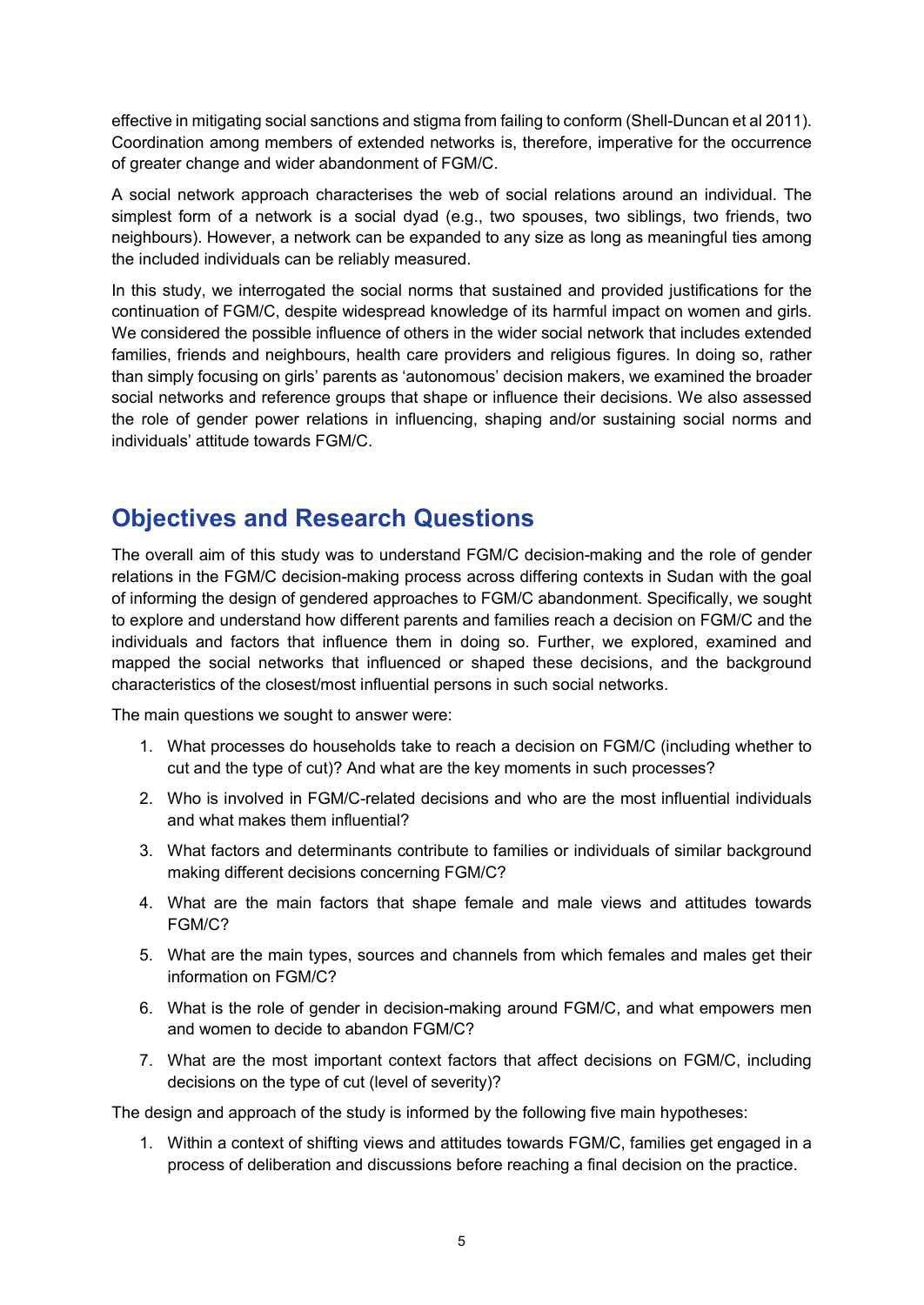effective in mitigating social sanctions and stigma from failing to conform (Shell-Duncan et al 2011). Coordination among members of extended networks is, therefore, imperative for the occurrence of greater change and wider abandonment of FGM/C.

A social network approach characterises the web of social relations around an individual. The simplest form of a network is a social dyad (e.g., two spouses, two siblings, two friends, two neighbours). However, a network can be expanded to any size as long as meaningful ties among the included individuals can be reliably measured.

In this study, we interrogated the social norms that sustained and provided justifications for the continuation of FGM/C, despite widespread knowledge of its harmful impact on women and girls. We considered the possible influence of others in the wider social network that includes extended families, friends and neighbours, health care providers and religious figures. In doing so, rather than simply focusing on girls' parents as 'autonomous' decision makers, we examined the broader social networks and reference groups that shape or influence their decisions. We also assessed the role of gender power relations in influencing, shaping and/or sustaining social norms and individuals' attitude towards FGM/C.

## Objectives and Research Questions

The overall aim of this study was to understand FGM/C decision-making and the role of gender relations in the FGM/C decision-making process across differing contexts in Sudan with the goal of informing the design of gendered approaches to FGM/C abandonment. Specifically, we sought to explore and understand how different parents and families reach a decision on FGM/C and the individuals and factors that influence them in doing so. Further, we explored, examined and mapped the social networks that influenced or shaped these decisions, and the background characteristics of the closest/most influential persons in such social networks.

The main questions we sought to answer were:

1. What processes do households take to reach a decision on FGM/C (including whether to cut and the type of cut)? And what are the key moments in such processes?
2. Who is involved in FGM/C-related decisions and who are the most influential individuals and what makes them influential?
3. What factors and determinants contribute to families or individuals of similar background making different decisions concerning FGM/C?
4. What are the main factors that shape female and male views and attitudes towards FGM/C?
5. What are the main types, sources and channels from which females and males get their information on FGM/C?
6. What is the role of gender in decision-making around FGM/C, and what empowers men and women to decide to abandon FGM/C?
7. What are the most important context factors that affect decisions on FGM/C, including decisions on the type of cut (level of severity)?

The design and approach of the study is informed by the following five main hypotheses:

1. Within a context of shifting views and attitudes towards FGM/C, families get engaged in a process of deliberation and discussions before reaching a final decision on the practice.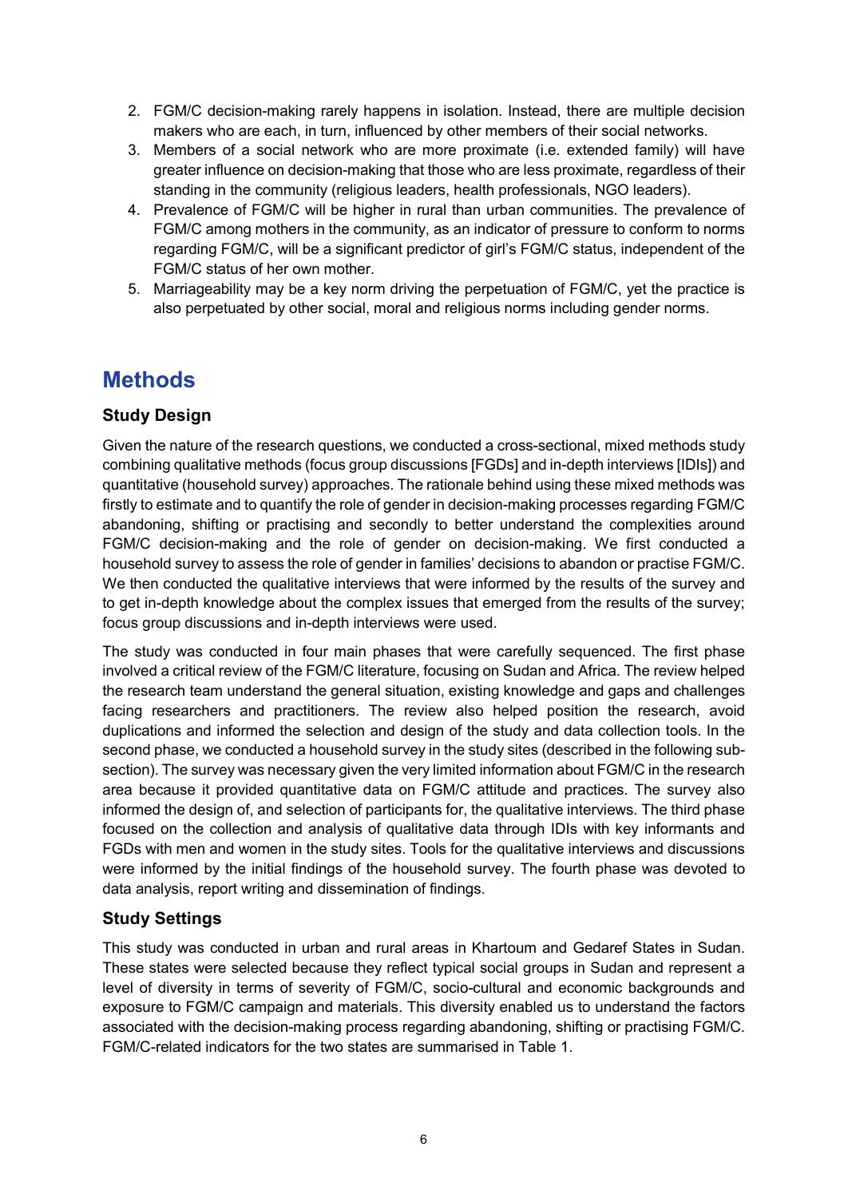2. FGM/C decision-making rarely happens in isolation. Instead, there are multiple decision makers who are each, in turn, influenced by other members of their social networks.
3. Members of a social network who are more proximate (i.e. extended family) will have greater influence on decision-making that those who are less proximate, regardless of their standing in the community (religious leaders, health professionals, NGO leaders).
4. Prevalence of FGM/C will be higher in rural than urban communities. The prevalence of FGM/C among mothers in the community, as an indicator of pressure to conform to norms regarding FGM/C, will be a significant predictor of girl's FGM/C status, independent of the FGM/C status of her own mother.
5. Marriageability may be a key norm driving the perpetuation of FGM/C, yet the practice is also perpetuated by other social, moral and religious norms including gender norms.

# Methods

## Study Design

Given the nature of the research questions, we conducted a cross-sectional, mixed methods study combining qualitative methods (focus group discussions [FGDs] and in-depth interviews [IDIs]) and quantitative (household survey) approaches. The rationale behind using these mixed methods was firstly to estimate and to quantify the role of gender in decision-making processes regarding FGM/C abandoning, shifting or practising and secondly to better understand the complexities around FGM/C decision-making and the role of gender on decision-making. We first conducted a household survey to assess the role of gender in families' decisions to abandon or practise FGM/C. We then conducted the qualitative interviews that were informed by the results of the survey and to get in-depth knowledge about the complex issues that emerged from the results of the survey; focus group discussions and in-depth interviews were used.

The study was conducted in four main phases that were carefully sequenced. The first phase involved a critical review of the FGM/C literature, focusing on Sudan and Africa. The review helped the research team understand the general situation, existing knowledge and gaps and challenges facing researchers and practitioners. The review also helped position the research, avoid duplications and informed the selection and design of the study and data collection tools. In the second phase, we conducted a household survey in the study sites (described in the following sub-section). The survey was necessary given the very limited information about FGM/C in the research area because it provided quantitative data on FGM/C attitude and practices. The survey also informed the design of, and selection of participants for, the qualitative interviews. The third phase focused on the collection and analysis of qualitative data through IDIs with key informants and FGDs with men and women in the study sites. Tools for the qualitative interviews and discussions were informed by the initial findings of the household survey. The fourth phase was devoted to data analysis, report writing and dissemination of findings.

## Study Settings

This study was conducted in urban and rural areas in Khartoum and Gedaref States in Sudan. These states were selected because they reflect typical social groups in Sudan and represent a level of diversity in terms of severity of FGM/C, socio-cultural and economic backgrounds and exposure to FGM/C campaign and materials. This diversity enabled us to understand the factors associated with the decision-making process regarding abandoning, shifting or practising FGM/C. FGM/C-related indicators for the two states are summarised in Table 1.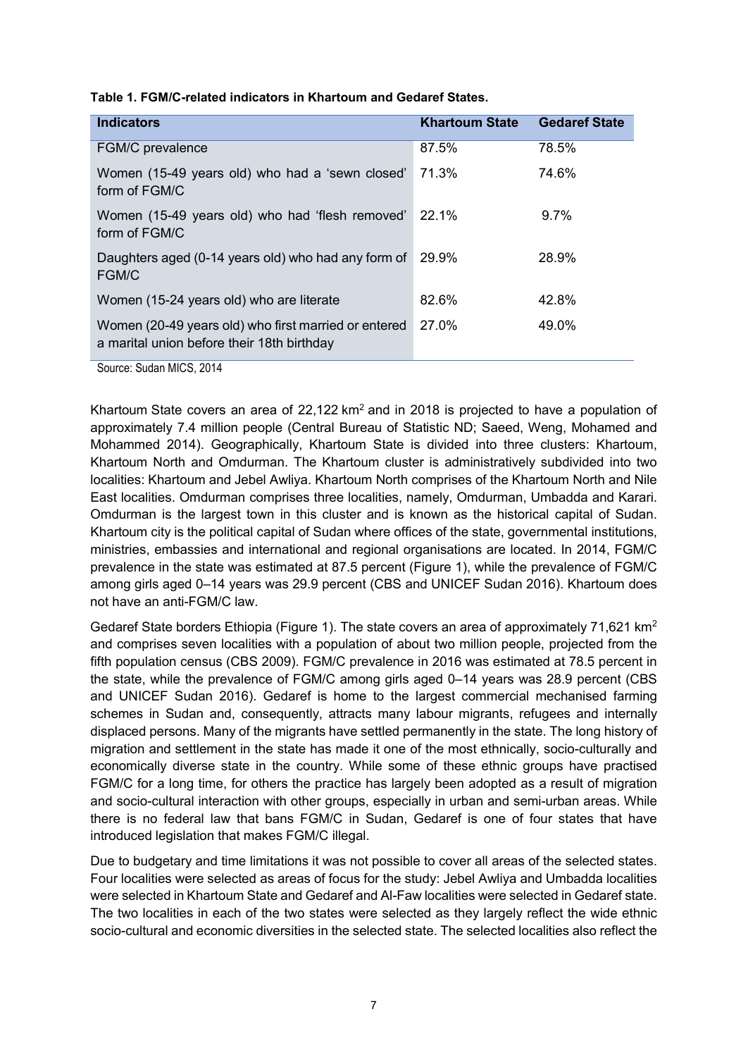**Table 1. FGM/C-related indicators in Khartoum and Gedaref States.**

| Indicators | Khartoum State | Gedaref State |
| --- | --- | --- |
| FGM/C prevalence | 87.5% | 78.5% |
| Women (15-49 years old) who had a 'sewn closed' form of FGM/C | 71.3% | 74.6% |
| Women (15-49 years old) who had 'flesh removed' form of FGM/C | 22.1% | 9.7% |
| Daughters aged (0-14 years old) who had any form of FGM/C | 29.9% | 28.9% |
| Women (15-24 years old) who are literate | 82.6% | 42.8% |
| Women (20-49 years old) who first married or entered a marital union before their 18th birthday | 27.0% | 49.0% |

Source: Sudan MICS, 2014

Khartoum State covers an area of 22,122 km$^2$ and in 2018 is projected to have a population of approximately 7.4 million people (Central Bureau of Statistic ND; Saeed, Weng, Mohamed and Mohammed 2014). Geographically, Khartoum State is divided into three clusters: Khartoum, Khartoum North and Omdurman. The Khartoum cluster is administratively subdivided into two localities: Khartoum and Jebel Awliya. Khartoum North comprises of the Khartoum North and Nile East localities. Omdurman comprises three localities, namely, Omdurman, Umbadda and Karari. Omdurman is the largest town in this cluster and is known as the historical capital of Sudan. Khartoum city is the political capital of Sudan where offices of the state, governmental institutions, ministries, embassies and international and regional organisations are located. In 2014, FGM/C prevalence in the state was estimated at 87.5 percent (Figure 1), while the prevalence of FGM/C among girls aged 0–14 years was 29.9 percent (CBS and UNICEF Sudan 2016). Khartoum does not have an anti-FGM/C law.

Gedaref State borders Ethiopia (Figure 1). The state covers an area of approximately 71,621 km$^2$ and comprises seven localities with a population of about two million people, projected from the fifth population census (CBS 2009). FGM/C prevalence in 2016 was estimated at 78.5 percent in the state, while the prevalence of FGM/C among girls aged 0–14 years was 28.9 percent (CBS and UNICEF Sudan 2016). Gedaref is home to the largest commercial mechanised farming schemes in Sudan and, consequently, attracts many labour migrants, refugees and internally displaced persons. Many of the migrants have settled permanently in the state. The long history of migration and settlement in the state has made it one of the most ethnically, socio-culturally and economically diverse state in the country. While some of these ethnic groups have practised FGM/C for a long time, for others the practice has largely been adopted as a result of migration and socio-cultural interaction with other groups, especially in urban and semi-urban areas. While there is no federal law that bans FGM/C in Sudan, Gedaref is one of four states that have introduced legislation that makes FGM/C illegal.

Due to budgetary and time limitations it was not possible to cover all areas of the selected states. Four localities were selected as areas of focus for the study: Jebel Awliya and Umbadda localities were selected in Khartoum State and Gedaref and Al-Faw localities were selected in Gedaref state. The two localities in each of the two states were selected as they largely reflect the wide ethnic socio-cultural and economic diversities in the selected state. The selected localities also reflect the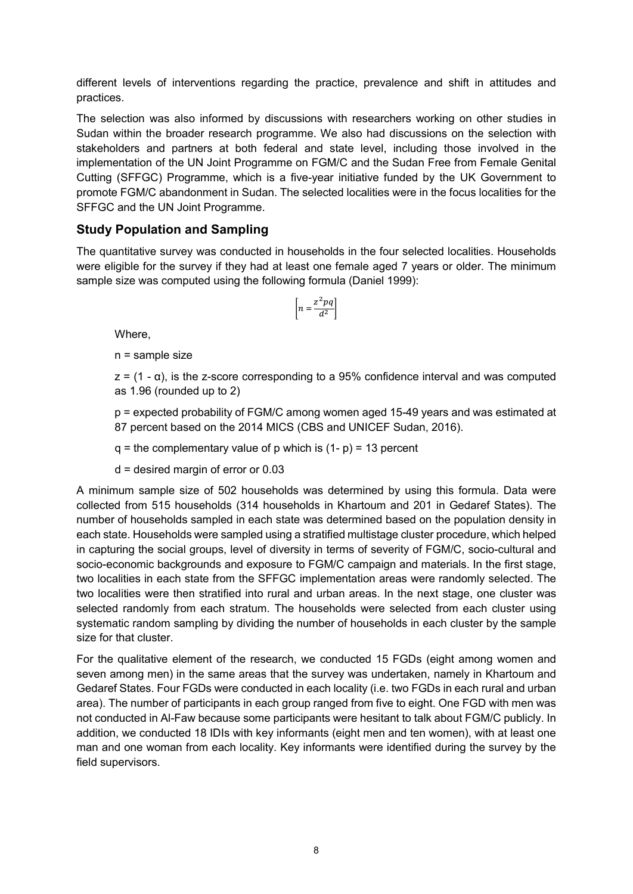different levels of interventions regarding the practice, prevalence and shift in attitudes and practices.

The selection was also informed by discussions with researchers working on other studies in Sudan within the broader research programme. We also had discussions on the selection with stakeholders and partners at both federal and state level, including those involved in the implementation of the UN Joint Programme on FGM/C and the Sudan Free from Female Genital Cutting (SFFGC) Programme, which is a five-year initiative funded by the UK Government to promote FGM/C abandonment in Sudan. The selected localities were in the focus localities for the SFFGC and the UN Joint Programme.

## Study Population and Sampling

The quantitative survey was conducted in households in the four selected localities. Households were eligible for the survey if they had at least one female aged 7 years or older. The minimum sample size was computed using the following formula (Daniel 1999):

$$\left[n = \frac{z^2pq}{d^2}\right]$$

Where,

n = sample size

z = (1 - α), is the z-score corresponding to a 95% confidence interval and was computed as 1.96 (rounded up to 2)

p = expected probability of FGM/C among women aged 15-49 years and was estimated at 87 percent based on the 2014 MICS (CBS and UNICEF Sudan, 2016).

q = the complementary value of p which is (1- p) = 13 percent

d = desired margin of error or 0.03

A minimum sample size of 502 households was determined by using this formula. Data were collected from 515 households (314 households in Khartoum and 201 in Gedaref States). The number of households sampled in each state was determined based on the population density in each state. Households were sampled using a stratified multistage cluster procedure, which helped in capturing the social groups, level of diversity in terms of severity of FGM/C, socio-cultural and socio-economic backgrounds and exposure to FGM/C campaign and materials. In the first stage, two localities in each state from the SFFGC implementation areas were randomly selected. The two localities were then stratified into rural and urban areas. In the next stage, one cluster was selected randomly from each stratum. The households were selected from each cluster using systematic random sampling by dividing the number of households in each cluster by the sample size for that cluster.

For the qualitative element of the research, we conducted 15 FGDs (eight among women and seven among men) in the same areas that the survey was undertaken, namely in Khartoum and Gedaref States. Four FGDs were conducted in each locality (i.e. two FGDs in each rural and urban area). The number of participants in each group ranged from five to eight. One FGD with men was not conducted in Al-Faw because some participants were hesitant to talk about FGM/C publicly. In addition, we conducted 18 IDIs with key informants (eight men and ten women), with at least one man and one woman from each locality. Key informants were identified during the survey by the field supervisors.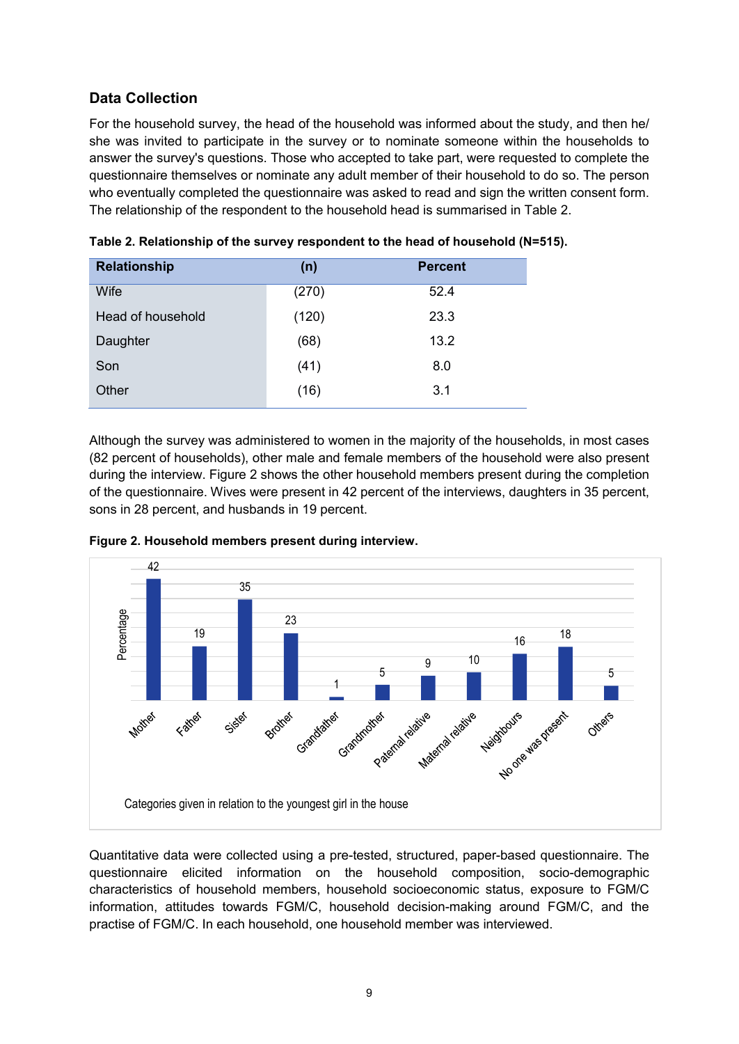## Data Collection

For the household survey, the head of the household was informed about the study, and then he/ she was invited to participate in the survey or to nominate someone within the households to answer the survey's questions. Those who accepted to take part, were requested to complete the questionnaire themselves or nominate any adult member of their household to do so. The person who eventually completed the questionnaire was asked to read and sign the written consent form. The relationship of the respondent to the household head is summarised in Table 2.

**Table 2. Relationship of the survey respondent to the head of household (N=515).**

| Relationship | (n) | Percent |
|---|---|---|
| Wife | (270) | 52.4 |
| Head of household | (120) | 23.3 |
| Daughter | (68) | 13.2 |
| Son | (41) | 8.0 |
| Other | (16) | 3.1 |

Although the survey was administered to women in the majority of the households, in most cases (82 percent of households), other male and female members of the household were also present during the interview. Figure 2 shows the other household members present during the completion of the questionnaire. Wives were present in 42 percent of the interviews, daughters in 35 percent, sons in 28 percent, and husbands in 19 percent.

**Figure 2. Household members present during interview.**

| Household member | Percentage |
|---|---|
| Mother | 42 |
| Father | 19 |
| Sister | 35 |
| Brother | 23 |
| Grandfather | 1 |
| Grandmother | 5 |
| Paternal relative | 9 |
| Maternal relative | 10 |
| Neighbours | 16 |
| No one was present | 18 |
| Others | 5 |

Categories given in relation to the youngest girl in the house

Quantitative data were collected using a pre-tested, structured, paper-based questionnaire. The questionnaire elicited information on the household composition, socio-demographic characteristics of household members, household socioeconomic status, exposure to FGM/C information, attitudes towards FGM/C, household decision-making around FGM/C, and the practise of FGM/C. In each household, one household member was interviewed.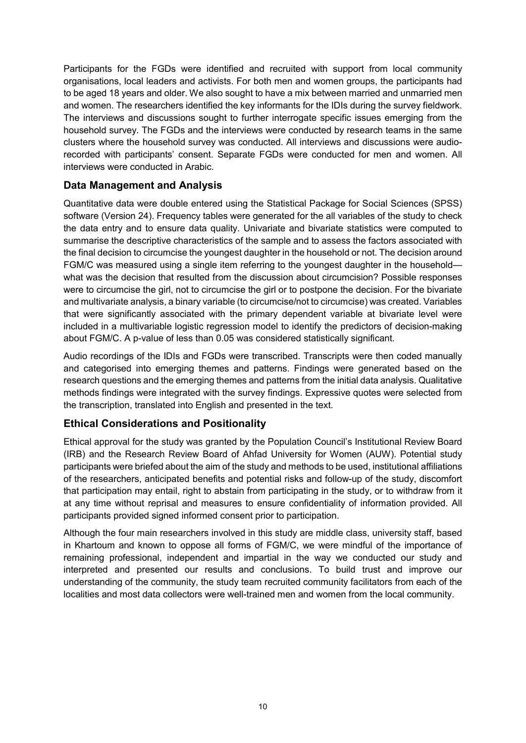Participants for the FGDs were identified and recruited with support from local community organisations, local leaders and activists. For both men and women groups, the participants had to be aged 18 years and older. We also sought to have a mix between married and unmarried men and women. The researchers identified the key informants for the IDIs during the survey fieldwork. The interviews and discussions sought to further interrogate specific issues emerging from the household survey. The FGDs and the interviews were conducted by research teams in the same clusters where the household survey was conducted. All interviews and discussions were audio-recorded with participants' consent. Separate FGDs were conducted for men and women. All interviews were conducted in Arabic.

## Data Management and Analysis

Quantitative data were double entered using the Statistical Package for Social Sciences (SPSS) software (Version 24). Frequency tables were generated for the all variables of the study to check the data entry and to ensure data quality. Univariate and bivariate statistics were computed to summarise the descriptive characteristics of the sample and to assess the factors associated with the final decision to circumcise the youngest daughter in the household or not. The decision around FGM/C was measured using a single item referring to the youngest daughter in the household—what was the decision that resulted from the discussion about circumcision? Possible responses were to circumcise the girl, not to circumcise the girl or to postpone the decision. For the bivariate and multivariate analysis, a binary variable (to circumcise/not to circumcise) was created. Variables that were significantly associated with the primary dependent variable at bivariate level were included in a multivariable logistic regression model to identify the predictors of decision-making about FGM/C. A p-value of less than 0.05 was considered statistically significant.

Audio recordings of the IDIs and FGDs were transcribed. Transcripts were then coded manually and categorised into emerging themes and patterns. Findings were generated based on the research questions and the emerging themes and patterns from the initial data analysis. Qualitative methods findings were integrated with the survey findings. Expressive quotes were selected from the transcription, translated into English and presented in the text.

## Ethical Considerations and Positionality

Ethical approval for the study was granted by the Population Council's Institutional Review Board (IRB) and the Research Review Board of Ahfad University for Women (AUW). Potential study participants were briefed about the aim of the study and methods to be used, institutional affiliations of the researchers, anticipated benefits and potential risks and follow-up of the study, discomfort that participation may entail, right to abstain from participating in the study, or to withdraw from it at any time without reprisal and measures to ensure confidentiality of information provided. All participants provided signed informed consent prior to participation.

Although the four main researchers involved in this study are middle class, university staff, based in Khartoum and known to oppose all forms of FGM/C, we were mindful of the importance of remaining professional, independent and impartial in the way we conducted our study and interpreted and presented our results and conclusions. To build trust and improve our understanding of the community, the study team recruited community facilitators from each of the localities and most data collectors were well-trained men and women from the local community.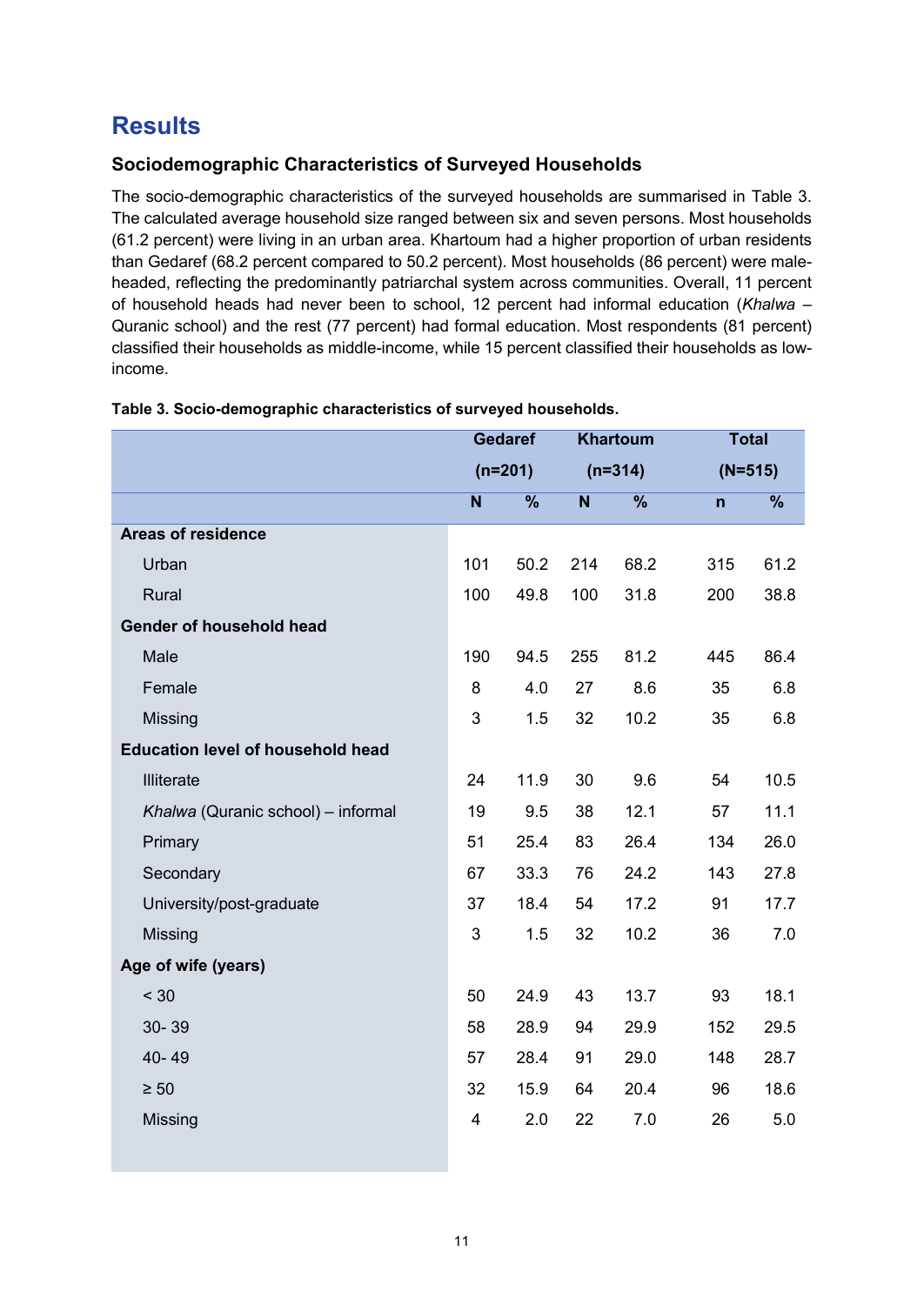# Results

## Sociodemographic Characteristics of Surveyed Households

The socio-demographic characteristics of the surveyed households are summarised in Table 3. The calculated average household size ranged between six and seven persons. Most households (61.2 percent) were living in an urban area. Khartoum had a higher proportion of urban residents than Gedaref (68.2 percent compared to 50.2 percent). Most households (86 percent) were male-headed, reflecting the predominantly patriarchal system across communities. Overall, 11 percent of household heads had never been to school, 12 percent had informal education (*Khalwa* – Quranic school) and the rest (77 percent) had formal education. Most respondents (81 percent) classified their households as middle-income, while 15 percent classified their households as low-income.

**Table 3. Socio-demographic characteristics of surveyed households.**

| | Gedaref (n=201) | | Khartoum (n=314) | | Total (N=515) | |
|---|---|---|---|---|---|---|
| | N | % | N | % | n | % |
| **Areas of residence** | | | | | | |
| Urban | 101 | 50.2 | 214 | 68.2 | 315 | 61.2 |
| Rural | 100 | 49.8 | 100 | 31.8 | 200 | 38.8 |
| **Gender of household head** | | | | | | |
| Male | 190 | 94.5 | 255 | 81.2 | 445 | 86.4 |
| Female | 8 | 4.0 | 27 | 8.6 | 35 | 6.8 |
| Missing | 3 | 1.5 | 32 | 10.2 | 35 | 6.8 |
| **Education level of household head** | | | | | | |
| Illiterate | 24 | 11.9 | 30 | 9.6 | 54 | 10.5 |
| *Khalwa* (Quranic school) – informal | 19 | 9.5 | 38 | 12.1 | 57 | 11.1 |
| Primary | 51 | 25.4 | 83 | 26.4 | 134 | 26.0 |
| Secondary | 67 | 33.3 | 76 | 24.2 | 143 | 27.8 |
| University/post-graduate | 37 | 18.4 | 54 | 17.2 | 91 | 17.7 |
| Missing | 3 | 1.5 | 32 | 10.2 | 36 | 7.0 |
| **Age of wife (years)** | | | | | | |
| < 30 | 50 | 24.9 | 43 | 13.7 | 93 | 18.1 |
| 30- 39 | 58 | 28.9 | 94 | 29.9 | 152 | 29.5 |
| 40- 49 | 57 | 28.4 | 91 | 29.0 | 148 | 28.7 |
| ≥ 50 | 32 | 15.9 | 64 | 20.4 | 96 | 18.6 |
| Missing | 4 | 2.0 | 22 | 7.0 | 26 | 5.0 |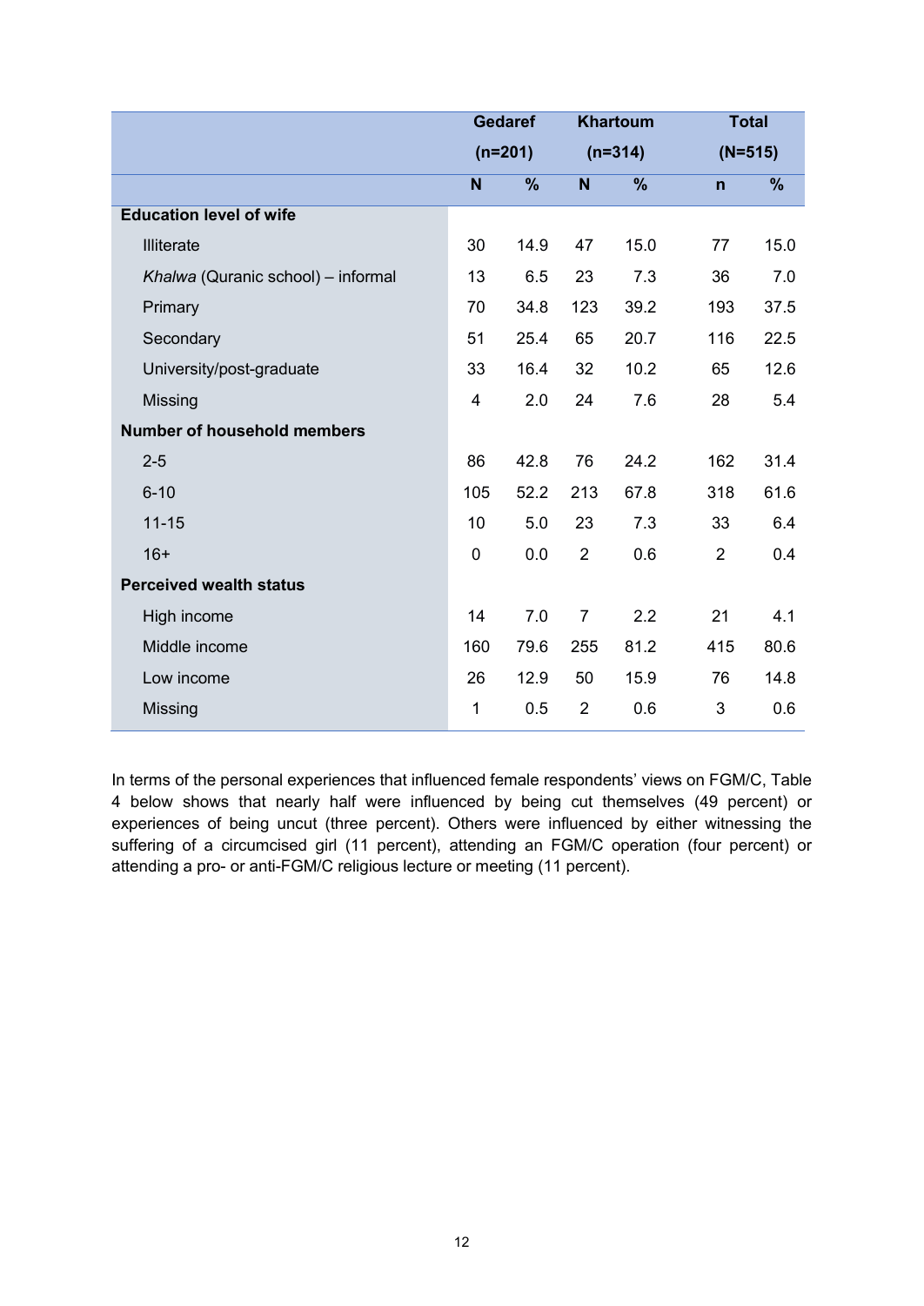| | Gedaref (n=201) | | Khartoum (n=314) | | Total (N=515) | |
|---|---|---|---|---|---|---|
| | N | % | N | % | n | % |
| **Education level of wife** | | | | | | |
| Illiterate | 30 | 14.9 | 47 | 15.0 | 77 | 15.0 |
| *Khalwa* (Quranic school) – informal | 13 | 6.5 | 23 | 7.3 | 36 | 7.0 |
| Primary | 70 | 34.8 | 123 | 39.2 | 193 | 37.5 |
| Secondary | 51 | 25.4 | 65 | 20.7 | 116 | 22.5 |
| University/post-graduate | 33 | 16.4 | 32 | 10.2 | 65 | 12.6 |
| Missing | 4 | 2.0 | 24 | 7.6 | 28 | 5.4 |
| **Number of household members** | | | | | | |
| 2-5 | 86 | 42.8 | 76 | 24.2 | 162 | 31.4 |
| 6-10 | 105 | 52.2 | 213 | 67.8 | 318 | 61.6 |
| 11-15 | 10 | 5.0 | 23 | 7.3 | 33 | 6.4 |
| 16+ | 0 | 0.0 | 2 | 0.6 | 2 | 0.4 |
| **Perceived wealth status** | | | | | | |
| High income | 14 | 7.0 | 7 | 2.2 | 21 | 4.1 |
| Middle income | 160 | 79.6 | 255 | 81.2 | 415 | 80.6 |
| Low income | 26 | 12.9 | 50 | 15.9 | 76 | 14.8 |
| Missing | 1 | 0.5 | 2 | 0.6 | 3 | 0.6 |

In terms of the personal experiences that influenced female respondents' views on FGM/C, Table 4 below shows that nearly half were influenced by being cut themselves (49 percent) or experiences of being uncut (three percent). Others were influenced by either witnessing the suffering of a circumcised girl (11 percent), attending an FGM/C operation (four percent) or attending a pro- or anti-FGM/C religious lecture or meeting (11 percent).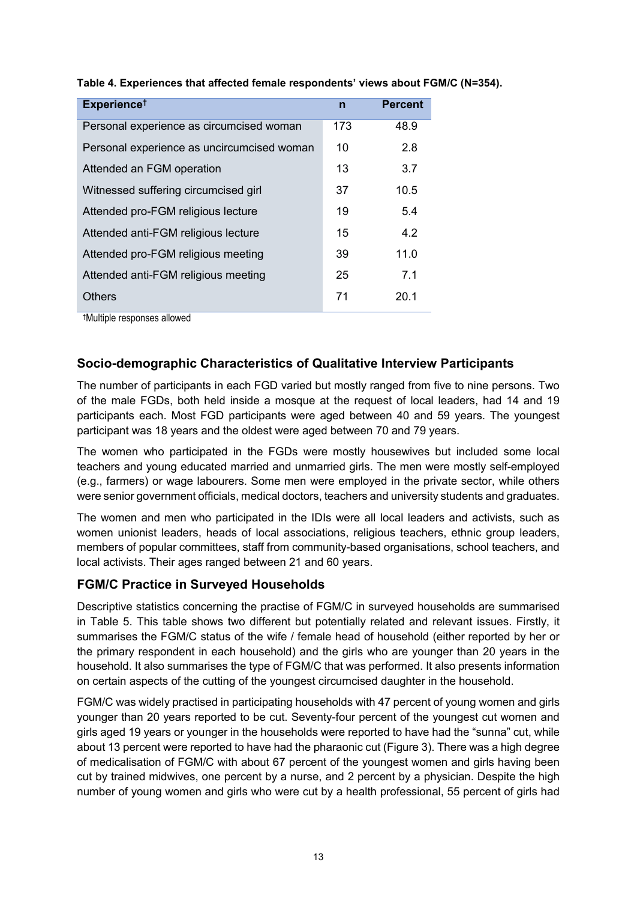**Table 4. Experiences that affected female respondents' views about FGM/C (N=354).**

| Experience† | n | Percent |
|---|---|---|
| Personal experience as circumcised woman | 173 | 48.9 |
| Personal experience as uncircumcised woman | 10 | 2.8 |
| Attended an FGM operation | 13 | 3.7 |
| Witnessed suffering circumcised girl | 37 | 10.5 |
| Attended pro-FGM religious lecture | 19 | 5.4 |
| Attended anti-FGM religious lecture | 15 | 4.2 |
| Attended pro-FGM religious meeting | 39 | 11.0 |
| Attended anti-FGM religious meeting | 25 | 7.1 |
| Others | 71 | 20.1 |

†Multiple responses allowed

## Socio-demographic Characteristics of Qualitative Interview Participants

The number of participants in each FGD varied but mostly ranged from five to nine persons. Two of the male FGDs, both held inside a mosque at the request of local leaders, had 14 and 19 participants each. Most FGD participants were aged between 40 and 59 years. The youngest participant was 18 years and the oldest were aged between 70 and 79 years.

The women who participated in the FGDs were mostly housewives but included some local teachers and young educated married and unmarried girls. The men were mostly self-employed (e.g., farmers) or wage labourers. Some men were employed in the private sector, while others were senior government officials, medical doctors, teachers and university students and graduates.

The women and men who participated in the IDIs were all local leaders and activists, such as women unionist leaders, heads of local associations, religious teachers, ethnic group leaders, members of popular committees, staff from community-based organisations, school teachers, and local activists. Their ages ranged between 21 and 60 years.

## FGM/C Practice in Surveyed Households

Descriptive statistics concerning the practise of FGM/C in surveyed households are summarised in Table 5. This table shows two different but potentially related and relevant issues. Firstly, it summarises the FGM/C status of the wife / female head of household (either reported by her or the primary respondent in each household) and the girls who are younger than 20 years in the household. It also summarises the type of FGM/C that was performed. It also presents information on certain aspects of the cutting of the youngest circumcised daughter in the household.

FGM/C was widely practised in participating households with 47 percent of young women and girls younger than 20 years reported to be cut. Seventy-four percent of the youngest cut women and girls aged 19 years or younger in the households were reported to have had the "sunna" cut, while about 13 percent were reported to have had the pharaonic cut (Figure 3). There was a high degree of medicalisation of FGM/C with about 67 percent of the youngest women and girls having been cut by trained midwives, one percent by a nurse, and 2 percent by a physician. Despite the high number of young women and girls who were cut by a health professional, 55 percent of girls had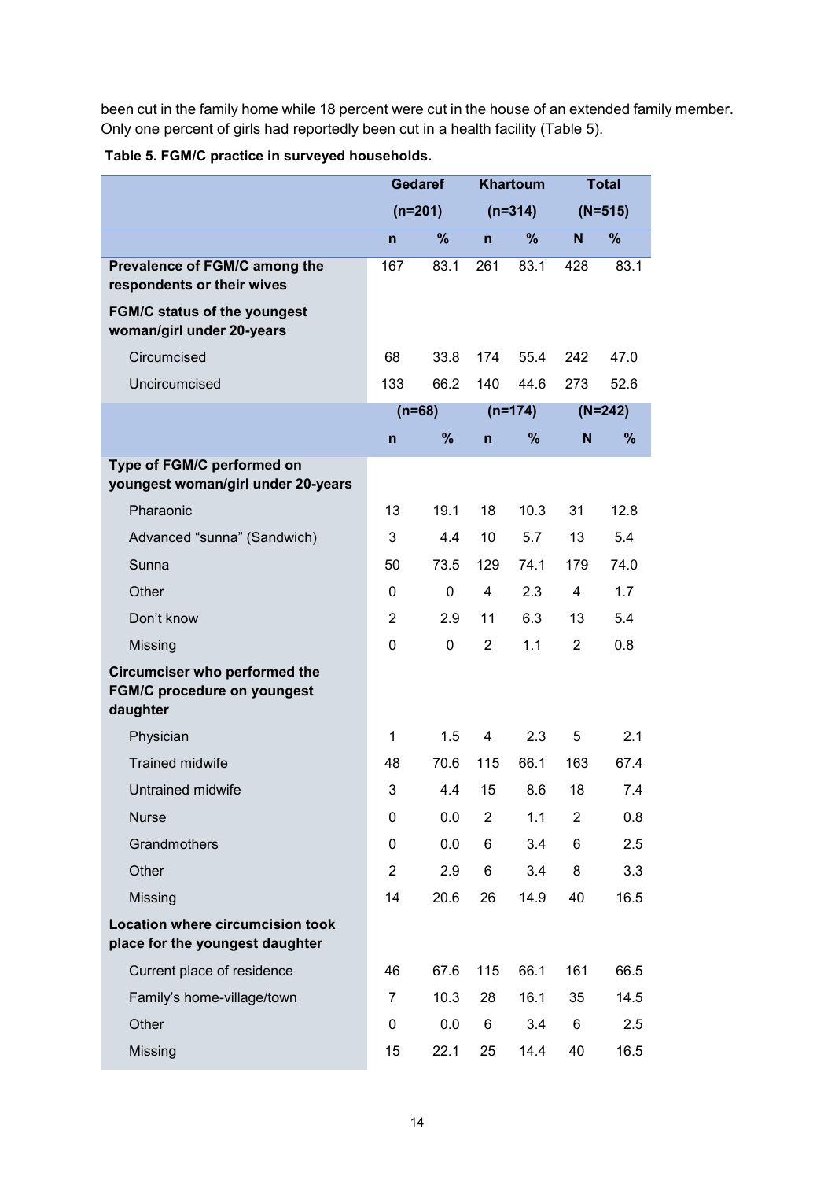been cut in the family home while 18 percent were cut in the house of an extended family member. Only one percent of girls had reportedly been cut in a health facility (Table 5).

**Table 5. FGM/C practice in surveyed households.**

| | Gedaref (n=201) | | Khartoum (n=314) | | Total (N=515) | |
|---|---|---|---|---|---|---|
| | n | % | n | % | N | % |
| **Prevalence of FGM/C among the respondents or their wives** | 167 | 83.1 | 261 | 83.1 | 428 | 83.1 |
| **FGM/C status of the youngest woman/girl under 20-years** | | | | | | |
| Circumcised | 68 | 33.8 | 174 | 55.4 | 242 | 47.0 |
| Uncircumcised | 133 | 66.2 | 140 | 44.6 | 273 | 52.6 |
| | (n=68) | | (n=174) | | (N=242) | |
| | n | % | n | % | N | % |
| **Type of FGM/C performed on youngest woman/girl under 20-years** | | | | | | |
| Pharaonic | 13 | 19.1 | 18 | 10.3 | 31 | 12.8 |
| Advanced "sunna" (Sandwich) | 3 | 4.4 | 10 | 5.7 | 13 | 5.4 |
| Sunna | 50 | 73.5 | 129 | 74.1 | 179 | 74.0 |
| Other | 0 | 0 | 4 | 2.3 | 4 | 1.7 |
| Don't know | 2 | 2.9 | 11 | 6.3 | 13 | 5.4 |
| Missing | 0 | 0 | 2 | 1.1 | 2 | 0.8 |
| **Circumciser who performed the FGM/C procedure on youngest daughter** | | | | | | |
| Physician | 1 | 1.5 | 4 | 2.3 | 5 | 2.1 |
| Trained midwife | 48 | 70.6 | 115 | 66.1 | 163 | 67.4 |
| Untrained midwife | 3 | 4.4 | 15 | 8.6 | 18 | 7.4 |
| Nurse | 0 | 0.0 | 2 | 1.1 | 2 | 0.8 |
| Grandmothers | 0 | 0.0 | 6 | 3.4 | 6 | 2.5 |
| Other | 2 | 2.9 | 6 | 3.4 | 8 | 3.3 |
| Missing | 14 | 20.6 | 26 | 14.9 | 40 | 16.5 |
| **Location where circumcision took place for the youngest daughter** | | | | | | |
| Current place of residence | 46 | 67.6 | 115 | 66.1 | 161 | 66.5 |
| Family's home-village/town | 7 | 10.3 | 28 | 16.1 | 35 | 14.5 |
| Other | 0 | 0.0 | 6 | 3.4 | 6 | 2.5 |
| Missing | 15 | 22.1 | 25 | 14.4 | 40 | 16.5 |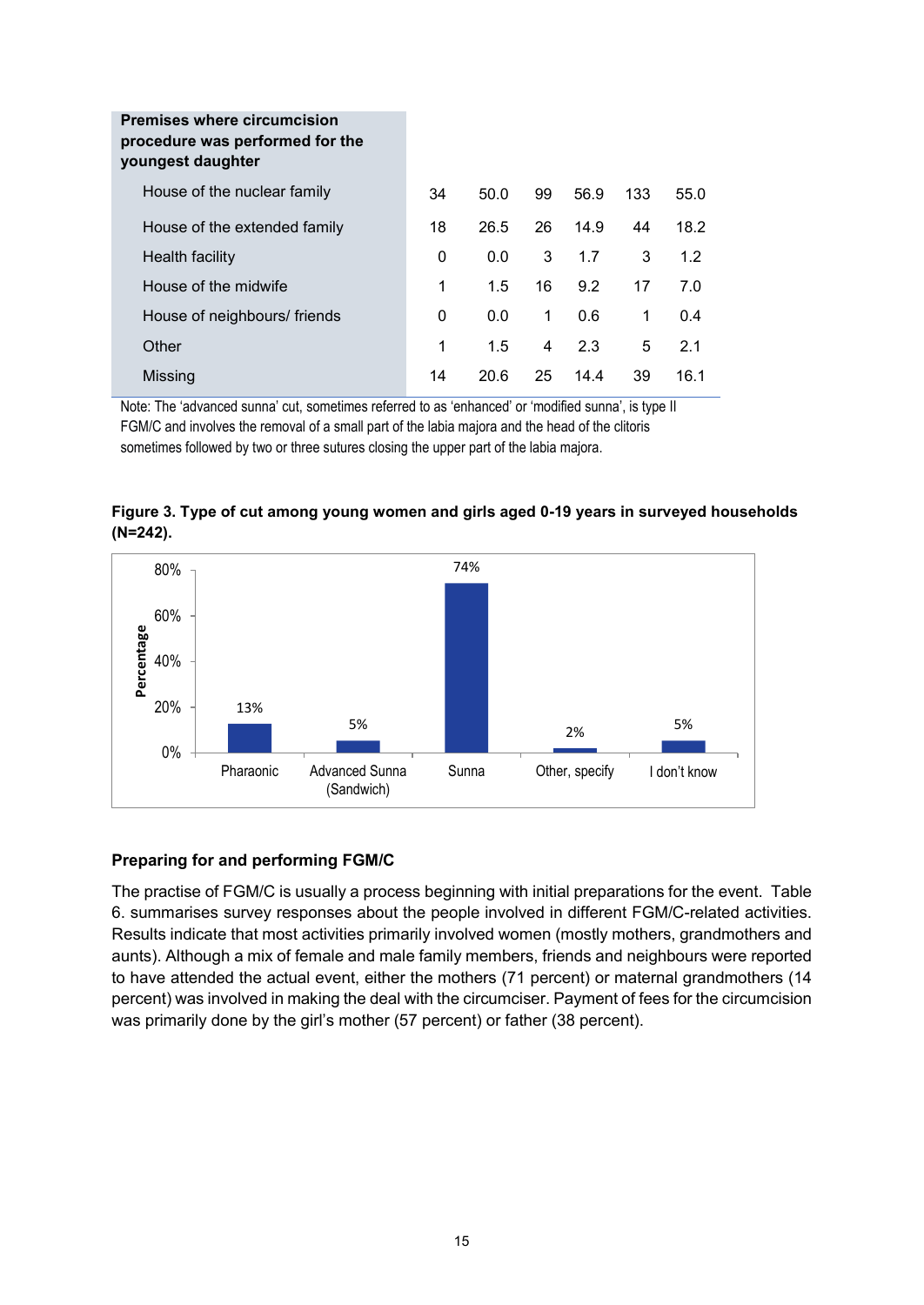| Premises where circumcision procedure was performed for the youngest daughter | | | | | | |
|---|---|---|---|---|---|---|
| House of the nuclear family | 34 | 50.0 | 99 | 56.9 | 133 | 55.0 |
| House of the extended family | 18 | 26.5 | 26 | 14.9 | 44 | 18.2 |
| Health facility | 0 | 0.0 | 3 | 1.7 | 3 | 1.2 |
| House of the midwife | 1 | 1.5 | 16 | 9.2 | 17 | 7.0 |
| House of neighbours/ friends | 0 | 0.0 | 1 | 0.6 | 1 | 0.4 |
| Other | 1 | 1.5 | 4 | 2.3 | 5 | 2.1 |
| Missing | 14 | 20.6 | 25 | 14.4 | 39 | 16.1 |

Note: The 'advanced sunna' cut, sometimes referred to as 'enhanced' or 'modified sunna', is type II FGM/C and involves the removal of a small part of the labia majora and the head of the clitoris sometimes followed by two or three sutures closing the upper part of the labia majora.

**Figure 3. Type of cut among young women and girls aged 0-19 years in surveyed households (N=242).**

| Type of cut | Percentage |
|---|---|
| Pharaonic | 13% |
| Advanced Sunna (Sandwich) | 5% |
| Sunna | 74% |
| Other, specify | 2% |
| I don't know | 5% |

### Preparing for and performing FGM/C

The practise of FGM/C is usually a process beginning with initial preparations for the event. Table 6. summarises survey responses about the people involved in different FGM/C-related activities. Results indicate that most activities primarily involved women (mostly mothers, grandmothers and aunts). Although a mix of female and male family members, friends and neighbours were reported to have attended the actual event, either the mothers (71 percent) or maternal grandmothers (14 percent) was involved in making the deal with the circumciser. Payment of fees for the circumcision was primarily done by the girl's mother (57 percent) or father (38 percent).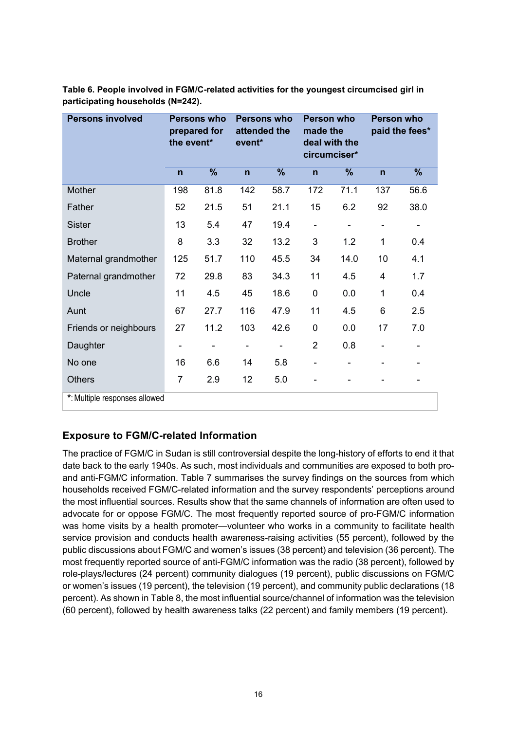**Table 6. People involved in FGM/C-related activities for the youngest circumcised girl in participating households (N=242).**

| Persons involved | Persons who prepared for the event* | | Persons who attended the event* | | Person who made the deal with the circumciser* | | Person who paid the fees* | |
|---|---|---|---|---|---|---|---|---|
| | n | % | n | % | n | % | n | % |
| Mother | 198 | 81.8 | 142 | 58.7 | 172 | 71.1 | 137 | 56.6 |
| Father | 52 | 21.5 | 51 | 21.1 | 15 | 6.2 | 92 | 38.0 |
| Sister | 13 | 5.4 | 47 | 19.4 | - | - | - | - |
| Brother | 8 | 3.3 | 32 | 13.2 | 3 | 1.2 | 1 | 0.4 |
| Maternal grandmother | 125 | 51.7 | 110 | 45.5 | 34 | 14.0 | 10 | 4.1 |
| Paternal grandmother | 72 | 29.8 | 83 | 34.3 | 11 | 4.5 | 4 | 1.7 |
| Uncle | 11 | 4.5 | 45 | 18.6 | 0 | 0.0 | 1 | 0.4 |
| Aunt | 67 | 27.7 | 116 | 47.9 | 11 | 4.5 | 6 | 2.5 |
| Friends or neighbours | 27 | 11.2 | 103 | 42.6 | 0 | 0.0 | 17 | 7.0 |
| Daughter | - | - | - | - | 2 | 0.8 | - | - |
| No one | 16 | 6.6 | 14 | 5.8 | - | - | - | - |
| Others | 7 | 2.9 | 12 | 5.0 | - | - | - | - |

*: Multiple responses allowed

## Exposure to FGM/C-related Information

The practice of FGM/C in Sudan is still controversial despite the long-history of efforts to end it that date back to the early 1940s. As such, most individuals and communities are exposed to both pro- and anti-FGM/C information. Table 7 summarises the survey findings on the sources from which households received FGM/C-related information and the survey respondents' perceptions around the most influential sources. Results show that the same channels of information are often used to advocate for or oppose FGM/C. The most frequently reported source of pro-FGM/C information was home visits by a health promoter—volunteer who works in a community to facilitate health service provision and conducts health awareness-raising activities (55 percent), followed by the public discussions about FGM/C and women's issues (38 percent) and television (36 percent). The most frequently reported source of anti-FGM/C information was the radio (38 percent), followed by role-plays/lectures (24 percent) community dialogues (19 percent), public discussions on FGM/C or women's issues (19 percent), the television (19 percent), and community public declarations (18 percent). As shown in Table 8, the most influential source/channel of information was the television (60 percent), followed by health awareness talks (22 percent) and family members (19 percent).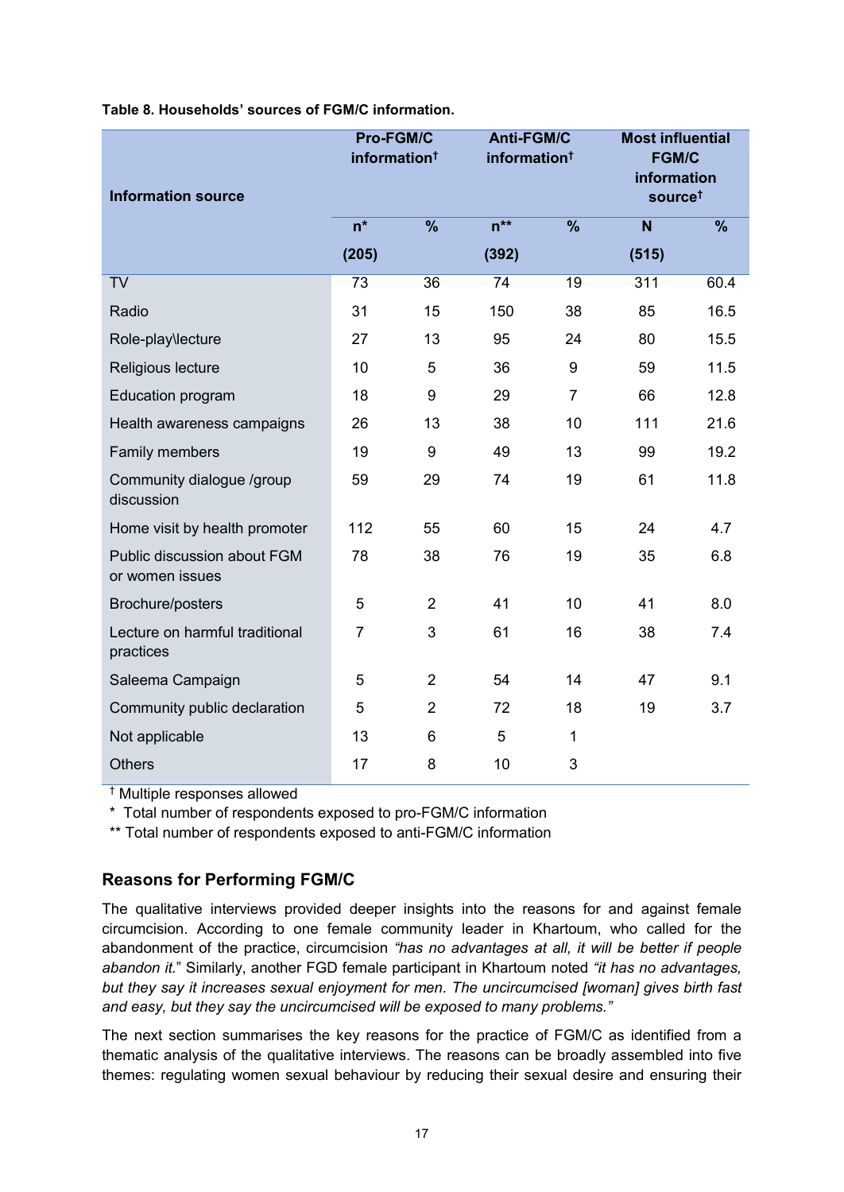**Table 8. Households' sources of FGM/C information.**

| Information source | Pro-FGM/C information† | | Anti-FGM/C information† | | Most influential FGM/C information source† | |
|---|---|---|---|---|---|---|
| | n* (205) | % | n** (392) | % | N (515) | % |
| TV | 73 | 36 | 74 | 19 | 311 | 60.4 |
| Radio | 31 | 15 | 150 | 38 | 85 | 16.5 |
| Role-play\lecture | 27 | 13 | 95 | 24 | 80 | 15.5 |
| Religious lecture | 10 | 5 | 36 | 9 | 59 | 11.5 |
| Education program | 18 | 9 | 29 | 7 | 66 | 12.8 |
| Health awareness campaigns | 26 | 13 | 38 | 10 | 111 | 21.6 |
| Family members | 19 | 9 | 49 | 13 | 99 | 19.2 |
| Community dialogue /group discussion | 59 | 29 | 74 | 19 | 61 | 11.8 |
| Home visit by health promoter | 112 | 55 | 60 | 15 | 24 | 4.7 |
| Public discussion about FGM or women issues | 78 | 38 | 76 | 19 | 35 | 6.8 |
| Brochure/posters | 5 | 2 | 41 | 10 | 41 | 8.0 |
| Lecture on harmful traditional practices | 7 | 3 | 61 | 16 | 38 | 7.4 |
| Saleema Campaign | 5 | 2 | 54 | 14 | 47 | 9.1 |
| Community public declaration | 5 | 2 | 72 | 18 | 19 | 3.7 |
| Not applicable | 13 | 6 | 5 | 1 | | |
| Others | 17 | 8 | 10 | 3 | | |

† Multiple responses allowed
\* Total number of respondents exposed to pro-FGM/C information
\** Total number of respondents exposed to anti-FGM/C information

## Reasons for Performing FGM/C

The qualitative interviews provided deeper insights into the reasons for and against female circumcision. According to one female community leader in Khartoum, who called for the abandonment of the practice, circumcision *"has no advantages at all, it will be better if people abandon it."* Similarly, another FGD female participant in Khartoum noted *"it has no advantages, but they say it increases sexual enjoyment for men. The uncircumcised [woman] gives birth fast and easy, but they say the uncircumcised will be exposed to many problems."*

The next section summarises the key reasons for the practice of FGM/C as identified from a thematic analysis of the qualitative interviews. The reasons can be broadly assembled into five themes: regulating women sexual behaviour by reducing their sexual desire and ensuring their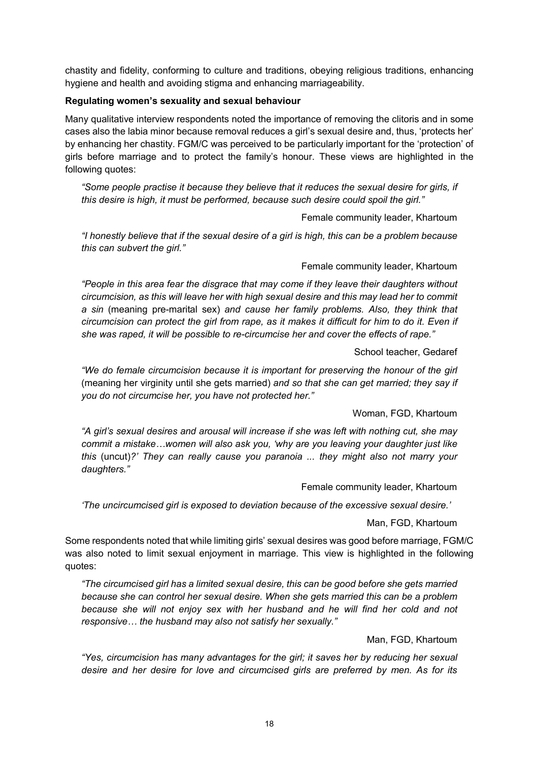chastity and fidelity, conforming to culture and traditions, obeying religious traditions, enhancing hygiene and health and avoiding stigma and enhancing marriageability.

**Regulating women's sexuality and sexual behaviour**

Many qualitative interview respondents noted the importance of removing the clitoris and in some cases also the labia minor because removal reduces a girl's sexual desire and, thus, 'protects her' by enhancing her chastity. FGM/C was perceived to be particularly important for the 'protection' of girls before marriage and to protect the family's honour. These views are highlighted in the following quotes:

> *"Some people practise it because they believe that it reduces the sexual desire for girls, if this desire is high, it must be performed, because such desire could spoil the girl."*
>
> Female community leader, Khartoum

> *"I honestly believe that if the sexual desire of a girl is high, this can be a problem because this can subvert the girl."*
>
> Female community leader, Khartoum

> *"People in this area fear the disgrace that may come if they leave their daughters without circumcision, as this will leave her with high sexual desire and this may lead her to commit a sin* (meaning pre-marital sex) *and cause her family problems. Also, they think that circumcision can protect the girl from rape, as it makes it difficult for him to do it. Even if she was raped, it will be possible to re-circumcise her and cover the effects of rape."*
>
> School teacher, Gedaref

> *"We do female circumcision because it is important for preserving the honour of the girl* (meaning her virginity until she gets married) *and so that she can get married; they say if you do not circumcise her, you have not protected her."*
>
> Woman, FGD, Khartoum

> *"A girl's sexual desires and arousal will increase if she was left with nothing cut, she may commit a mistake…women will also ask you, 'why are you leaving your daughter just like this* (uncut)*?' They can really cause you paranoia ... they might also not marry your daughters."*
>
> Female community leader, Khartoum

> *'The uncircumcised girl is exposed to deviation because of the excessive sexual desire.'*
>
> Man, FGD, Khartoum

Some respondents noted that while limiting girls' sexual desires was good before marriage, FGM/C was also noted to limit sexual enjoyment in marriage. This view is highlighted in the following quotes:

> *"The circumcised girl has a limited sexual desire, this can be good before she gets married because she can control her sexual desire. When she gets married this can be a problem because she will not enjoy sex with her husband and he will find her cold and not responsive… the husband may also not satisfy her sexually."*
>
> Man, FGD, Khartoum

> *"Yes, circumcision has many advantages for the girl; it saves her by reducing her sexual desire and her desire for love and circumcised girls are preferred by men. As for its*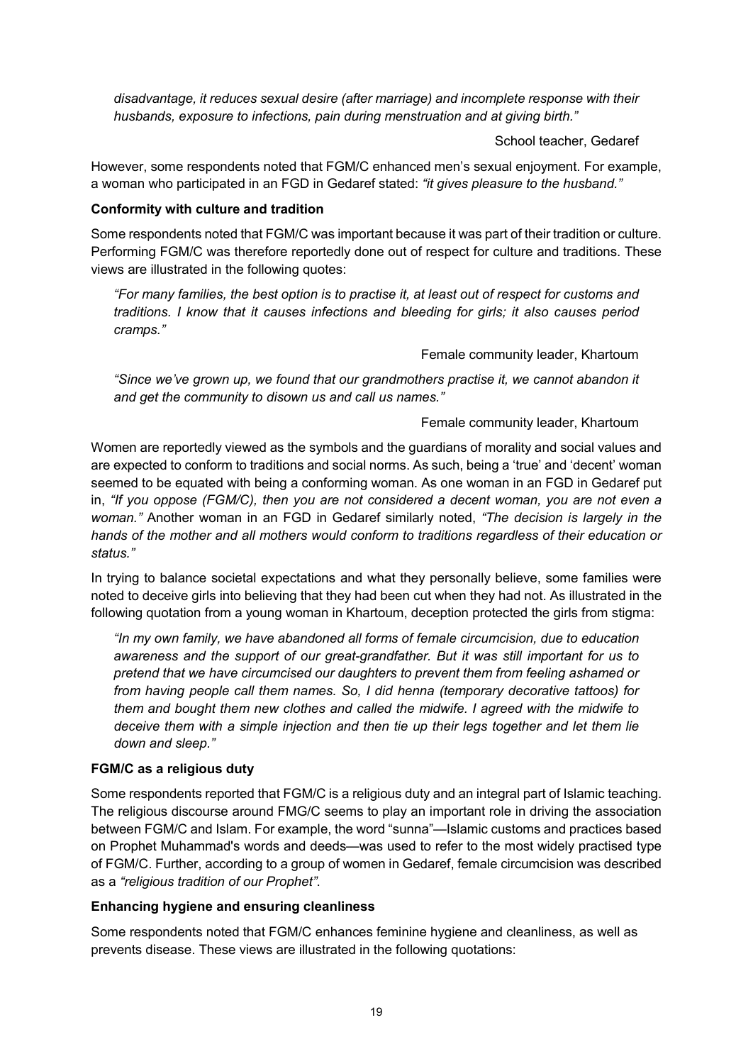*disadvantage, it reduces sexual desire (after marriage) and incomplete response with their husbands, exposure to infections, pain during menstruation and at giving birth."*

School teacher, Gedaref

However, some respondents noted that FGM/C enhanced men's sexual enjoyment. For example, a woman who participated in an FGD in Gedaref stated: *"it gives pleasure to the husband."*

**Conformity with culture and tradition**

Some respondents noted that FGM/C was important because it was part of their tradition or culture. Performing FGM/C was therefore reportedly done out of respect for culture and traditions. These views are illustrated in the following quotes:

> *"For many families, the best option is to practise it, at least out of respect for customs and traditions. I know that it causes infections and bleeding for girls; it also causes period cramps."*
>
> Female community leader, Khartoum

> *"Since we've grown up, we found that our grandmothers practise it, we cannot abandon it and get the community to disown us and call us names."*
>
> Female community leader, Khartoum

Women are reportedly viewed as the symbols and the guardians of morality and social values and are expected to conform to traditions and social norms. As such, being a 'true' and 'decent' woman seemed to be equated with being a conforming woman. As one woman in an FGD in Gedaref put in, *"If you oppose (FGM/C), then you are not considered a decent woman, you are not even a woman."* Another woman in an FGD in Gedaref similarly noted, *"The decision is largely in the hands of the mother and all mothers would conform to traditions regardless of their education or status."*

In trying to balance societal expectations and what they personally believe, some families were noted to deceive girls into believing that they had been cut when they had not. As illustrated in the following quotation from a young woman in Khartoum, deception protected the girls from stigma:

> *"In my own family, we have abandoned all forms of female circumcision, due to education awareness and the support of our great-grandfather. But it was still important for us to pretend that we have circumcised our daughters to prevent them from feeling ashamed or from having people call them names. So, I did henna (temporary decorative tattoos) for them and bought them new clothes and called the midwife. I agreed with the midwife to deceive them with a simple injection and then tie up their legs together and let them lie down and sleep."*

**FGM/C as a religious duty**

Some respondents reported that FGM/C is a religious duty and an integral part of Islamic teaching. The religious discourse around FMG/C seems to play an important role in driving the association between FGM/C and Islam. For example, the word "sunna"—Islamic customs and practices based on Prophet Muhammad's words and deeds—was used to refer to the most widely practised type of FGM/C. Further, according to a group of women in Gedaref, female circumcision was described as a *"religious tradition of our Prophet"*.

**Enhancing hygiene and ensuring cleanliness**

Some respondents noted that FGM/C enhances feminine hygiene and cleanliness, as well as prevents disease. These views are illustrated in the following quotations: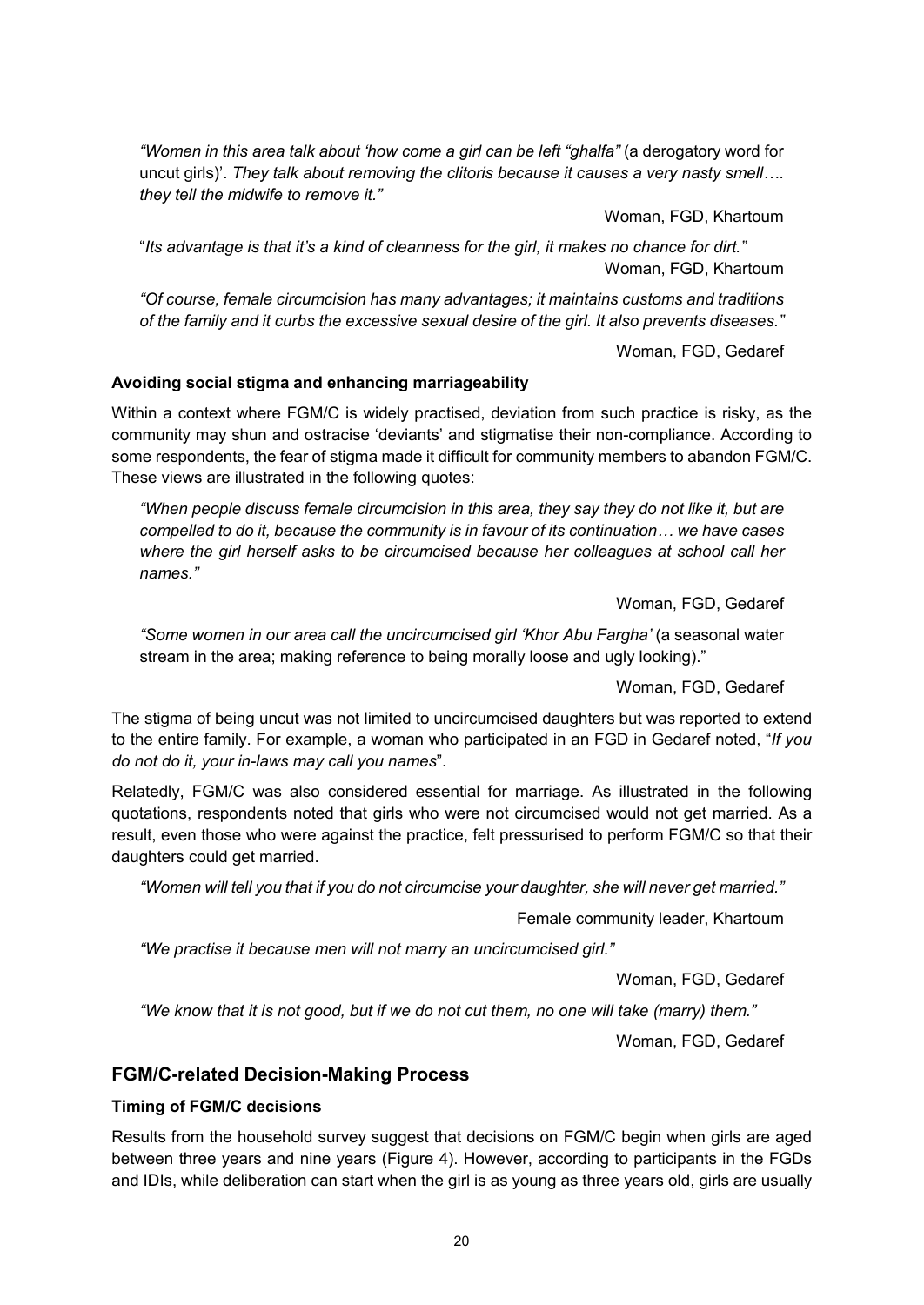*"Women in this area talk about 'how come a girl can be left "ghalfa"* (a derogatory word for uncut girls)'. *They talk about removing the clitoris because it causes a very nasty smell…. they tell the midwife to remove it."*

Woman, FGD, Khartoum

"*Its advantage is that it's a kind of cleanness for the girl, it makes no chance for dirt."*

Woman, FGD, Khartoum

*"Of course, female circumcision has many advantages; it maintains customs and traditions of the family and it curbs the excessive sexual desire of the girl. It also prevents diseases."*

Woman, FGD, Gedaref

**Avoiding social stigma and enhancing marriageability**

Within a context where FGM/C is widely practised, deviation from such practice is risky, as the community may shun and ostracise 'deviants' and stigmatise their non-compliance. According to some respondents, the fear of stigma made it difficult for community members to abandon FGM/C. These views are illustrated in the following quotes:

*"When people discuss female circumcision in this area, they say they do not like it, but are compelled to do it, because the community is in favour of its continuation… we have cases where the girl herself asks to be circumcised because her colleagues at school call her names."*

Woman, FGD, Gedaref

*"Some women in our area call the uncircumcised girl 'Khor Abu Fargha'* (a seasonal water stream in the area; making reference to being morally loose and ugly looking)."

Woman, FGD, Gedaref

The stigma of being uncut was not limited to uncircumcised daughters but was reported to extend to the entire family. For example, a woman who participated in an FGD in Gedaref noted, "*If you do not do it, your in-laws may call you names*".

Relatedly, FGM/C was also considered essential for marriage. As illustrated in the following quotations, respondents noted that girls who were not circumcised would not get married. As a result, even those who were against the practice, felt pressurised to perform FGM/C so that their daughters could get married.

*"Women will tell you that if you do not circumcise your daughter, she will never get married."*

Female community leader, Khartoum

*"We practise it because men will not marry an uncircumcised girl."*

Woman, FGD, Gedaref

*"We know that it is not good, but if we do not cut them, no one will take (marry) them."*

Woman, FGD, Gedaref

## FGM/C-related Decision-Making Process

**Timing of FGM/C decisions**

Results from the household survey suggest that decisions on FGM/C begin when girls are aged between three years and nine years (Figure 4). However, according to participants in the FGDs and IDIs, while deliberation can start when the girl is as young as three years old, girls are usually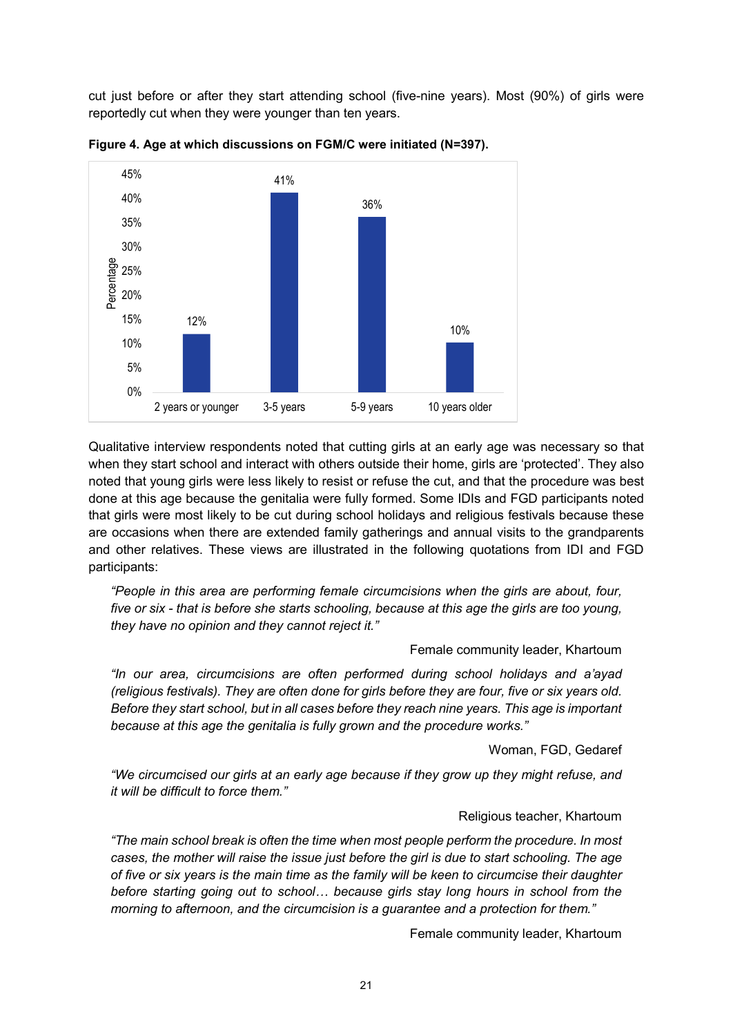cut just before or after they start attending school (five-nine years). Most (90%) of girls were reportedly cut when they were younger than ten years.

**Figure 4. Age at which discussions on FGM/C were initiated (N=397).**

| Age | Percentage |
|---|---|
| 2 years or younger | 12% |
| 3-5 years | 41% |
| 5-9 years | 36% |
| 10 years older | 10% |

Qualitative interview respondents noted that cutting girls at an early age was necessary so that when they start school and interact with others outside their home, girls are 'protected'. They also noted that young girls were less likely to resist or refuse the cut, and that the procedure was best done at this age because the genitalia were fully formed. Some IDIs and FGD participants noted that girls were most likely to be cut during school holidays and religious festivals because these are occasions when there are extended family gatherings and annual visits to the grandparents and other relatives. These views are illustrated in the following quotations from IDI and FGD participants:

> *"People in this area are performing female circumcisions when the girls are about, four, five or six - that is before she starts schooling, because at this age the girls are too young, they have no opinion and they cannot reject it."*
>
> Female community leader, Khartoum

> *"In our area, circumcisions are often performed during school holidays and a'ayad (religious festivals). They are often done for girls before they are four, five or six years old. Before they start school, but in all cases before they reach nine years. This age is important because at this age the genitalia is fully grown and the procedure works."*
>
> Woman, FGD, Gedaref

> *"We circumcised our girls at an early age because if they grow up they might refuse, and it will be difficult to force them."*
>
> Religious teacher, Khartoum

> *"The main school break is often the time when most people perform the procedure. In most cases, the mother will raise the issue just before the girl is due to start schooling. The age of five or six years is the main time as the family will be keen to circumcise their daughter before starting going out to school… because girls stay long hours in school from the morning to afternoon, and the circumcision is a guarantee and a protection for them."*
>
> Female community leader, Khartoum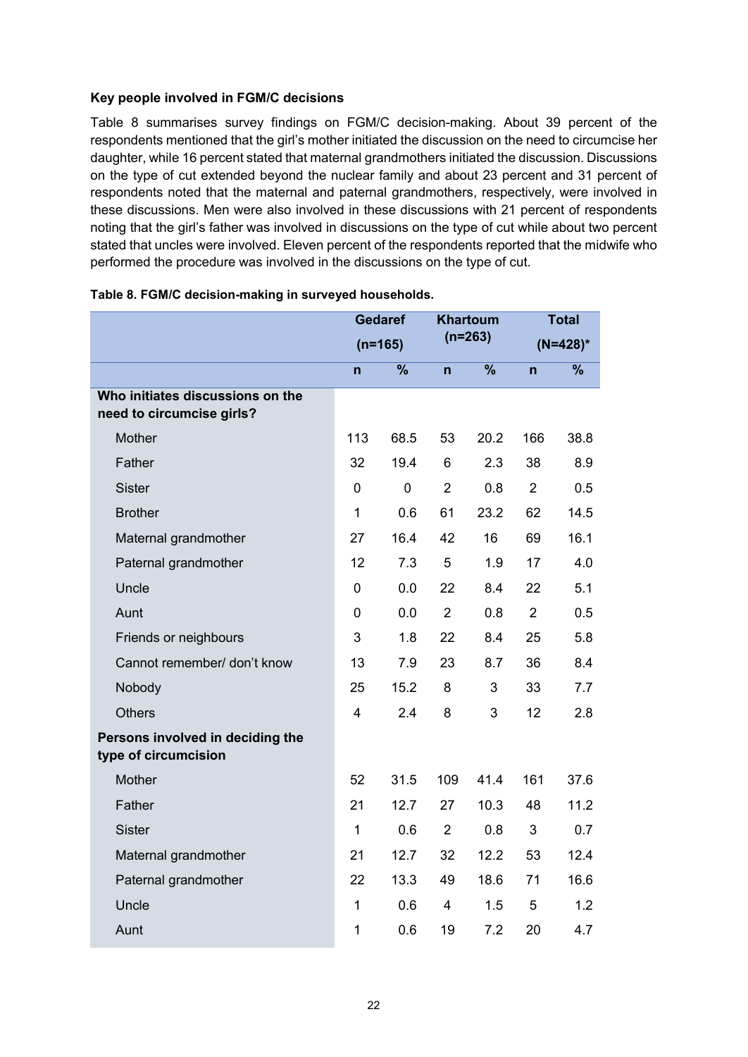**Key people involved in FGM/C decisions**

Table 8 summarises survey findings on FGM/C decision-making. About 39 percent of the respondents mentioned that the girl's mother initiated the discussion on the need to circumcise her daughter, while 16 percent stated that maternal grandmothers initiated the discussion. Discussions on the type of cut extended beyond the nuclear family and about 23 percent and 31 percent of respondents noted that the maternal and paternal grandmothers, respectively, were involved in these discussions. Men were also involved in these discussions with 21 percent of respondents noting that the girl's father was involved in discussions on the type of cut while about two percent stated that uncles were involved. Eleven percent of the respondents reported that the midwife who performed the procedure was involved in the discussions on the type of cut.

**Table 8. FGM/C decision-making in surveyed households.**

| | Gedaref (n=165) | | Khartoum (n=263) | | Total (N=428)* | |
|---|---|---|---|---|---|---|
| | n | % | n | % | n | % |
| **Who initiates discussions on the need to circumcise girls?** | | | | | | |
| Mother | 113 | 68.5 | 53 | 20.2 | 166 | 38.8 |
| Father | 32 | 19.4 | 6 | 2.3 | 38 | 8.9 |
| Sister | 0 | 0 | 2 | 0.8 | 2 | 0.5 |
| Brother | 1 | 0.6 | 61 | 23.2 | 62 | 14.5 |
| Maternal grandmother | 27 | 16.4 | 42 | 16 | 69 | 16.1 |
| Paternal grandmother | 12 | 7.3 | 5 | 1.9 | 17 | 4.0 |
| Uncle | 0 | 0.0 | 22 | 8.4 | 22 | 5.1 |
| Aunt | 0 | 0.0 | 2 | 0.8 | 2 | 0.5 |
| Friends or neighbours | 3 | 1.8 | 22 | 8.4 | 25 | 5.8 |
| Cannot remember/ don't know | 13 | 7.9 | 23 | 8.7 | 36 | 8.4 |
| Nobody | 25 | 15.2 | 8 | 3 | 33 | 7.7 |
| Others | 4 | 2.4 | 8 | 3 | 12 | 2.8 |
| **Persons involved in deciding the type of circumcision** | | | | | | |
| Mother | 52 | 31.5 | 109 | 41.4 | 161 | 37.6 |
| Father | 21 | 12.7 | 27 | 10.3 | 48 | 11.2 |
| Sister | 1 | 0.6 | 2 | 0.8 | 3 | 0.7 |
| Maternal grandmother | 21 | 12.7 | 32 | 12.2 | 53 | 12.4 |
| Paternal grandmother | 22 | 13.3 | 49 | 18.6 | 71 | 16.6 |
| Uncle | 1 | 0.6 | 4 | 1.5 | 5 | 1.2 |
| Aunt | 1 | 0.6 | 19 | 7.2 | 20 | 4.7 |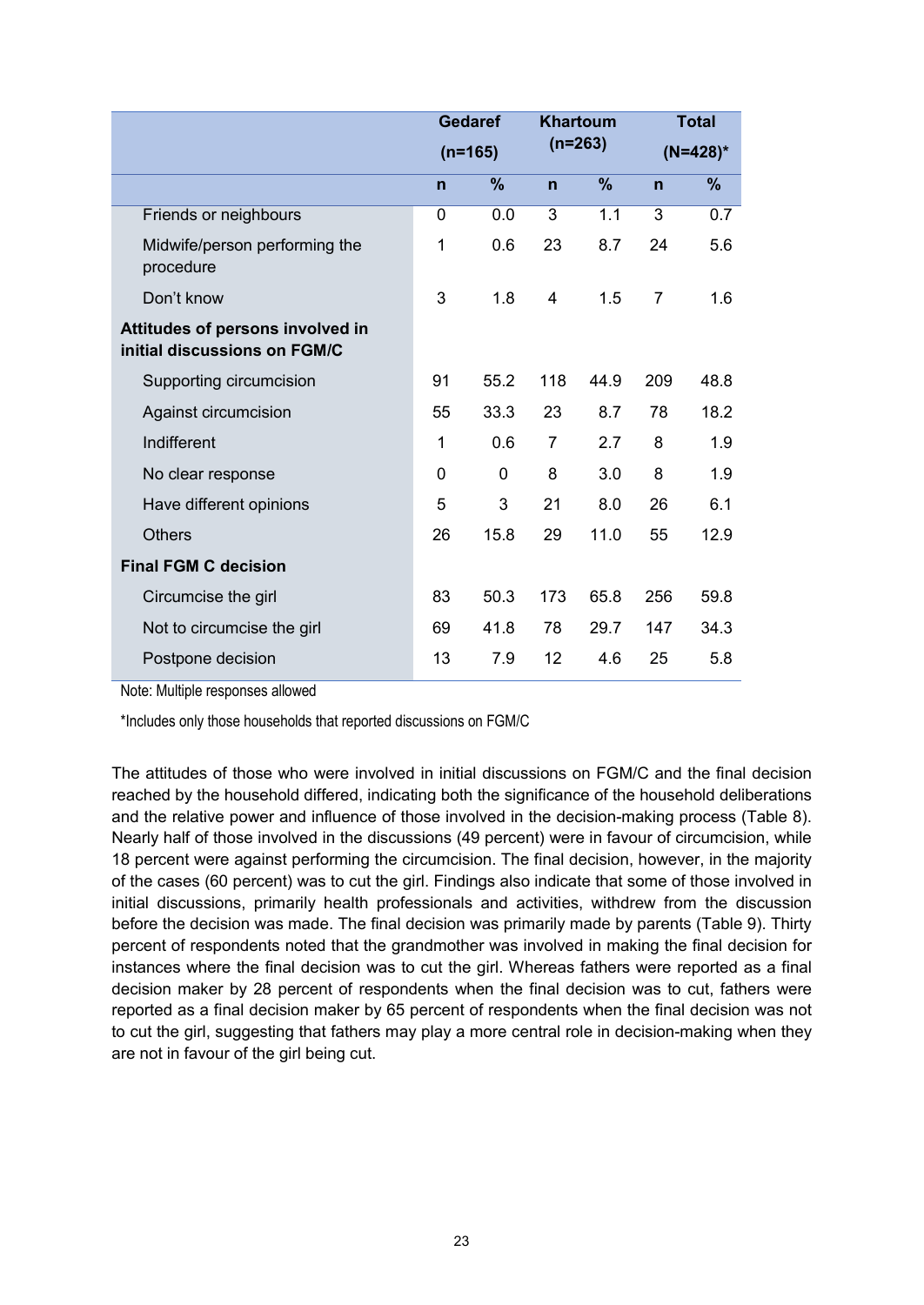| | Gedaref (n=165) | | Khartoum (n=263) | | Total (N=428)* | |
|---|---|---|---|---|---|---|
| | n | % | n | % | n | % |
| Friends or neighbours | 0 | 0.0 | 3 | 1.1 | 3 | 0.7 |
| Midwife/person performing the procedure | 1 | 0.6 | 23 | 8.7 | 24 | 5.6 |
| Don't know | 3 | 1.8 | 4 | 1.5 | 7 | 1.6 |
| **Attitudes of persons involved in initial discussions on FGM/C** | | | | | | |
| Supporting circumcision | 91 | 55.2 | 118 | 44.9 | 209 | 48.8 |
| Against circumcision | 55 | 33.3 | 23 | 8.7 | 78 | 18.2 |
| Indifferent | 1 | 0.6 | 7 | 2.7 | 8 | 1.9 |
| No clear response | 0 | 0 | 8 | 3.0 | 8 | 1.9 |
| Have different opinions | 5 | 3 | 21 | 8.0 | 26 | 6.1 |
| Others | 26 | 15.8 | 29 | 11.0 | 55 | 12.9 |
| **Final FGM C decision** | | | | | | |
| Circumcise the girl | 83 | 50.3 | 173 | 65.8 | 256 | 59.8 |
| Not to circumcise the girl | 69 | 41.8 | 78 | 29.7 | 147 | 34.3 |
| Postpone decision | 13 | 7.9 | 12 | 4.6 | 25 | 5.8 |

Note: Multiple responses allowed

*Includes only those households that reported discussions on FGM/C

The attitudes of those who were involved in initial discussions on FGM/C and the final decision reached by the household differed, indicating both the significance of the household deliberations and the relative power and influence of those involved in the decision-making process (Table 8). Nearly half of those involved in the discussions (49 percent) were in favour of circumcision, while 18 percent were against performing the circumcision. The final decision, however, in the majority of the cases (60 percent) was to cut the girl. Findings also indicate that some of those involved in initial discussions, primarily health professionals and activities, withdrew from the discussion before the decision was made. The final decision was primarily made by parents (Table 9). Thirty percent of respondents noted that the grandmother was involved in making the final decision for instances where the final decision was to cut the girl. Whereas fathers were reported as a final decision maker by 28 percent of respondents when the final decision was to cut, fathers were reported as a final decision maker by 65 percent of respondents when the final decision was not to cut the girl, suggesting that fathers may play a more central role in decision-making when they are not in favour of the girl being cut.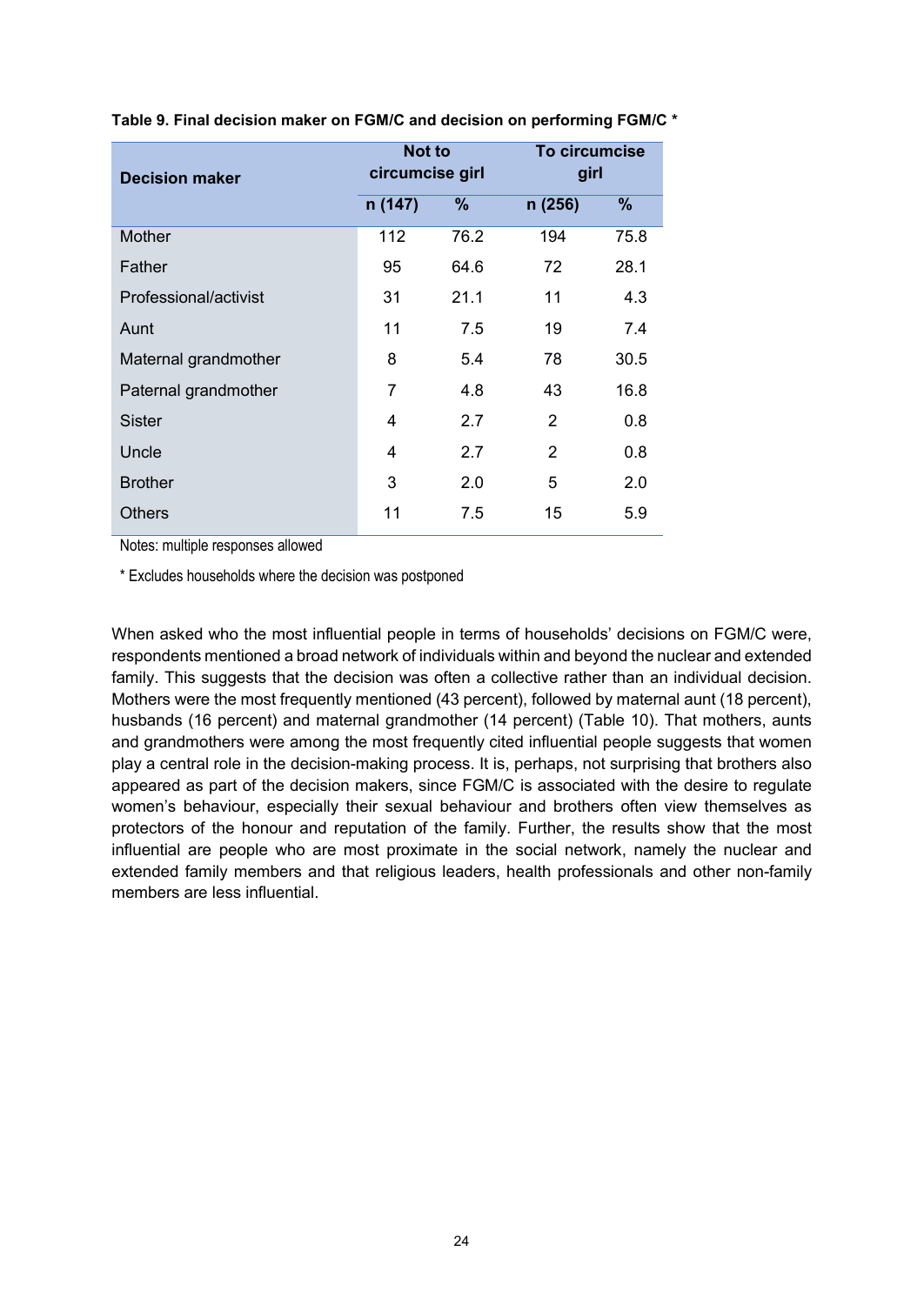**Table 9. Final decision maker on FGM/C and decision on performing FGM/C ***

| Decision maker | Not to circumcise girl | | To circumcise girl | |
|---|---|---|---|---|
| | n (147) | % | n (256) | % |
| Mother | 112 | 76.2 | 194 | 75.8 |
| Father | 95 | 64.6 | 72 | 28.1 |
| Professional/activist | 31 | 21.1 | 11 | 4.3 |
| Aunt | 11 | 7.5 | 19 | 7.4 |
| Maternal grandmother | 8 | 5.4 | 78 | 30.5 |
| Paternal grandmother | 7 | 4.8 | 43 | 16.8 |
| Sister | 4 | 2.7 | 2 | 0.8 |
| Uncle | 4 | 2.7 | 2 | 0.8 |
| Brother | 3 | 2.0 | 5 | 2.0 |
| Others | 11 | 7.5 | 15 | 5.9 |

Notes: multiple responses allowed

* Excludes households where the decision was postponed

When asked who the most influential people in terms of households' decisions on FGM/C were, respondents mentioned a broad network of individuals within and beyond the nuclear and extended family. This suggests that the decision was often a collective rather than an individual decision. Mothers were the most frequently mentioned (43 percent), followed by maternal aunt (18 percent), husbands (16 percent) and maternal grandmother (14 percent) (Table 10). That mothers, aunts and grandmothers were among the most frequently cited influential people suggests that women play a central role in the decision-making process. It is, perhaps, not surprising that brothers also appeared as part of the decision makers, since FGM/C is associated with the desire to regulate women's behaviour, especially their sexual behaviour and brothers often view themselves as protectors of the honour and reputation of the family. Further, the results show that the most influential are people who are most proximate in the social network, namely the nuclear and extended family members and that religious leaders, health professionals and other non-family members are less influential.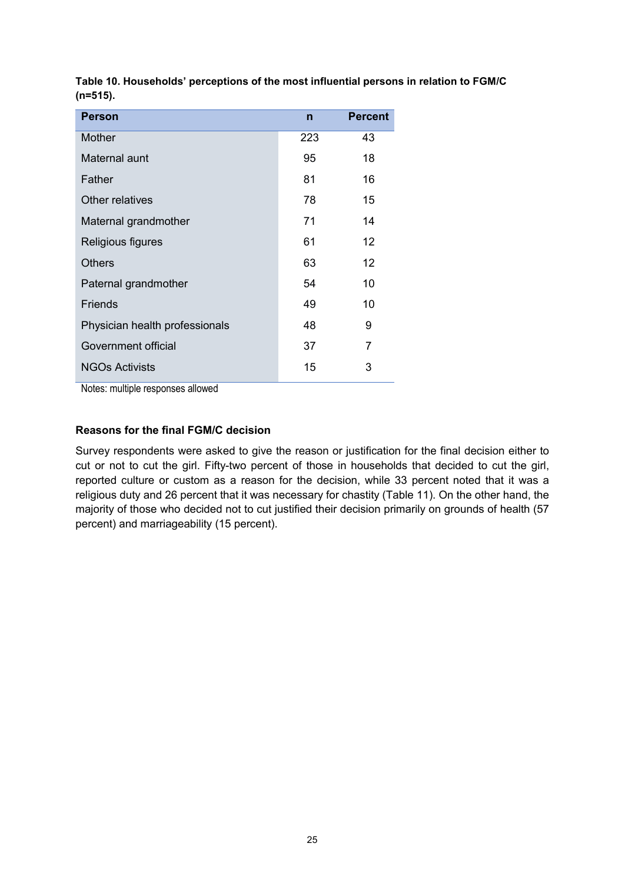**Table 10. Households' perceptions of the most influential persons in relation to FGM/C (n=515).**

| Person | n | Percent |
| --- | --- | --- |
| Mother | 223 | 43 |
| Maternal aunt | 95 | 18 |
| Father | 81 | 16 |
| Other relatives | 78 | 15 |
| Maternal grandmother | 71 | 14 |
| Religious figures | 61 | 12 |
| Others | 63 | 12 |
| Paternal grandmother | 54 | 10 |
| Friends | 49 | 10 |
| Physician health professionals | 48 | 9 |
| Government official | 37 | 7 |
| NGOs Activists | 15 | 3 |

Notes: multiple responses allowed

### Reasons for the final FGM/C decision

Survey respondents were asked to give the reason or justification for the final decision either to cut or not to cut the girl. Fifty-two percent of those in households that decided to cut the girl, reported culture or custom as a reason for the decision, while 33 percent noted that it was a religious duty and 26 percent that it was necessary for chastity (Table 11). On the other hand, the majority of those who decided not to cut justified their decision primarily on grounds of health (57 percent) and marriageability (15 percent).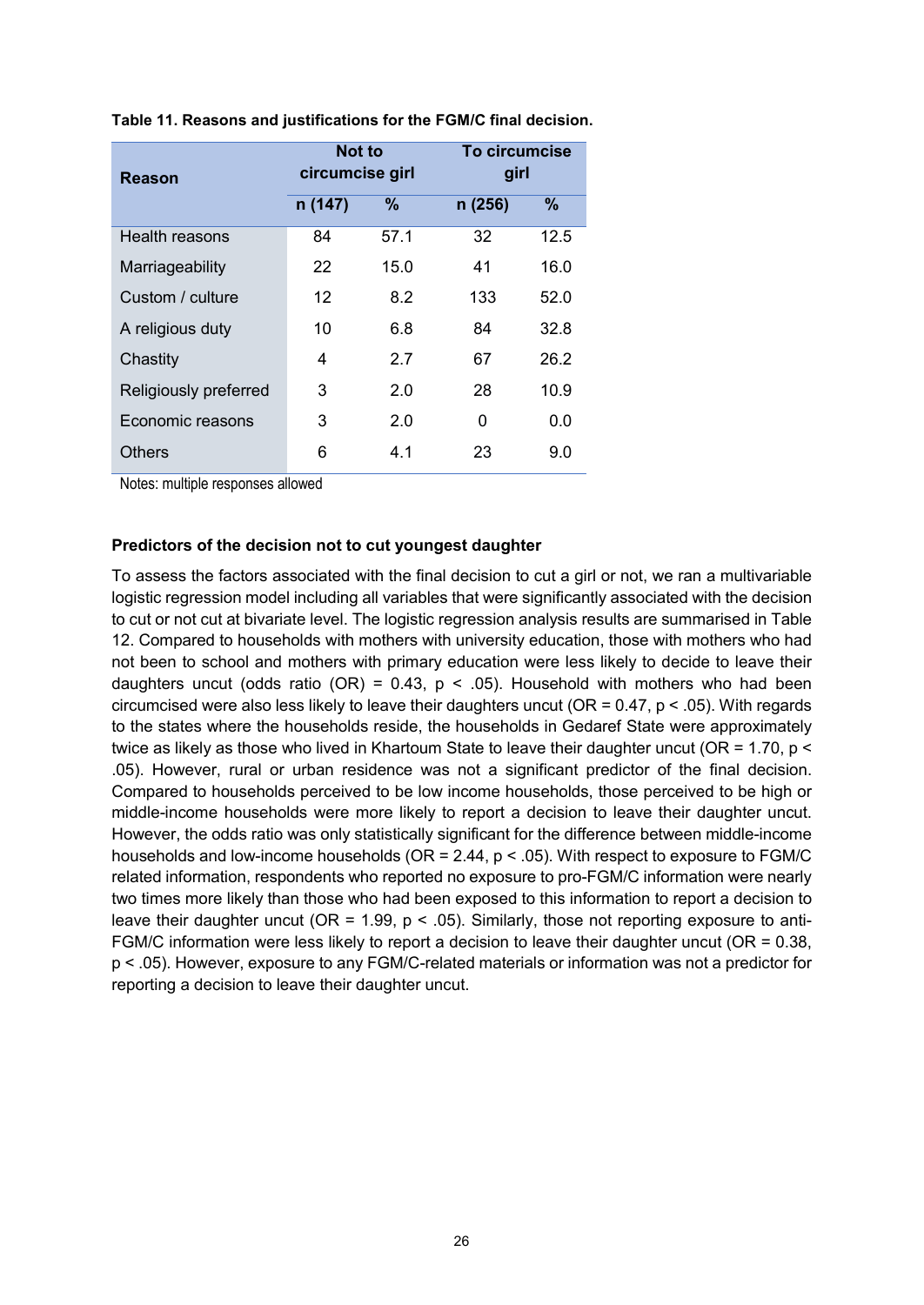**Table 11. Reasons and justifications for the FGM/C final decision.**

| Reason | Not to circumcise girl | | To circumcise girl | |
|---|---|---|---|---|
| | n (147) | % | n (256) | % |
| Health reasons | 84 | 57.1 | 32 | 12.5 |
| Marriageability | 22 | 15.0 | 41 | 16.0 |
| Custom / culture | 12 | 8.2 | 133 | 52.0 |
| A religious duty | 10 | 6.8 | 84 | 32.8 |
| Chastity | 4 | 2.7 | 67 | 26.2 |
| Religiously preferred | 3 | 2.0 | 28 | 10.9 |
| Economic reasons | 3 | 2.0 | 0 | 0.0 |
| Others | 6 | 4.1 | 23 | 9.0 |

Notes: multiple responses allowed

**Predictors of the decision not to cut youngest daughter**

To assess the factors associated with the final decision to cut a girl or not, we ran a multivariable logistic regression model including all variables that were significantly associated with the decision to cut or not cut at bivariate level. The logistic regression analysis results are summarised in Table 12. Compared to households with mothers with university education, those with mothers who had not been to school and mothers with primary education were less likely to decide to leave their daughters uncut (odds ratio (OR) = 0.43, $p < .05$). Household with mothers who had been circumcised were also less likely to leave their daughters uncut (OR = 0.47, $p < .05$). With regards to the states where the households reside, the households in Gedaref State were approximately twice as likely as those who lived in Khartoum State to leave their daughter uncut (OR = 1.70, $p < .05$). However, rural or urban residence was not a significant predictor of the final decision. Compared to households perceived to be low income households, those perceived to be high or middle-income households were more likely to report a decision to leave their daughter uncut. However, the odds ratio was only statistically significant for the difference between middle-income households and low-income households (OR = 2.44, $p < .05$). With respect to exposure to FGM/C related information, respondents who reported no exposure to pro-FGM/C information were nearly two times more likely than those who had been exposed to this information to report a decision to leave their daughter uncut (OR = 1.99, $p < .05$). Similarly, those not reporting exposure to anti-FGM/C information were less likely to report a decision to leave their daughter uncut (OR = 0.38, $p < .05$). However, exposure to any FGM/C-related materials or information was not a predictor for reporting a decision to leave their daughter uncut.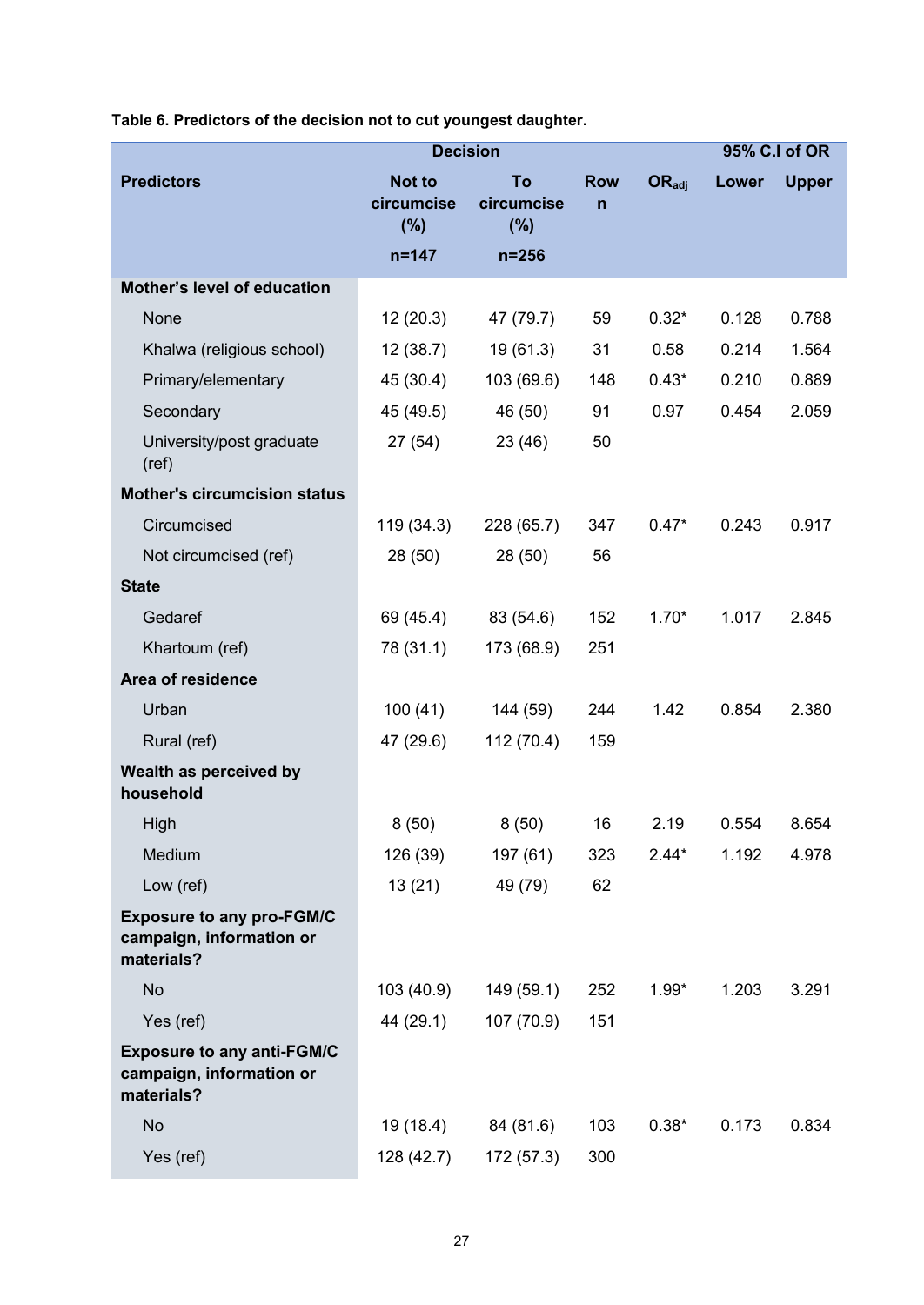**Table 6. Predictors of the decision not to cut youngest daughter.**

| Predictors | Decision | | | | 95% C.I of OR | |
|---|---|---|---|---|---|---|
| | Not to circumcise (%) n=147 | To circumcise (%) n=256 | Row n | $OR_{adj}$ | Lower | Upper |
| **Mother's level of education** | | | | | | |
| None | 12 (20.3) | 47 (79.7) | 59 | 0.32* | 0.128 | 0.788 |
| Khalwa (religious school) | 12 (38.7) | 19 (61.3) | 31 | 0.58 | 0.214 | 1.564 |
| Primary/elementary | 45 (30.4) | 103 (69.6) | 148 | 0.43* | 0.210 | 0.889 |
| Secondary | 45 (49.5) | 46 (50) | 91 | 0.97 | 0.454 | 2.059 |
| University/post graduate (ref) | 27 (54) | 23 (46) | 50 | | | |
| **Mother's circumcision status** | | | | | | |
| Circumcised | 119 (34.3) | 228 (65.7) | 347 | 0.47* | 0.243 | 0.917 |
| Not circumcised (ref) | 28 (50) | 28 (50) | 56 | | | |
| **State** | | | | | | |
| Gedaref | 69 (45.4) | 83 (54.6) | 152 | 1.70* | 1.017 | 2.845 |
| Khartoum (ref) | 78 (31.1) | 173 (68.9) | 251 | | | |
| **Area of residence** | | | | | | |
| Urban | 100 (41) | 144 (59) | 244 | 1.42 | 0.854 | 2.380 |
| Rural (ref) | 47 (29.6) | 112 (70.4) | 159 | | | |
| **Wealth as perceived by household** | | | | | | |
| High | 8 (50) | 8 (50) | 16 | 2.19 | 0.554 | 8.654 |
| Medium | 126 (39) | 197 (61) | 323 | 2.44* | 1.192 | 4.978 |
| Low (ref) | 13 (21) | 49 (79) | 62 | | | |
| **Exposure to any pro-FGM/C campaign, information or materials?** | | | | | | |
| No | 103 (40.9) | 149 (59.1) | 252 | 1.99* | 1.203 | 3.291 |
| Yes (ref) | 44 (29.1) | 107 (70.9) | 151 | | | |
| **Exposure to any anti-FGM/C campaign, information or materials?** | | | | | | |
| No | 19 (18.4) | 84 (81.6) | 103 | 0.38* | 0.173 | 0.834 |
| Yes (ref) | 128 (42.7) | 172 (57.3) | 300 | | | |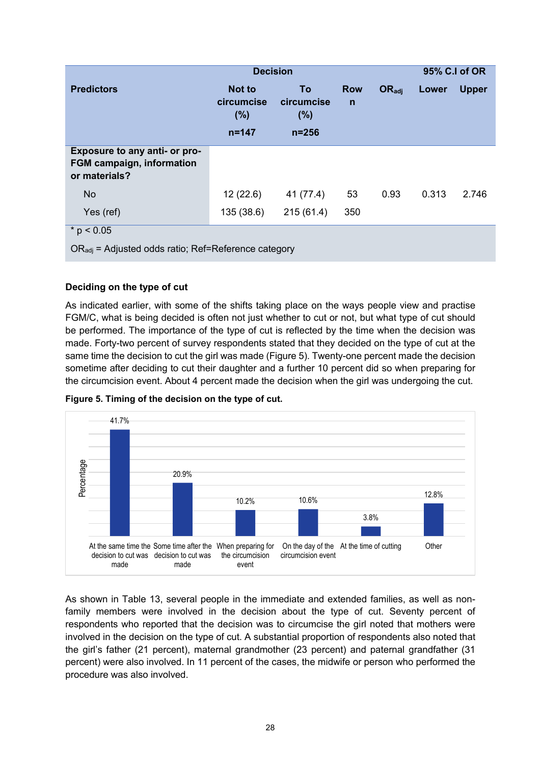| Predictors | Decision | | | | 95% C.I of OR | |
|---|---|---|---|---|---|---|
| | Not to circumcise (%) n=147 | To circumcise (%) n=256 | Row n | $OR_{adj}$ | Lower | Upper |
| **Exposure to any anti- or pro-FGM campaign, information or materials?** | | | | | | |
| No | 12 (22.6) | 41 (77.4) | 53 | 0.93 | 0.313 | 2.746 |
| Yes (ref) | 135 (38.6) | 215 (61.4) | 350 | | | |

* $p < 0.05$

$OR_{adj}$ = Adjusted odds ratio; Ref=Reference category

**Deciding on the type of cut**

As indicated earlier, with some of the shifts taking place on the ways people view and practise FGM/C, what is being decided is often not just whether to cut or not, but what type of cut should be performed. The importance of the type of cut is reflected by the time when the decision was made. Forty-two percent of survey respondents stated that they decided on the type of cut at the same time the decision to cut the girl was made (Figure 5). Twenty-one percent made the decision sometime after deciding to cut their daughter and a further 10 percent did so when preparing for the circumcision event. About 4 percent made the decision when the girl was undergoing the cut.

**Figure 5. Timing of the decision on the type of cut.**

| Timing | Percentage |
|---|---|
| At the same time the decision to cut was made | 41.7% |
| Some time after the decision to cut was made | 20.9% |
| When preparing for the circumcision event | 10.2% |
| On the day of the circumcision event | 10.6% |
| At the time of cutting | 3.8% |
| Other | 12.8% |

As shown in Table 13, several people in the immediate and extended families, as well as non-family members were involved in the decision about the type of cut. Seventy percent of respondents who reported that the decision was to circumcise the girl noted that mothers were involved in the decision on the type of cut. A substantial proportion of respondents also noted that the girl's father (21 percent), maternal grandmother (23 percent) and paternal grandfather (31 percent) were also involved. In 11 percent of the cases, the midwife or person who performed the procedure was also involved.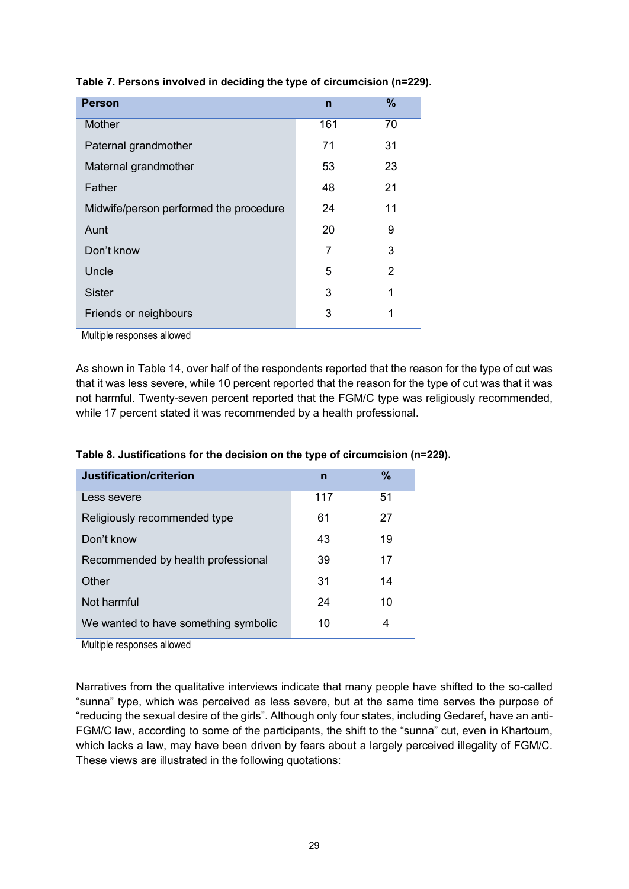**Table 7. Persons involved in deciding the type of circumcision (n=229).**

| Person | n | % |
|---|---|---|
| Mother | 161 | 70 |
| Paternal grandmother | 71 | 31 |
| Maternal grandmother | 53 | 23 |
| Father | 48 | 21 |
| Midwife/person performed the procedure | 24 | 11 |
| Aunt | 20 | 9 |
| Don't know | 7 | 3 |
| Uncle | 5 | 2 |
| Sister | 3 | 1 |
| Friends or neighbours | 3 | 1 |

Multiple responses allowed

As shown in Table 14, over half of the respondents reported that the reason for the type of cut was that it was less severe, while 10 percent reported that the reason for the type of cut was that it was not harmful. Twenty-seven percent reported that the FGM/C type was religiously recommended, while 17 percent stated it was recommended by a health professional.

**Table 8. Justifications for the decision on the type of circumcision (n=229).**

| Justification/criterion | n | % |
|---|---|---|
| Less severe | 117 | 51 |
| Religiously recommended type | 61 | 27 |
| Don't know | 43 | 19 |
| Recommended by health professional | 39 | 17 |
| Other | 31 | 14 |
| Not harmful | 24 | 10 |
| We wanted to have something symbolic | 10 | 4 |

Multiple responses allowed

Narratives from the qualitative interviews indicate that many people have shifted to the so-called "sunna" type, which was perceived as less severe, but at the same time serves the purpose of "reducing the sexual desire of the girls". Although only four states, including Gedaref, have an anti-FGM/C law, according to some of the participants, the shift to the "sunna" cut, even in Khartoum, which lacks a law, may have been driven by fears about a largely perceived illegality of FGM/C. These views are illustrated in the following quotations: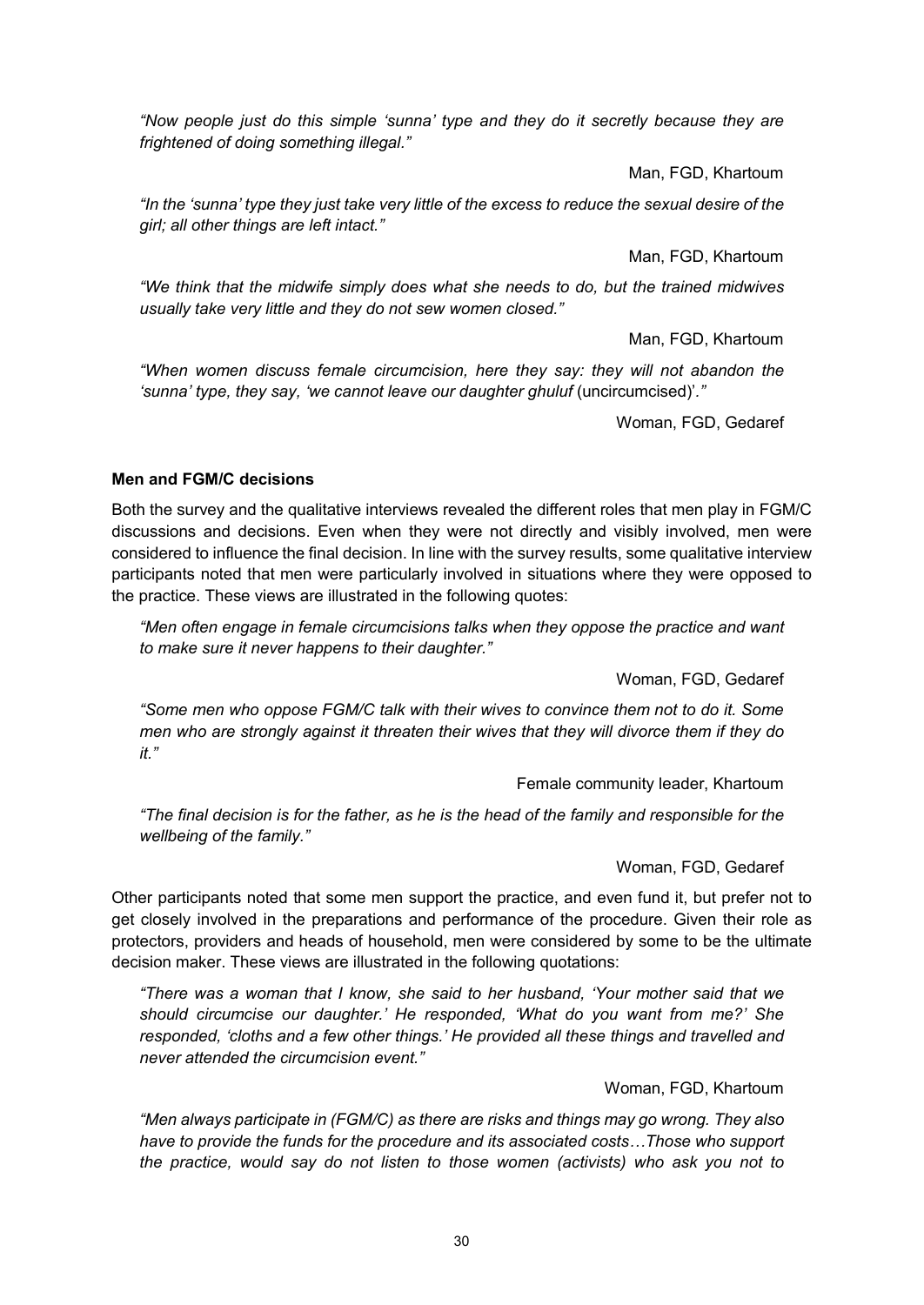*"Now people just do this simple 'sunna' type and they do it secretly because they are frightened of doing something illegal."*

Man, FGD, Khartoum

*"In the 'sunna' type they just take very little of the excess to reduce the sexual desire of the girl; all other things are left intact."*

Man, FGD, Khartoum

*"We think that the midwife simply does what she needs to do, but the trained midwives usually take very little and they do not sew women closed."*

Man, FGD, Khartoum

*"When women discuss female circumcision, here they say: they will not abandon the 'sunna' type, they say, 'we cannot leave our daughter ghuluf* (uncircumcised)*'."*

Woman, FGD, Gedaref

**Men and FGM/C decisions**

Both the survey and the qualitative interviews revealed the different roles that men play in FGM/C discussions and decisions. Even when they were not directly and visibly involved, men were considered to influence the final decision. In line with the survey results, some qualitative interview participants noted that men were particularly involved in situations where they were opposed to the practice. These views are illustrated in the following quotes:

*"Men often engage in female circumcisions talks when they oppose the practice and want to make sure it never happens to their daughter."*

Woman, FGD, Gedaref

*"Some men who oppose FGM/C talk with their wives to convince them not to do it. Some men who are strongly against it threaten their wives that they will divorce them if they do it."*

Female community leader, Khartoum

*"The final decision is for the father, as he is the head of the family and responsible for the wellbeing of the family."*

Woman, FGD, Gedaref

Other participants noted that some men support the practice, and even fund it, but prefer not to get closely involved in the preparations and performance of the procedure. Given their role as protectors, providers and heads of household, men were considered by some to be the ultimate decision maker. These views are illustrated in the following quotations:

*"There was a woman that I know, she said to her husband, 'Your mother said that we should circumcise our daughter.' He responded, 'What do you want from me?' She responded, 'cloths and a few other things.' He provided all these things and travelled and never attended the circumcision event."*

Woman, FGD, Khartoum

*"Men always participate in (FGM/C) as there are risks and things may go wrong. They also have to provide the funds for the procedure and its associated costs…Those who support the practice, would say do not listen to those women (activists) who ask you not to*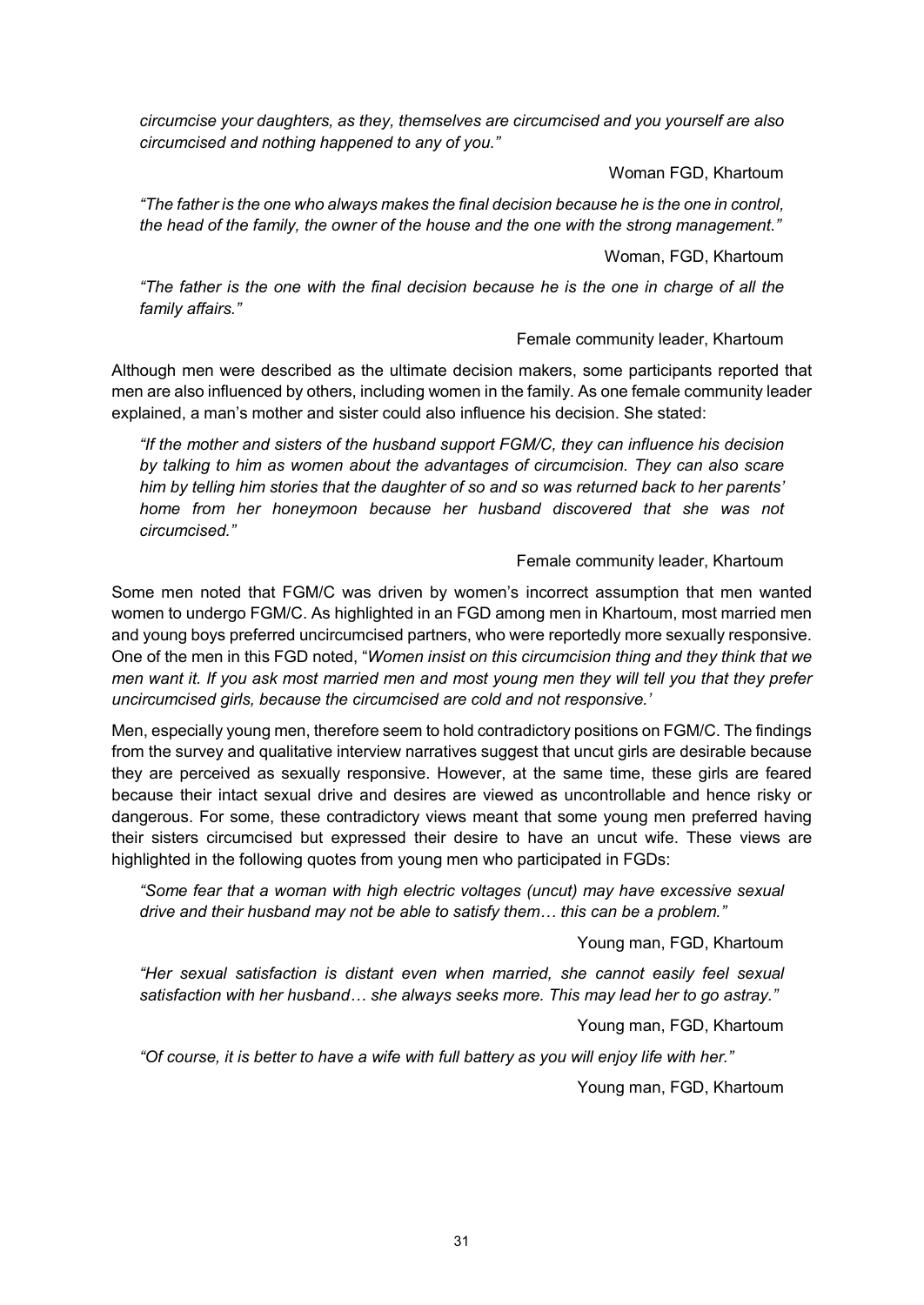*circumcise your daughters, as they, themselves are circumcised and you yourself are also circumcised and nothing happened to any of you."*

Woman FGD, Khartoum

*"The father is the one who always makes the final decision because he is the one in control, the head of the family, the owner of the house and the one with the strong management."*

Woman, FGD, Khartoum

*"The father is the one with the final decision because he is the one in charge of all the family affairs."*

Female community leader, Khartoum

Although men were described as the ultimate decision makers, some participants reported that men are also influenced by others, including women in the family. As one female community leader explained, a man's mother and sister could also influence his decision. She stated:

*"If the mother and sisters of the husband support FGM/C, they can influence his decision by talking to him as women about the advantages of circumcision. They can also scare him by telling him stories that the daughter of so and so was returned back to her parents' home from her honeymoon because her husband discovered that she was not circumcised."*

Female community leader, Khartoum

Some men noted that FGM/C was driven by women's incorrect assumption that men wanted women to undergo FGM/C. As highlighted in an FGD among men in Khartoum, most married men and young boys preferred uncircumcised partners, who were reportedly more sexually responsive. One of the men in this FGD noted, "*Women insist on this circumcision thing and they think that we men want it. If you ask most married men and most young men they will tell you that they prefer uncircumcised girls, because the circumcised are cold and not responsive.'*

Men, especially young men, therefore seem to hold contradictory positions on FGM/C. The findings from the survey and qualitative interview narratives suggest that uncut girls are desirable because they are perceived as sexually responsive. However, at the same time, these girls are feared because their intact sexual drive and desires are viewed as uncontrollable and hence risky or dangerous. For some, these contradictory views meant that some young men preferred having their sisters circumcised but expressed their desire to have an uncut wife. These views are highlighted in the following quotes from young men who participated in FGDs:

*"Some fear that a woman with high electric voltages (uncut) may have excessive sexual drive and their husband may not be able to satisfy them… this can be a problem."*

Young man, FGD, Khartoum

*"Her sexual satisfaction is distant even when married, she cannot easily feel sexual satisfaction with her husband… she always seeks more. This may lead her to go astray."*

Young man, FGD, Khartoum

*"Of course, it is better to have a wife with full battery as you will enjoy life with her."*

Young man, FGD, Khartoum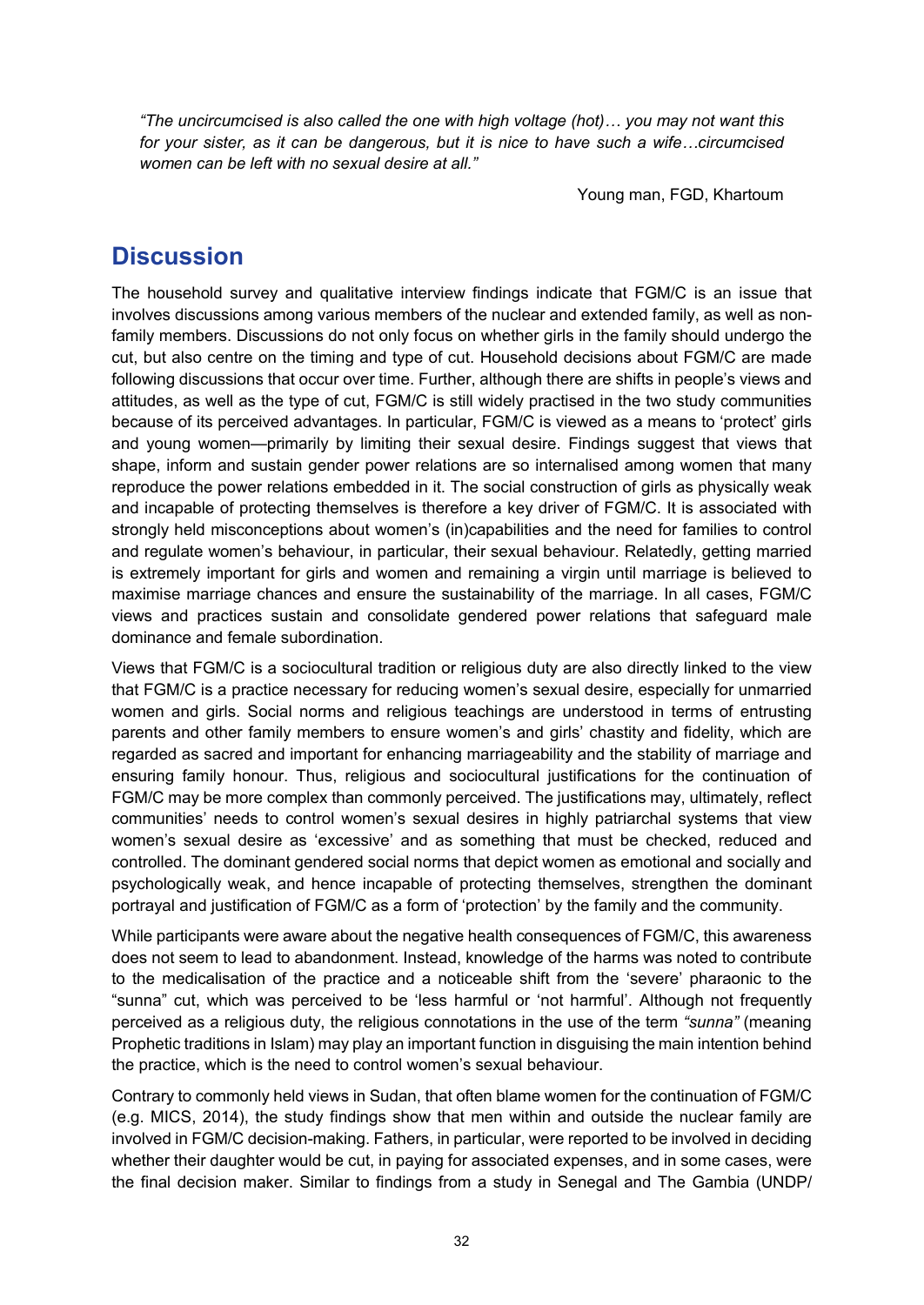*"The uncircumcised is also called the one with high voltage (hot)… you may not want this for your sister, as it can be dangerous, but it is nice to have such a wife…circumcised women can be left with no sexual desire at all."*

Young man, FGD, Khartoum

## Discussion

The household survey and qualitative interview findings indicate that FGM/C is an issue that involves discussions among various members of the nuclear and extended family, as well as non-family members. Discussions do not only focus on whether girls in the family should undergo the cut, but also centre on the timing and type of cut. Household decisions about FGM/C are made following discussions that occur over time. Further, although there are shifts in people's views and attitudes, as well as the type of cut, FGM/C is still widely practised in the two study communities because of its perceived advantages. In particular, FGM/C is viewed as a means to 'protect' girls and young women—primarily by limiting their sexual desire. Findings suggest that views that shape, inform and sustain gender power relations are so internalised among women that many reproduce the power relations embedded in it. The social construction of girls as physically weak and incapable of protecting themselves is therefore a key driver of FGM/C. It is associated with strongly held misconceptions about women's (in)capabilities and the need for families to control and regulate women's behaviour, in particular, their sexual behaviour. Relatedly, getting married is extremely important for girls and women and remaining a virgin until marriage is believed to maximise marriage chances and ensure the sustainability of the marriage. In all cases, FGM/C views and practices sustain and consolidate gendered power relations that safeguard male dominance and female subordination.

Views that FGM/C is a sociocultural tradition or religious duty are also directly linked to the view that FGM/C is a practice necessary for reducing women's sexual desire, especially for unmarried women and girls. Social norms and religious teachings are understood in terms of entrusting parents and other family members to ensure women's and girls' chastity and fidelity, which are regarded as sacred and important for enhancing marriageability and the stability of marriage and ensuring family honour. Thus, religious and sociocultural justifications for the continuation of FGM/C may be more complex than commonly perceived. The justifications may, ultimately, reflect communities' needs to control women's sexual desires in highly patriarchal systems that view women's sexual desire as 'excessive' and as something that must be checked, reduced and controlled. The dominant gendered social norms that depict women as emotional and socially and psychologically weak, and hence incapable of protecting themselves, strengthen the dominant portrayal and justification of FGM/C as a form of 'protection' by the family and the community.

While participants were aware about the negative health consequences of FGM/C, this awareness does not seem to lead to abandonment. Instead, knowledge of the harms was noted to contribute to the medicalisation of the practice and a noticeable shift from the 'severe' pharaonic to the "sunna" cut, which was perceived to be 'less harmful or 'not harmful'. Although not frequently perceived as a religious duty, the religious connotations in the use of the term *"sunna"* (meaning Prophetic traditions in Islam) may play an important function in disguising the main intention behind the practice, which is the need to control women's sexual behaviour.

Contrary to commonly held views in Sudan, that often blame women for the continuation of FGM/C (e.g. MICS, 2014), the study findings show that men within and outside the nuclear family are involved in FGM/C decision-making. Fathers, in particular, were reported to be involved in deciding whether their daughter would be cut, in paying for associated expenses, and in some cases, were the final decision maker. Similar to findings from a study in Senegal and The Gambia (UNDP/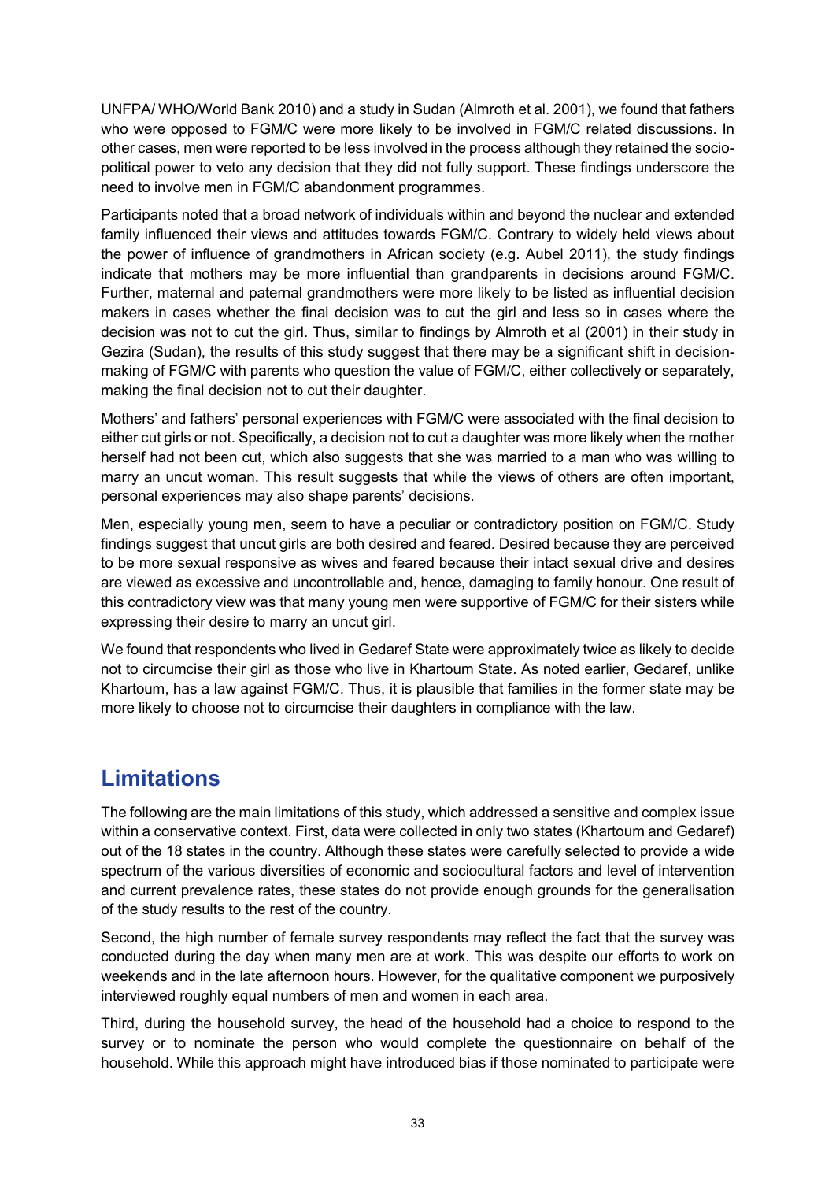UNFPA/ WHO/World Bank 2010) and a study in Sudan (Almroth et al. 2001), we found that fathers who were opposed to FGM/C were more likely to be involved in FGM/C related discussions. In other cases, men were reported to be less involved in the process although they retained the socio-political power to veto any decision that they did not fully support. These findings underscore the need to involve men in FGM/C abandonment programmes.

Participants noted that a broad network of individuals within and beyond the nuclear and extended family influenced their views and attitudes towards FGM/C. Contrary to widely held views about the power of influence of grandmothers in African society (e.g. Aubel 2011), the study findings indicate that mothers may be more influential than grandparents in decisions around FGM/C. Further, maternal and paternal grandmothers were more likely to be listed as influential decision makers in cases whether the final decision was to cut the girl and less so in cases where the decision was not to cut the girl. Thus, similar to findings by Almroth et al (2001) in their study in Gezira (Sudan), the results of this study suggest that there may be a significant shift in decision-making of FGM/C with parents who question the value of FGM/C, either collectively or separately, making the final decision not to cut their daughter.

Mothers' and fathers' personal experiences with FGM/C were associated with the final decision to either cut girls or not. Specifically, a decision not to cut a daughter was more likely when the mother herself had not been cut, which also suggests that she was married to a man who was willing to marry an uncut woman. This result suggests that while the views of others are often important, personal experiences may also shape parents' decisions.

Men, especially young men, seem to have a peculiar or contradictory position on FGM/C. Study findings suggest that uncut girls are both desired and feared. Desired because they are perceived to be more sexual responsive as wives and feared because their intact sexual drive and desires are viewed as excessive and uncontrollable and, hence, damaging to family honour. One result of this contradictory view was that many young men were supportive of FGM/C for their sisters while expressing their desire to marry an uncut girl.

We found that respondents who lived in Gedaref State were approximately twice as likely to decide not to circumcise their girl as those who live in Khartoum State. As noted earlier, Gedaref, unlike Khartoum, has a law against FGM/C. Thus, it is plausible that families in the former state may be more likely to choose not to circumcise their daughters in compliance with the law.

## Limitations

The following are the main limitations of this study, which addressed a sensitive and complex issue within a conservative context. First, data were collected in only two states (Khartoum and Gedaref) out of the 18 states in the country. Although these states were carefully selected to provide a wide spectrum of the various diversities of economic and sociocultural factors and level of intervention and current prevalence rates, these states do not provide enough grounds for the generalisation of the study results to the rest of the country.

Second, the high number of female survey respondents may reflect the fact that the survey was conducted during the day when many men are at work. This was despite our efforts to work on weekends and in the late afternoon hours. However, for the qualitative component we purposively interviewed roughly equal numbers of men and women in each area.

Third, during the household survey, the head of the household had a choice to respond to the survey or to nominate the person who would complete the questionnaire on behalf of the household. While this approach might have introduced bias if those nominated to participate were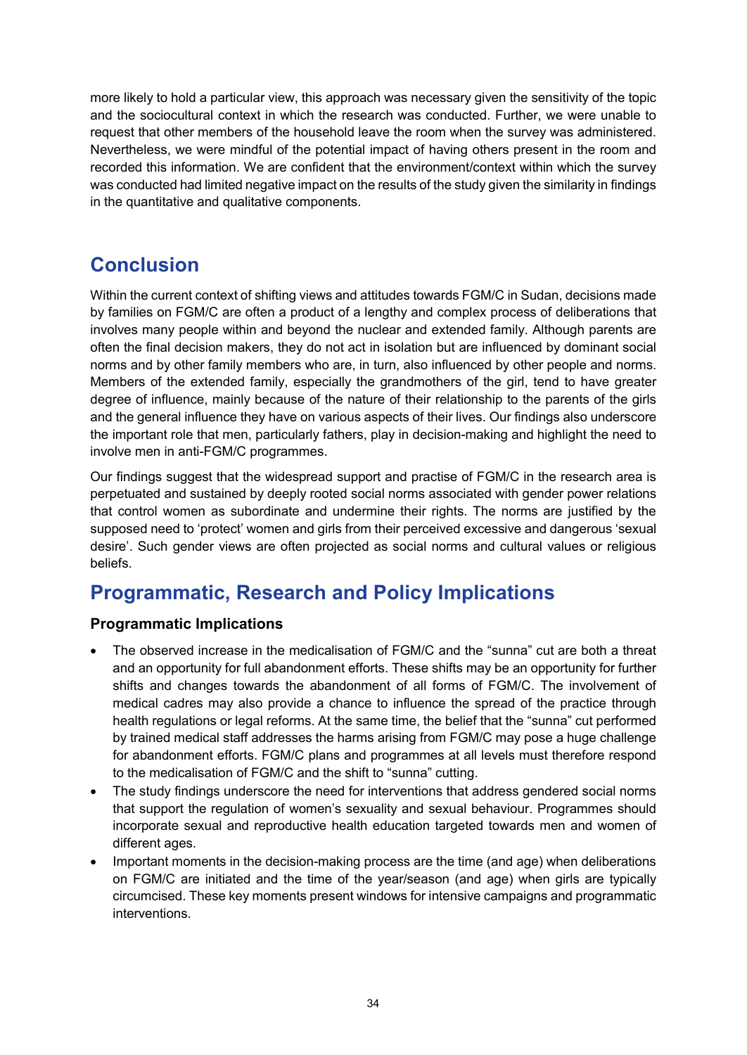more likely to hold a particular view, this approach was necessary given the sensitivity of the topic and the sociocultural context in which the research was conducted. Further, we were unable to request that other members of the household leave the room when the survey was administered. Nevertheless, we were mindful of the potential impact of having others present in the room and recorded this information. We are confident that the environment/context within which the survey was conducted had limited negative impact on the results of the study given the similarity in findings in the quantitative and qualitative components.

# Conclusion

Within the current context of shifting views and attitudes towards FGM/C in Sudan, decisions made by families on FGM/C are often a product of a lengthy and complex process of deliberations that involves many people within and beyond the nuclear and extended family. Although parents are often the final decision makers, they do not act in isolation but are influenced by dominant social norms and by other family members who are, in turn, also influenced by other people and norms. Members of the extended family, especially the grandmothers of the girl, tend to have greater degree of influence, mainly because of the nature of their relationship to the parents of the girls and the general influence they have on various aspects of their lives. Our findings also underscore the important role that men, particularly fathers, play in decision-making and highlight the need to involve men in anti-FGM/C programmes.

Our findings suggest that the widespread support and practise of FGM/C in the research area is perpetuated and sustained by deeply rooted social norms associated with gender power relations that control women as subordinate and undermine their rights. The norms are justified by the supposed need to 'protect' women and girls from their perceived excessive and dangerous 'sexual desire'. Such gender views are often projected as social norms and cultural values or religious beliefs.

# Programmatic, Research and Policy Implications

### Programmatic Implications

- The observed increase in the medicalisation of FGM/C and the "sunna" cut are both a threat and an opportunity for full abandonment efforts. These shifts may be an opportunity for further shifts and changes towards the abandonment of all forms of FGM/C. The involvement of medical cadres may also provide a chance to influence the spread of the practice through health regulations or legal reforms. At the same time, the belief that the "sunna" cut performed by trained medical staff addresses the harms arising from FGM/C may pose a huge challenge for abandonment efforts. FGM/C plans and programmes at all levels must therefore respond to the medicalisation of FGM/C and the shift to "sunna" cutting.
- The study findings underscore the need for interventions that address gendered social norms that support the regulation of women's sexuality and sexual behaviour. Programmes should incorporate sexual and reproductive health education targeted towards men and women of different ages.
- Important moments in the decision-making process are the time (and age) when deliberations on FGM/C are initiated and the time of the year/season (and age) when girls are typically circumcised. These key moments present windows for intensive campaigns and programmatic interventions.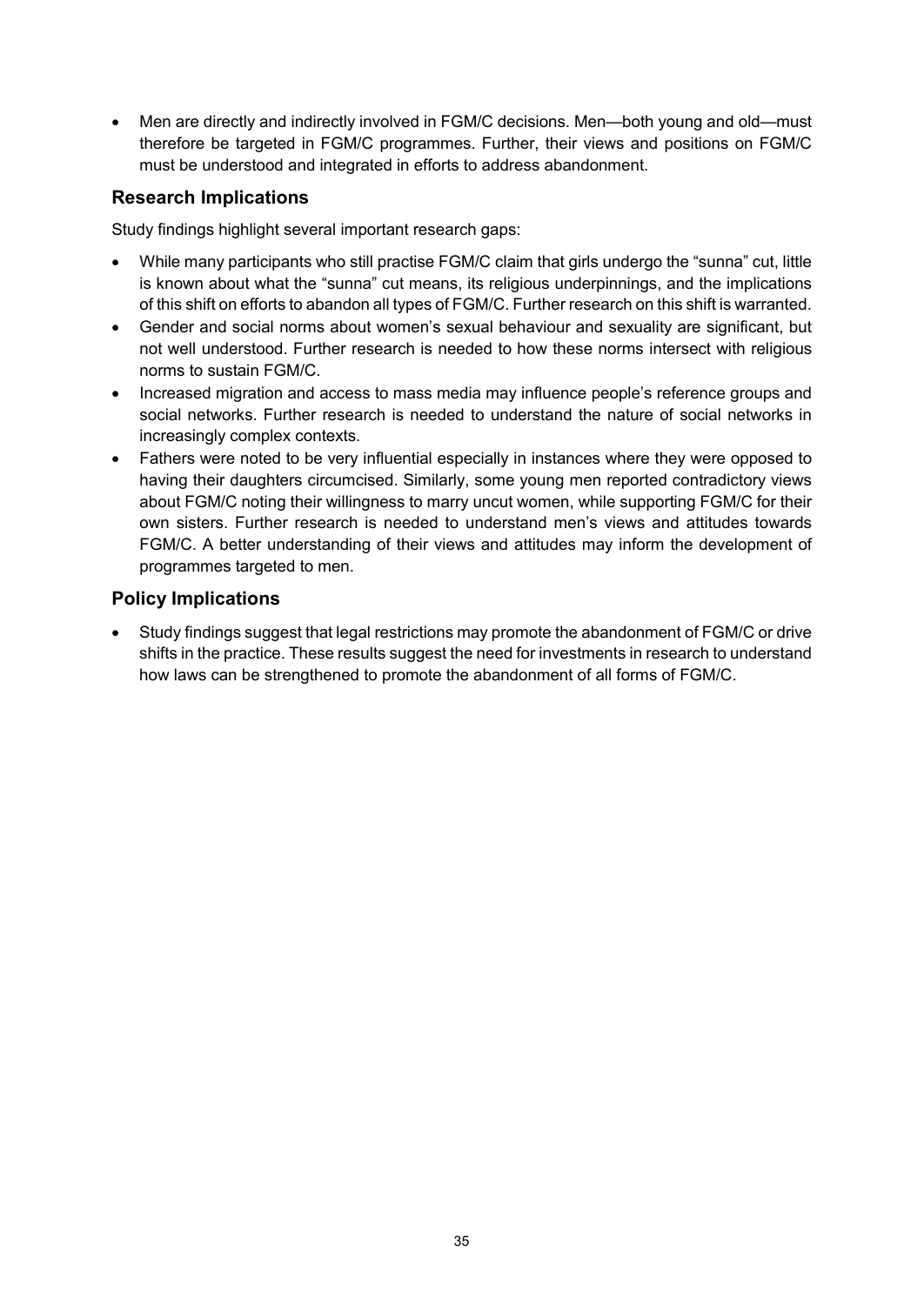- Men are directly and indirectly involved in FGM/C decisions. Men—both young and old—must therefore be targeted in FGM/C programmes. Further, their views and positions on FGM/C must be understood and integrated in efforts to address abandonment.

### Research Implications

Study findings highlight several important research gaps:

- While many participants who still practise FGM/C claim that girls undergo the "sunna" cut, little is known about what the "sunna" cut means, its religious underpinnings, and the implications of this shift on efforts to abandon all types of FGM/C. Further research on this shift is warranted.
- Gender and social norms about women's sexual behaviour and sexuality are significant, but not well understood. Further research is needed to how these norms intersect with religious norms to sustain FGM/C.
- Increased migration and access to mass media may influence people's reference groups and social networks. Further research is needed to understand the nature of social networks in increasingly complex contexts.
- Fathers were noted to be very influential especially in instances where they were opposed to having their daughters circumcised. Similarly, some young men reported contradictory views about FGM/C noting their willingness to marry uncut women, while supporting FGM/C for their own sisters. Further research is needed to understand men's views and attitudes towards FGM/C. A better understanding of their views and attitudes may inform the development of programmes targeted to men.

### Policy Implications

- Study findings suggest that legal restrictions may promote the abandonment of FGM/C or drive shifts in the practice. These results suggest the need for investments in research to understand how laws can be strengthened to promote the abandonment of all forms of FGM/C.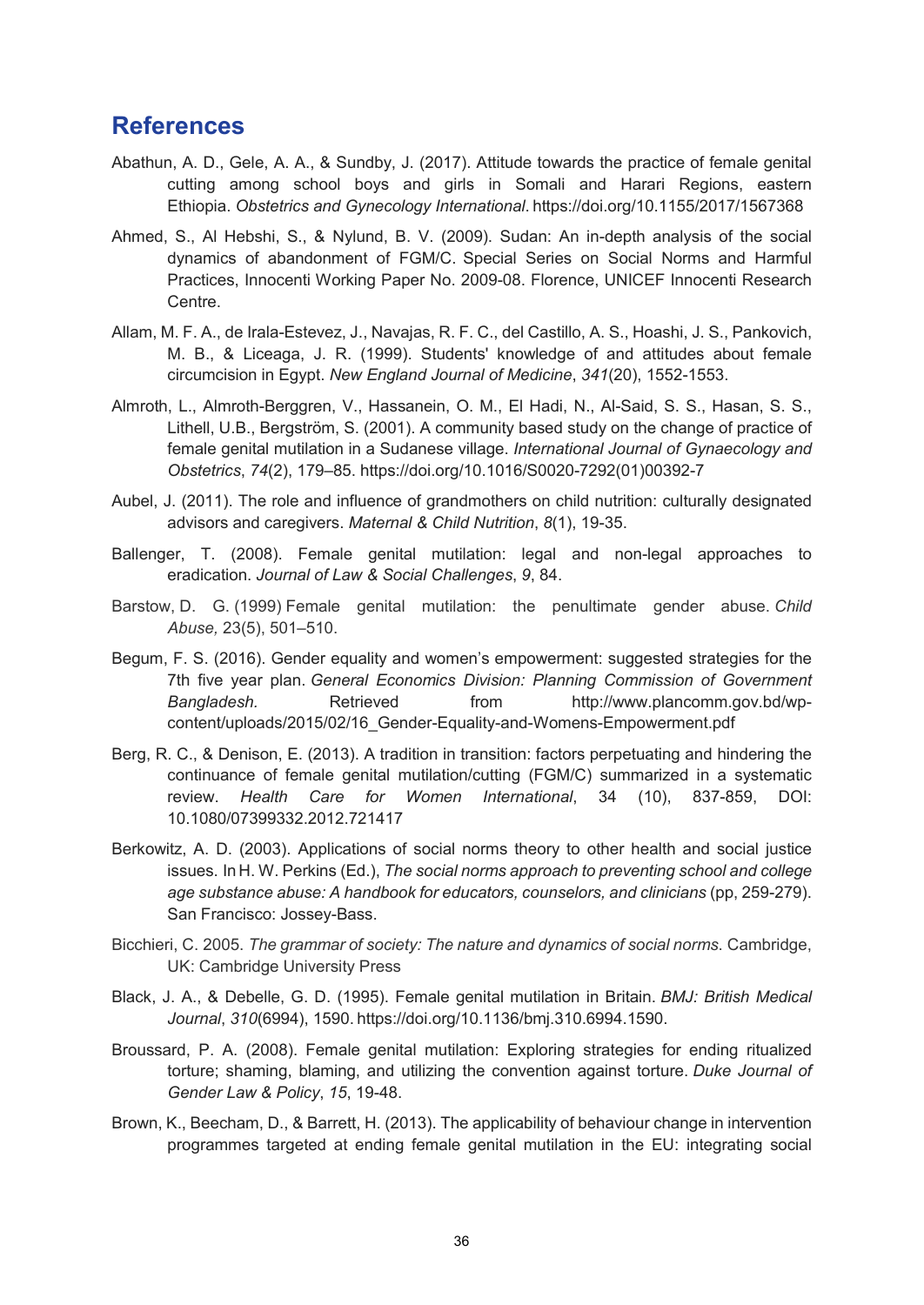# References

Abathun, A. D., Gele, A. A., & Sundby, J. (2017). Attitude towards the practice of female genital cutting among school boys and girls in Somali and Harari Regions, eastern Ethiopia. *Obstetrics and Gynecology International*. https://doi.org/10.1155/2017/1567368

Ahmed, S., Al Hebshi, S., & Nylund, B. V. (2009). Sudan: An in-depth analysis of the social dynamics of abandonment of FGM/C. Special Series on Social Norms and Harmful Practices, Innocenti Working Paper No. 2009-08. Florence, UNICEF Innocenti Research Centre.

Allam, M. F. A., de Irala-Estevez, J., Navajas, R. F. C., del Castillo, A. S., Hoashi, J. S., Pankovich, M. B., & Liceaga, J. R. (1999). Students' knowledge of and attitudes about female circumcision in Egypt. *New England Journal of Medicine*, *341*(20), 1552-1553.

Almroth, L., Almroth-Berggren, V., Hassanein, O. M., El Hadi, N., Al-Said, S. S., Hasan, S. S., Lithell, U.B., Bergström, S. (2001). A community based study on the change of practice of female genital mutilation in a Sudanese village. *International Journal of Gynaecology and Obstetrics*, *74*(2), 179–85. https://doi.org/10.1016/S0020-7292(01)00392-7

Aubel, J. (2011). The role and influence of grandmothers on child nutrition: culturally designated advisors and caregivers. *Maternal & Child Nutrition*, *8*(1), 19-35.

Ballenger, T. (2008). Female genital mutilation: legal and non-legal approaches to eradication. *Journal of Law & Social Challenges*, *9*, 84.

Barstow, D. G. (1999) Female genital mutilation: the penultimate gender abuse. *Child Abuse,* 23(5), 501–510.

Begum, F. S. (2016). Gender equality and women's empowerment: suggested strategies for the 7th five year plan. *General Economics Division: Planning Commission of Government Bangladesh.* Retrieved from http://www.plancomm.gov.bd/wp-content/uploads/2015/02/16_Gender-Equality-and-Womens-Empowerment.pdf

Berg, R. C., & Denison, E. (2013). A tradition in transition: factors perpetuating and hindering the continuance of female genital mutilation/cutting (FGM/C) summarized in a systematic review. *Health Care for Women International*, 34 (10), 837-859, DOI: 10.1080/07399332.2012.721417

Berkowitz, A. D. (2003). Applications of social norms theory to other health and social justice issues. In H. W. Perkins (Ed.), *The social norms approach to preventing school and college age substance abuse: A handbook for educators, counselors, and clinicians* (pp, 259-279). San Francisco: Jossey-Bass.

Bicchieri, C. 2005. *The grammar of society: The nature and dynamics of social norms.* Cambridge, UK: Cambridge University Press

Black, J. A., & Debelle, G. D. (1995). Female genital mutilation in Britain. *BMJ: British Medical Journal*, *310*(6994), 1590. https://doi.org/10.1136/bmj.310.6994.1590.

Broussard, P. A. (2008). Female genital mutilation: Exploring strategies for ending ritualized torture; shaming, blaming, and utilizing the convention against torture. *Duke Journal of Gender Law & Policy*, *15*, 19-48.

Brown, K., Beecham, D., & Barrett, H. (2013). The applicability of behaviour change in intervention programmes targeted at ending female genital mutilation in the EU: integrating social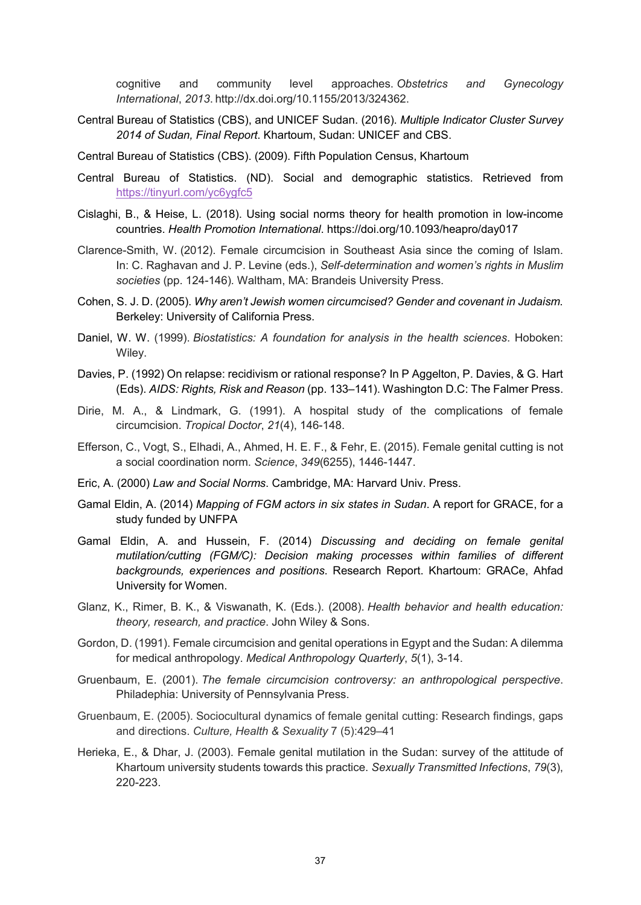cognitive and community level approaches. *Obstetrics and Gynecology International*, *2013*. http://dx.doi.org/10.1155/2013/324362.

Central Bureau of Statistics (CBS), and UNICEF Sudan. (2016). *Multiple Indicator Cluster Survey 2014 of Sudan, Final Report*. Khartoum, Sudan: UNICEF and CBS.

Central Bureau of Statistics (CBS). (2009). Fifth Population Census, Khartoum

Central Bureau of Statistics. (ND). Social and demographic statistics. Retrieved from https://tinyurl.com/yc6ygfc5

Cislaghi, B., & Heise, L. (2018). Using social norms theory for health promotion in low-income countries. *Health Promotion International*. https://doi.org/10.1093/heapro/day017

Clarence-Smith, W. (2012). Female circumcision in Southeast Asia since the coming of Islam. In: C. Raghavan and J. P. Levine (eds.), *Self-determination and women's rights in Muslim societies* (pp. 124-146). Waltham, MA: Brandeis University Press.

Cohen, S. J. D. (2005). *Why aren't Jewish women circumcised? Gender and covenant in Judaism*. Berkeley: University of California Press.

Daniel, W. W. (1999). *Biostatistics: A foundation for analysis in the health sciences*. Hoboken: Wiley.

Davies, P. (1992) On relapse: recidivism or rational response? In P Aggelton, P. Davies, & G. Hart (Eds). *AIDS: Rights, Risk and Reason* (pp. 133–141). Washington D.C: The Falmer Press.

Dirie, M. A., & Lindmark, G. (1991). A hospital study of the complications of female circumcision. *Tropical Doctor*, *21*(4), 146-148.

Efferson, C., Vogt, S., Elhadi, A., Ahmed, H. E. F., & Fehr, E. (2015). Female genital cutting is not a social coordination norm. *Science*, *349*(6255), 1446-1447.

Eric, A. (2000) *Law and Social Norms*. Cambridge, MA: Harvard Univ. Press.

Gamal Eldin, A. (2014) *Mapping of FGM actors in six states in Sudan*. A report for GRACE, for a study funded by UNFPA

Gamal Eldin, A. and Hussein, F. (2014) *Discussing and deciding on female genital mutilation/cutting (FGM/C): Decision making processes within families of different backgrounds, experiences and positions*. Research Report. Khartoum: GRACe, Ahfad University for Women.

Glanz, K., Rimer, B. K., & Viswanath, K. (Eds.). (2008). *Health behavior and health education: theory, research, and practice*. John Wiley & Sons.

Gordon, D. (1991). Female circumcision and genital operations in Egypt and the Sudan: A dilemma for medical anthropology. *Medical Anthropology Quarterly*, *5*(1), 3-14.

Gruenbaum, E. (2001). *The female circumcision controversy: an anthropological perspective*. Philadephia: University of Pennsylvania Press.

Gruenbaum, E. (2005). Sociocultural dynamics of female genital cutting: Research findings, gaps and directions. *Culture, Health & Sexuality* 7 (5):429–41

Herieka, E., & Dhar, J. (2003). Female genital mutilation in the Sudan: survey of the attitude of Khartoum university students towards this practice. *Sexually Transmitted Infections*, *79*(3), 220-223.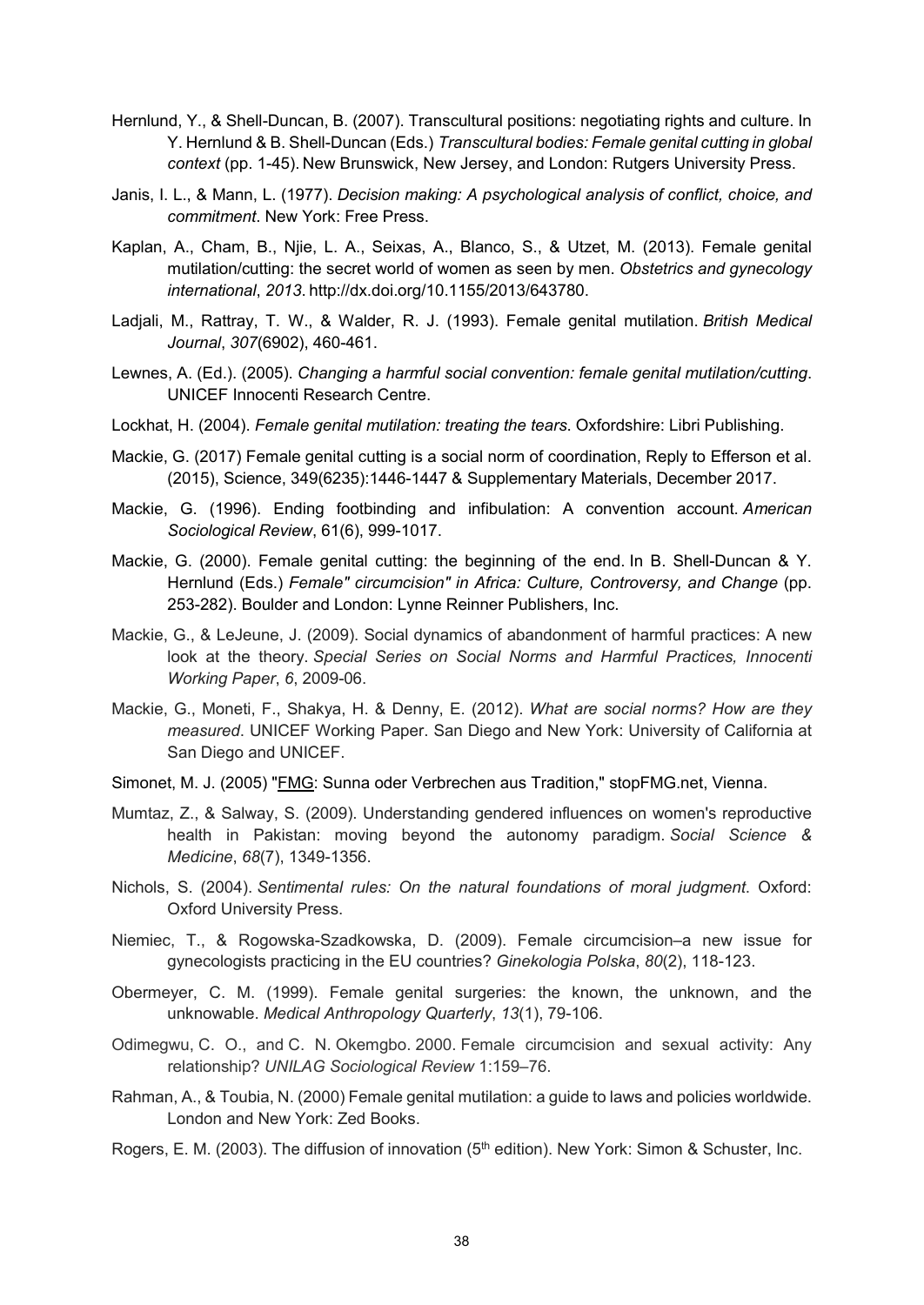Hernlund, Y., & Shell-Duncan, B. (2007). Transcultural positions: negotiating rights and culture. In Y. Hernlund & B. Shell-Duncan (Eds.) *Transcultural bodies: Female genital cutting in global context* (pp. 1-45). New Brunswick, New Jersey, and London: Rutgers University Press.

Janis, I. L., & Mann, L. (1977). *Decision making: A psychological analysis of conflict, choice, and commitment*. New York: Free Press.

Kaplan, A., Cham, B., Njie, L. A., Seixas, A., Blanco, S., & Utzet, M. (2013). Female genital mutilation/cutting: the secret world of women as seen by men. *Obstetrics and gynecology international*, *2013*. http://dx.doi.org/10.1155/2013/643780.

Ladjali, M., Rattray, T. W., & Walder, R. J. (1993). Female genital mutilation. *British Medical Journal*, *307*(6902), 460-461.

Lewnes, A. (Ed.). (2005). *Changing a harmful social convention: female genital mutilation/cutting*. UNICEF Innocenti Research Centre.

Lockhat, H. (2004). *Female genital mutilation: treating the tears*. Oxfordshire: Libri Publishing.

Mackie, G. (2017) Female genital cutting is a social norm of coordination, Reply to Efferson et al. (2015), Science, 349(6235):1446-1447 & Supplementary Materials, December 2017.

Mackie, G. (1996). Ending footbinding and infibulation: A convention account. *American Sociological Review*, 61(6), 999-1017.

Mackie, G. (2000). Female genital cutting: the beginning of the end. In B. Shell-Duncan & Y. Hernlund (Eds.) *Female" circumcision" in Africa: Culture, Controversy, and Change* (pp. 253-282). Boulder and London: Lynne Reinner Publishers, Inc.

Mackie, G., & LeJeune, J. (2009). Social dynamics of abandonment of harmful practices: A new look at the theory. *Special Series on Social Norms and Harmful Practices, Innocenti Working Paper*, *6*, 2009-06.

Mackie, G., Moneti, F., Shakya, H. & Denny, E. (2012). *What are social norms? How are they measured*. UNICEF Working Paper. San Diego and New York: University of California at San Diego and UNICEF.

Simonet, M. J. (2005) "FMG: Sunna oder Verbrechen aus Tradition," stopFMG.net, Vienna.

Mumtaz, Z., & Salway, S. (2009). Understanding gendered influences on women's reproductive health in Pakistan: moving beyond the autonomy paradigm. *Social Science & Medicine*, *68*(7), 1349-1356.

Nichols, S. (2004). *Sentimental rules: On the natural foundations of moral judgment*. Oxford: Oxford University Press.

Niemiec, T., & Rogowska-Szadkowska, D. (2009). Female circumcision–a new issue for gynecologists practicing in the EU countries? *Ginekologia Polska*, *80*(2), 118-123.

Obermeyer, C. M. (1999). Female genital surgeries: the known, the unknown, and the unknowable. *Medical Anthropology Quarterly*, *13*(1), 79-106.

Odimegwu, C. O., and C. N. Okemgbo. 2000. Female circumcision and sexual activity: Any relationship? *UNILAG Sociological Review* 1:159–76.

Rahman, A., & Toubia, N. (2000) Female genital mutilation: a guide to laws and policies worldwide. London and New York: Zed Books.

Rogers, E. M. (2003). The diffusion of innovation (5th edition). New York: Simon & Schuster, Inc.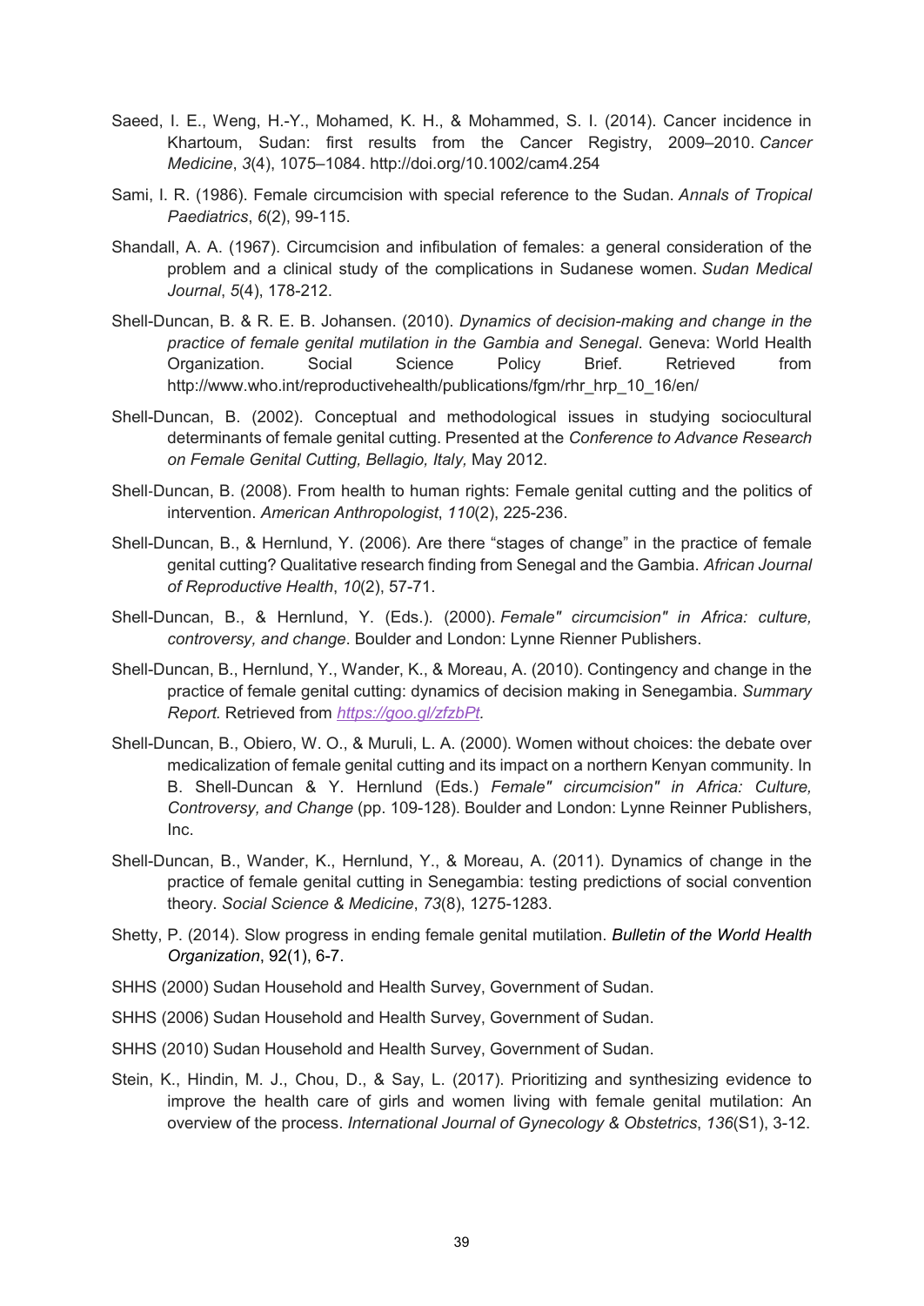Saeed, I. E., Weng, H.-Y., Mohamed, K. H., & Mohammed, S. I. (2014). Cancer incidence in Khartoum, Sudan: first results from the Cancer Registry, 2009–2010. *Cancer Medicine*, *3*(4), 1075–1084. http://doi.org/10.1002/cam4.254

Sami, I. R. (1986). Female circumcision with special reference to the Sudan. *Annals of Tropical Paediatrics*, *6*(2), 99-115.

Shandall, A. A. (1967). Circumcision and infibulation of females: a general consideration of the problem and a clinical study of the complications in Sudanese women. *Sudan Medical Journal*, *5*(4), 178-212.

Shell-Duncan, B. & R. E. B. Johansen. (2010). *Dynamics of decision-making and change in the practice of female genital mutilation in the Gambia and Senegal*. Geneva: World Health Organization. Social Science Policy Brief. Retrieved from http://www.who.int/reproductivehealth/publications/fgm/rhr_hrp_10_16/en/

Shell-Duncan, B. (2002). Conceptual and methodological issues in studying sociocultural determinants of female genital cutting. Presented at the *Conference to Advance Research on Female Genital Cutting, Bellagio, Italy,* May 2012.

Shell-Duncan, B. (2008). From health to human rights: Female genital cutting and the politics of intervention. *American Anthropologist*, *110*(2), 225-236.

Shell-Duncan, B., & Hernlund, Y. (2006). Are there "stages of change" in the practice of female genital cutting? Qualitative research finding from Senegal and the Gambia. *African Journal of Reproductive Health*, *10*(2), 57-71.

Shell-Duncan, B., & Hernlund, Y. (Eds.). (2000). *Female" circumcision" in Africa: culture, controversy, and change*. Boulder and London: Lynne Rienner Publishers.

Shell-Duncan, B., Hernlund, Y., Wander, K., & Moreau, A. (2010). Contingency and change in the practice of female genital cutting: dynamics of decision making in Senegambia. *Summary Report.* Retrieved from *https://goo.gl/zfzbPt.*

Shell-Duncan, B., Obiero, W. O., & Muruli, L. A. (2000). Women without choices: the debate over medicalization of female genital cutting and its impact on a northern Kenyan community. In B. Shell-Duncan & Y. Hernlund (Eds.) *Female" circumcision" in Africa: Culture, Controversy, and Change* (pp. 109-128). Boulder and London: Lynne Reinner Publishers, Inc.

Shell-Duncan, B., Wander, K., Hernlund, Y., & Moreau, A. (2011). Dynamics of change in the practice of female genital cutting in Senegambia: testing predictions of social convention theory. *Social Science & Medicine*, *73*(8), 1275-1283.

Shetty, P. (2014). Slow progress in ending female genital mutilation. *Bulletin of the World Health Organization*, 92(1), 6-7.

SHHS (2000) Sudan Household and Health Survey, Government of Sudan.

SHHS (2006) Sudan Household and Health Survey, Government of Sudan.

SHHS (2010) Sudan Household and Health Survey, Government of Sudan.

Stein, K., Hindin, M. J., Chou, D., & Say, L. (2017). Prioritizing and synthesizing evidence to improve the health care of girls and women living with female genital mutilation: An overview of the process. *International Journal of Gynecology & Obstetrics*, *136*(S1), 3-12.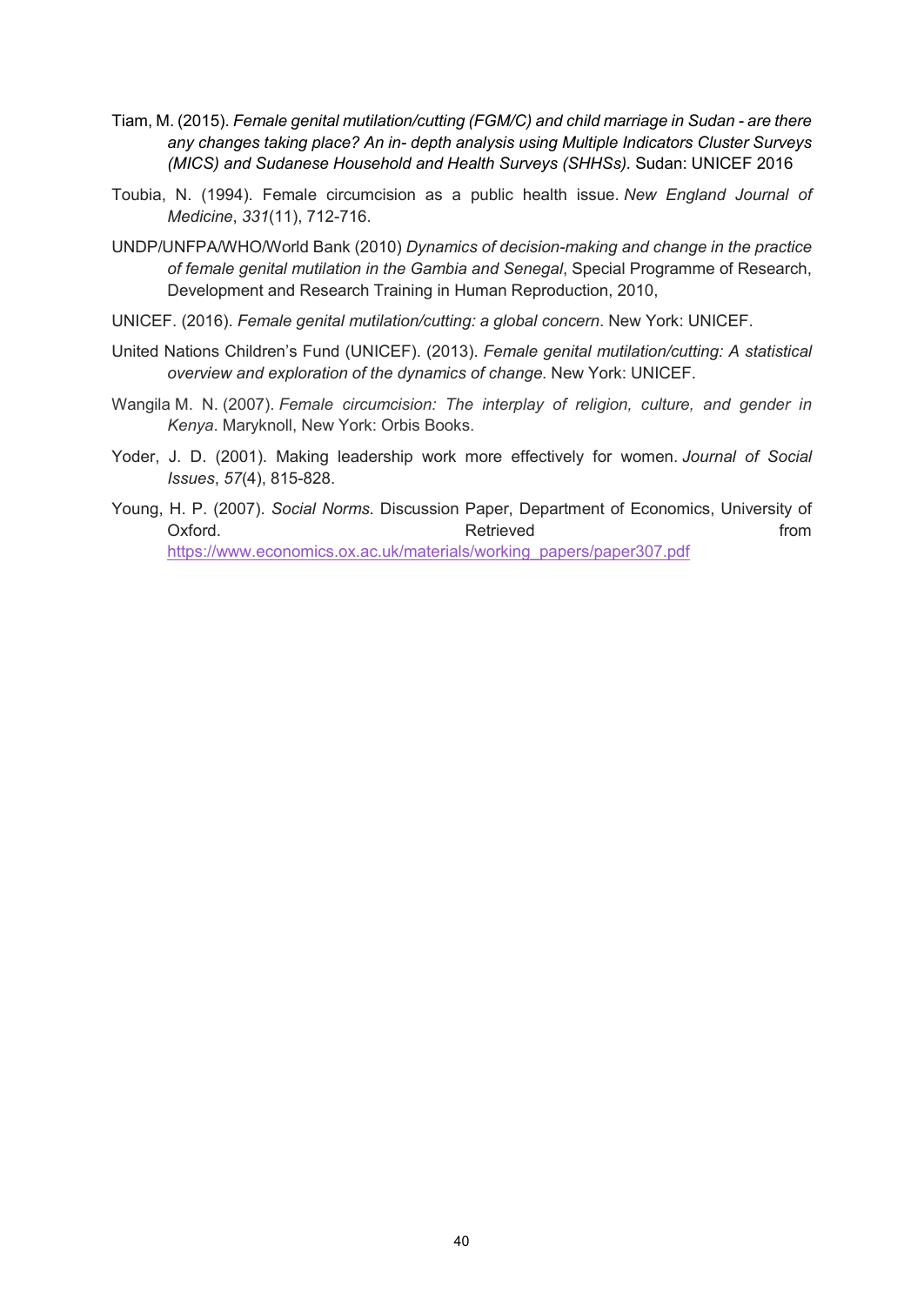Tiam, M. (2015). *Female genital mutilation/cutting (FGM/C) and child marriage in Sudan - are there any changes taking place? An in- depth analysis using Multiple Indicators Cluster Surveys (MICS) and Sudanese Household and Health Surveys (SHHSs).* Sudan: UNICEF 2016

Toubia, N. (1994). Female circumcision as a public health issue. *New England Journal of Medicine*, *331*(11), 712-716.

UNDP/UNFPA/WHO/World Bank (2010) *Dynamics of decision-making and change in the practice of female genital mutilation in the Gambia and Senegal*, Special Programme of Research, Development and Research Training in Human Reproduction, 2010,

UNICEF. (2016). *Female genital mutilation/cutting: a global concern*. New York: UNICEF.

United Nations Children's Fund (UNICEF). (2013). *Female genital mutilation/cutting: A statistical overview and exploration of the dynamics of change.* New York: UNICEF.

Wangila M. N. (2007). *Female circumcision: The interplay of religion, culture, and gender in Kenya*. Maryknoll, New York: Orbis Books.

Yoder, J. D. (2001). Making leadership work more effectively for women. *Journal of Social Issues*, *57*(4), 815-828.

Young, H. P. (2007). *Social Norms*. Discussion Paper, Department of Economics, University of Oxford. Retrieved from https://www.economics.ox.ac.uk/materials/working_papers/paper307.pdf